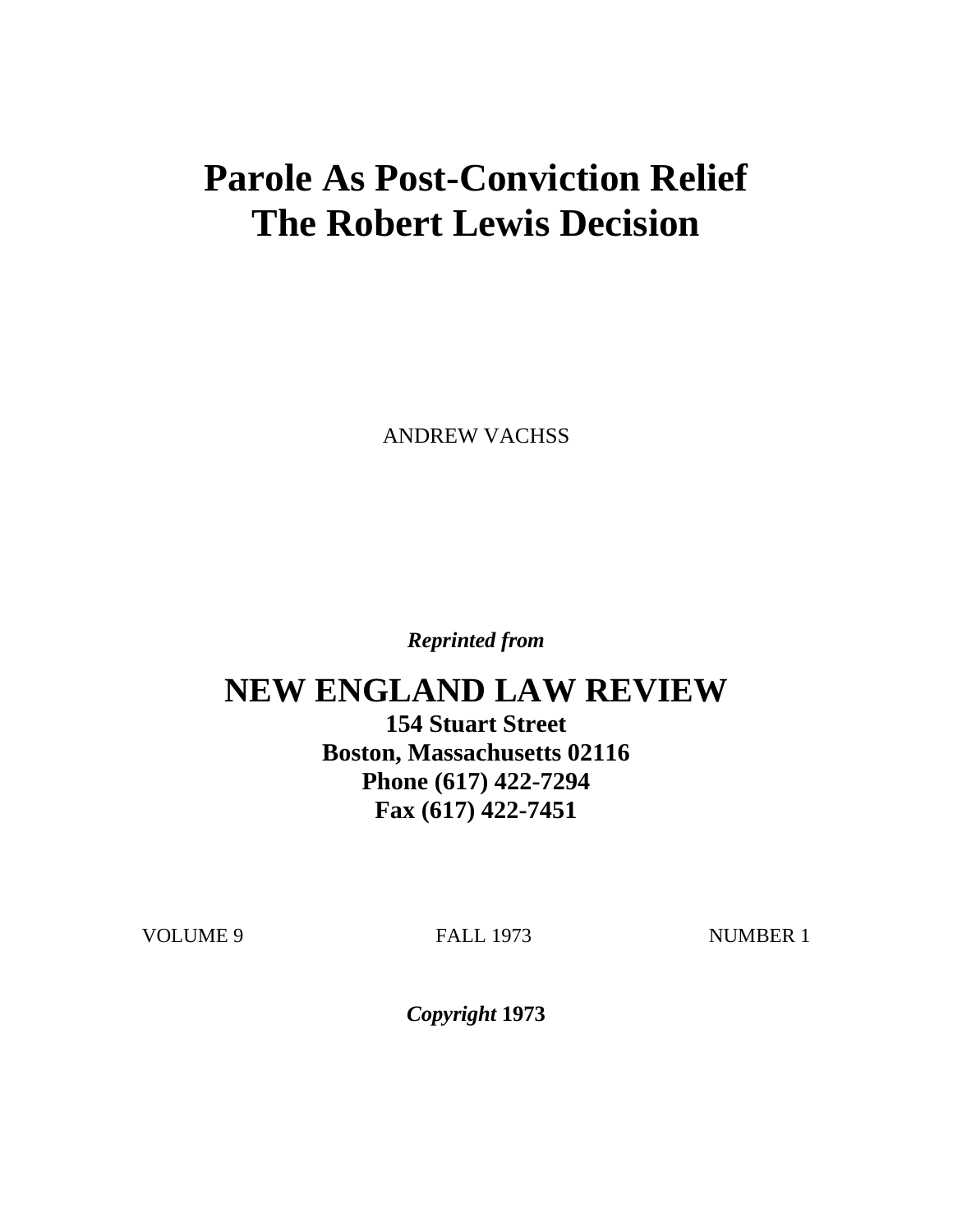# Parole As Post-Conviction Relief
# The Robert Lewis Decision

ANDREW VACHSS

***Reprinted from***

## NEW ENGLAND LAW REVIEW

**154 Stuart Street**
**Boston, Massachusetts 02116**
**Phone (617) 422-7294**
**Fax (617) 422-7451**

VOLUME 9 FALL 1973 NUMBER 1

***Copyright* 1973**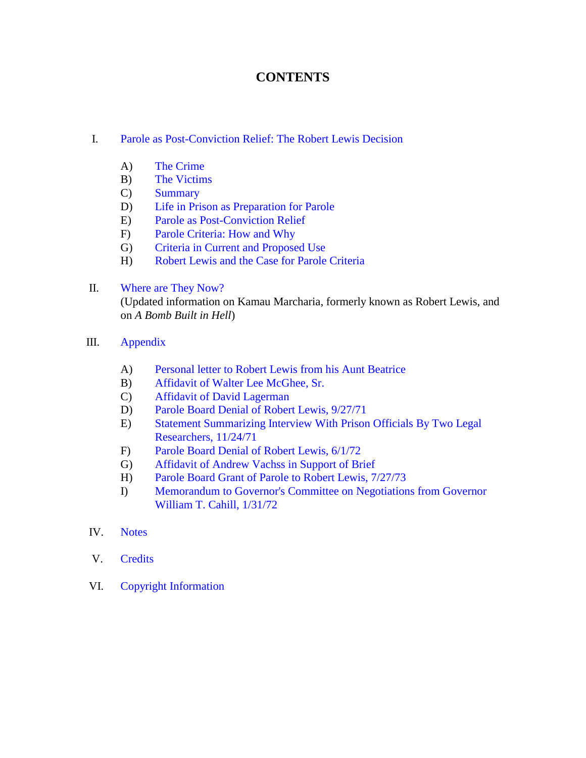# CONTENTS

I. Parole as Post-Conviction Relief: The Robert Lewis Decision

- A) The Crime
- B) The Victims
- C) Summary
- D) Life in Prison as Preparation for Parole
- E) Parole as Post-Conviction Relief
- F) Parole Criteria: How and Why
- G) Criteria in Current and Proposed Use
- H) Robert Lewis and the Case for Parole Criteria

II. Where are They Now?
(Updated information on Kamau Marcharia, formerly known as Robert Lewis, and on *A Bomb Built in Hell*)

III. Appendix

- A) Personal letter to Robert Lewis from his Aunt Beatrice
- B) Affidavit of Walter Lee McGhee, Sr.
- C) Affidavit of David Lagerman
- D) Parole Board Denial of Robert Lewis, 9/27/71
- E) Statement Summarizing Interview With Prison Officials By Two Legal Researchers, 11/24/71
- F) Parole Board Denial of Robert Lewis, 6/1/72
- G) Affidavit of Andrew Vachss in Support of Brief
- H) Parole Board Grant of Parole to Robert Lewis, 7/27/73
- I) Memorandum to Governor's Committee on Negotiations from Governor William T. Cahill, 1/31/72

IV. Notes

V. Credits

VI. Copyright Information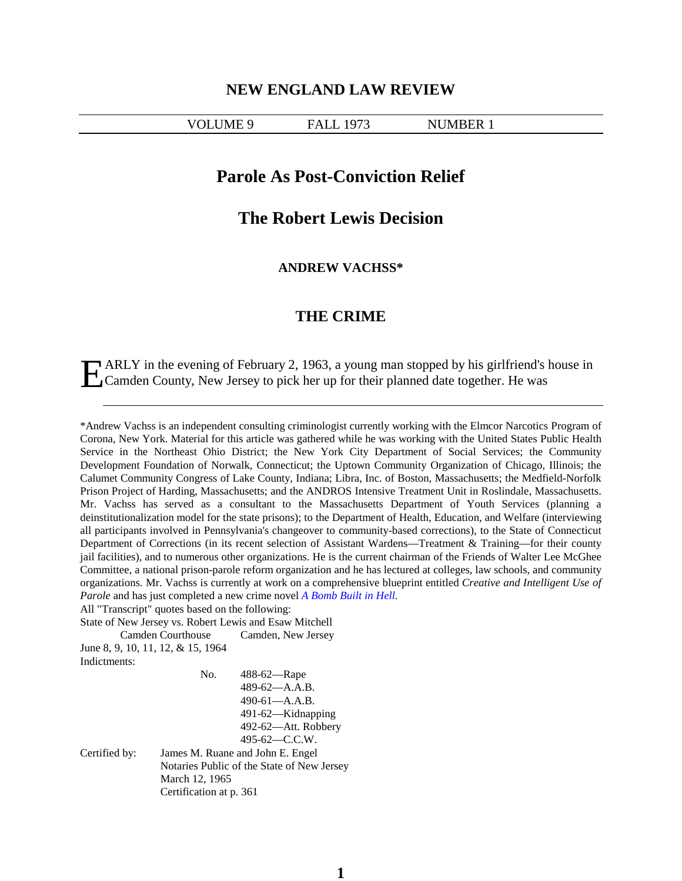# NEW ENGLAND LAW REVIEW

VOLUME 9 FALL 1973 NUMBER 1

## Parole As Post-Conviction Relief

## The Robert Lewis Decision

**ANDREW VACHSS***

### THE CRIME

EARLY in the evening of February 2, 1963, a young man stopped by his girlfriend's house in Camden County, New Jersey to pick her up for their planned date together. He was

---

*Andrew Vachss is an independent consulting criminologist currently working with the Elmcor Narcotics Program of Corona, New York. Material for this article was gathered while he was working with the United States Public Health Service in the Northeast Ohio District; the New York City Department of Social Services; the Community Development Foundation of Norwalk, Connecticut; the Uptown Community Organization of Chicago, Illinois; the Calumet Community Congress of Lake County, Indiana; Libra, Inc. of Boston, Massachusetts; the Medfield-Norfolk Prison Project of Harding, Massachusetts; and the ANDROS Intensive Treatment Unit in Roslindale, Massachusetts. Mr. Vachss has served as a consultant to the Massachusetts Department of Youth Services (planning a deinstitutionalization model for the state prisons); to the Department of Health, Education, and Welfare (interviewing all participants involved in Pennsylvania's changeover to community-based corrections), to the State of Connecticut Department of Corrections (in its recent selection of Assistant Wardens—Treatment & Training—for their county jail facilities), and to numerous other organizations. He is the current chairman of the Friends of Walter Lee McGhee Committee, a national prison-parole reform organization and he has lectured at colleges, law schools, and community organizations. Mr. Vachss is currently at work on a comprehensive blueprint entitled *Creative and Intelligent Use of Parole* and has just completed a new crime novel *A Bomb Built in Hell.*

All "Transcript" quotes based on the following:

State of New Jersey vs. Robert Lewis and Esaw Mitchell

Camden Courthouse Camden, New Jersey

June 8, 9, 10, 11, 12, & 15, 1964

Indictments:

No. 488-62—Rape
489-62—A.A.B.
490-61—A.A.B.
491-62—Kidnapping
492-62—Att. Robbery
495-62—C.C.W.

Certified by: James M. Ruane and John E. Engel
Notaries Public of the State of New Jersey
March 12, 1965
Certification at p. 361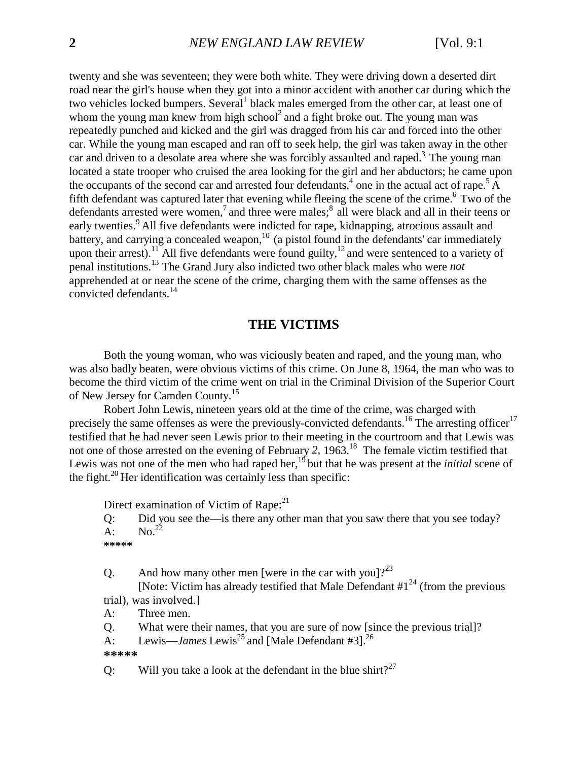twenty and she was seventeen; they were both white. They were driving down a deserted dirt road near the girl's house when they got into a minor accident with another car during which the two vehicles locked bumpers. Several[1] black males emerged from the other car, at least one of whom the young man knew from high school[2] and a fight broke out. The young man was repeatedly punched and kicked and the girl was dragged from his car and forced into the other car. While the young man escaped and ran off to seek help, the girl was taken away in the other car and driven to a desolate area where she was forcibly assaulted and raped.[3] The young man located a state trooper who cruised the area looking for the girl and her abductors; he came upon the occupants of the second car and arrested four defendants,[4] one in the actual act of rape.[5] A fifth defendant was captured later that evening while fleeing the scene of the crime.[6] Two of the defendants arrested were women,[7] and three were males;[8] all were black and all in their teens or early twenties.[9] All five defendants were indicted for rape, kidnapping, atrocious assault and battery, and carrying a concealed weapon,[10] (a pistol found in the defendants' car immediately upon their arrest).[11] All five defendants were found guilty,[12] and were sentenced to a variety of penal institutions.[13] The Grand Jury also indicted two other black males who were *not* apprehended at or near the scene of the crime, charging them with the same offenses as the convicted defendants.[14]

## THE VICTIMS

Both the young woman, who was viciously beaten and raped, and the young man, who was also badly beaten, were obvious victims of this crime. On June 8, 1964, the man who was to become the third victim of the crime went on trial in the Criminal Division of the Superior Court of New Jersey for Camden County.[15]

Robert John Lewis, nineteen years old at the time of the crime, was charged with precisely the same offenses as were the previously-convicted defendants.[16] The arresting officer[17] testified that he had never seen Lewis prior to their meeting in the courtroom and that Lewis was not one of those arrested on the evening of February *2,* 1963.[18] The female victim testified that Lewis was not one of the men who had raped her,[19] but that he was present at the *initial* scene of the fight.[20] Her identification was certainly less than specific:

> Direct examination of Victim of Rape:[21]
>
> Q: Did you see the—is there any other man that you saw there that you see today?
> A: No.[22]
>
> *****
>
> Q. And how many other men [were in the car with you]?[23]
> [Note: Victim has already testified that Male Defendant #1[24] (from the previous trial), was involved.]
> A: Three men.
> Q. What were their names, that you are sure of now [since the previous trial]?
> A: Lewis—*James* Lewis[25] and [Male Defendant #3].[26]
>
> *****
>
> Q: Will you take a look at the defendant in the blue shirt?[27]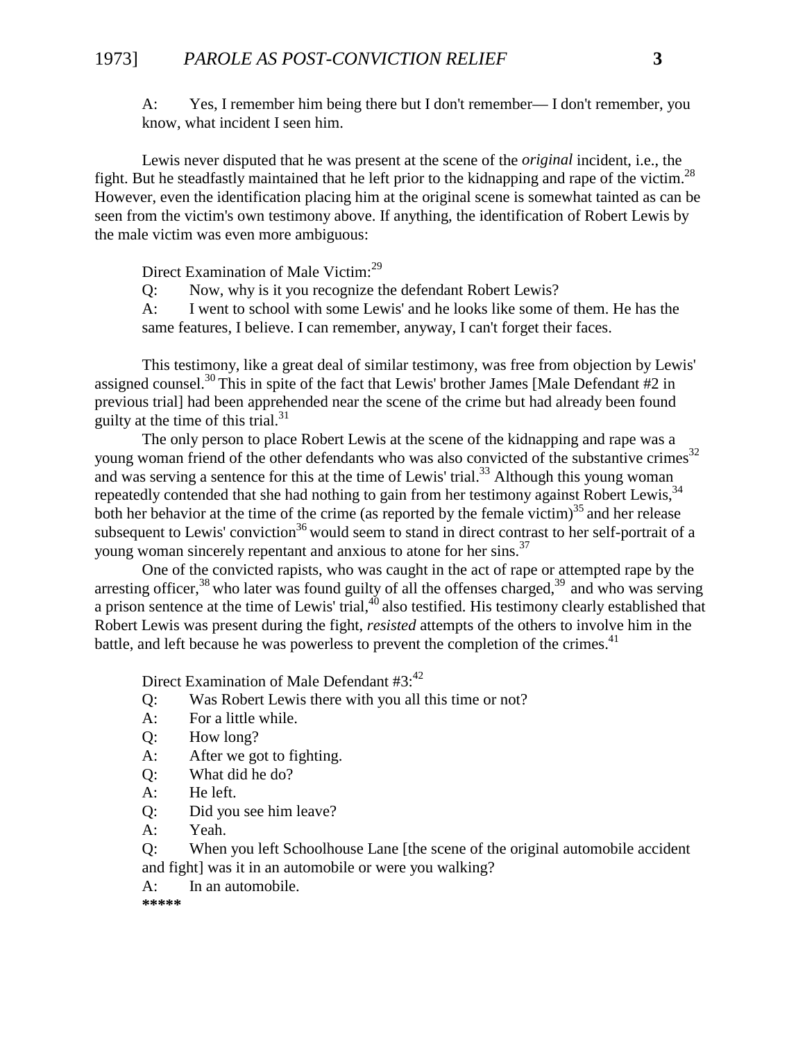A: Yes, I remember him being there but I don't remember— I don't remember, you know, what incident I seen him.

Lewis never disputed that he was present at the scene of the *original* incident, i.e., the fight. But he steadfastly maintained that he left prior to the kidnapping and rape of the victim.[28] However, even the identification placing him at the original scene is somewhat tainted as can be seen from the victim's own testimony above. If anything, the identification of Robert Lewis by the male victim was even more ambiguous:

Direct Examination of Male Victim:[29]

Q: Now, why is it you recognize the defendant Robert Lewis?

A: I went to school with some Lewis' and he looks like some of them. He has the same features, I believe. I can remember, anyway, I can't forget their faces.

This testimony, like a great deal of similar testimony, was free from objection by Lewis' assigned counsel.[30] This in spite of the fact that Lewis' brother James [Male Defendant #2 in previous trial] had been apprehended near the scene of the crime but had already been found guilty at the time of this trial.[31]

The only person to place Robert Lewis at the scene of the kidnapping and rape was a young woman friend of the other defendants who was also convicted of the substantive crimes[32] and was serving a sentence for this at the time of Lewis' trial.[33] Although this young woman repeatedly contended that she had nothing to gain from her testimony against Robert Lewis,[34] both her behavior at the time of the crime (as reported by the female victim)[35] and her release subsequent to Lewis' conviction[36] would seem to stand in direct contrast to her self-portrait of a young woman sincerely repentant and anxious to atone for her sins.[37]

One of the convicted rapists, who was caught in the act of rape or attempted rape by the arresting officer,[38] who later was found guilty of all the offenses charged,[39] and who was serving a prison sentence at the time of Lewis' trial,[40] also testified. His testimony clearly established that Robert Lewis was present during the fight, *resisted* attempts of the others to involve him in the battle, and left because he was powerless to prevent the completion of the crimes.[41]

Direct Examination of Male Defendant #3:[42]

Q: Was Robert Lewis there with you all this time or not?

A: For a little while.

Q: How long?

A: After we got to fighting.

Q: What did he do?

A: He left.

Q: Did you see him leave?

A: Yeah.

Q: When you left Schoolhouse Lane [the scene of the original automobile accident and fight] was it in an automobile or were you walking?

A: In an automobile.

**\*\*\*\*\***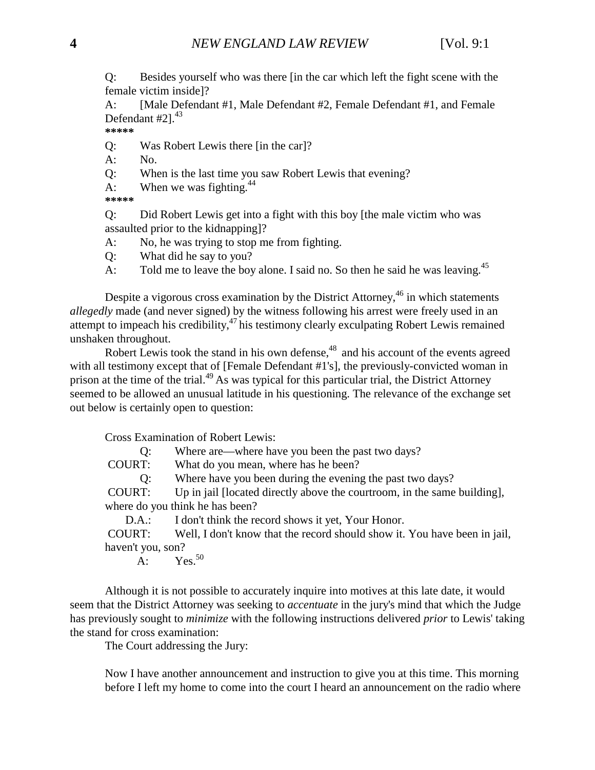Q: Besides yourself who was there [in the car which left the fight scene with the female victim inside]?

A: [Male Defendant #1, Male Defendant #2, Female Defendant #1, and Female Defendant #2].[43]

*****

Q: Was Robert Lewis there [in the car]?

A: No.

Q: When is the last time you saw Robert Lewis that evening?

A: When we was fighting.[44]

*****

Q: Did Robert Lewis get into a fight with this boy [the male victim who was assaulted prior to the kidnapping]?

A: No, he was trying to stop me from fighting.

Q: What did he say to you?

A: Told me to leave the boy alone. I said no. So then he said he was leaving.[45]

Despite a vigorous cross examination by the District Attorney,[46] in which statements *allegedly* made (and never signed) by the witness following his arrest were freely used in an attempt to impeach his credibility,[47] his testimony clearly exculpating Robert Lewis remained unshaken throughout.

Robert Lewis took the stand in his own defense,[48] and his account of the events agreed with all testimony except that of [Female Defendant #1's], the previously-convicted woman in prison at the time of the trial.[49] As was typical for this particular trial, the District Attorney seemed to be allowed an unusual latitude in his questioning. The relevance of the exchange set out below is certainly open to question:

Cross Examination of Robert Lewis:

Q: Where are—where have you been the past two days?

COURT: What do you mean, where has he been?

Q: Where have you been during the evening the past two days?

COURT: Up in jail [located directly above the courtroom, in the same building], where do you think he has been?

D.A.: I don't think the record shows it yet, Your Honor.

COURT: Well, I don't know that the record should show it. You have been in jail, haven't you, son?

A: Yes.[50]

Although it is not possible to accurately inquire into motives at this late date, it would seem that the District Attorney was seeking to *accentuate* in the jury's mind that which the Judge has previously sought to *minimize* with the following instructions delivered *prior* to Lewis' taking the stand for cross examination:

The Court addressing the Jury:

Now I have another announcement and instruction to give you at this time. This morning before I left my home to come into the court I heard an announcement on the radio where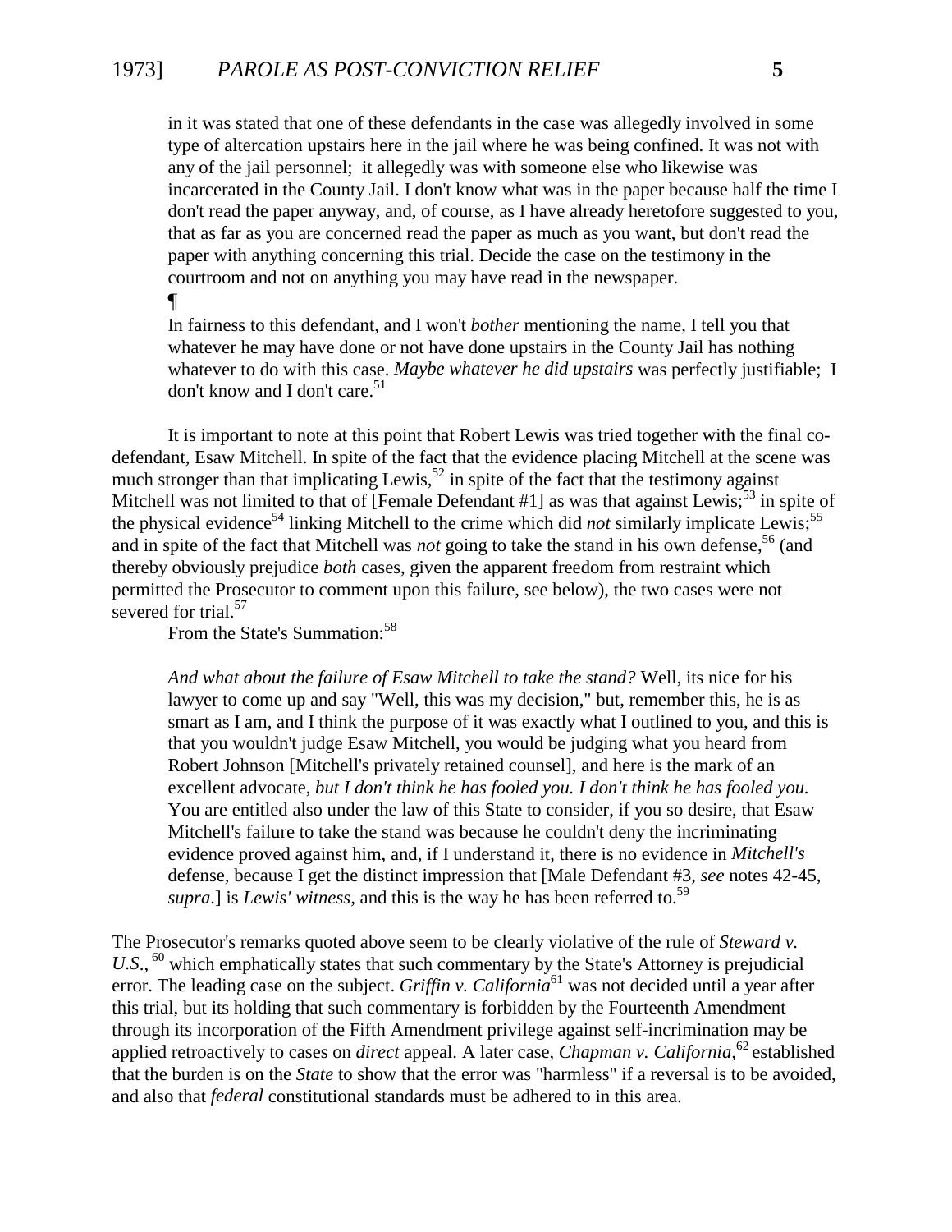in it was stated that one of these defendants in the case was allegedly involved in some type of altercation upstairs here in the jail where he was being confined. It was not with any of the jail personnel; it allegedly was with someone else who likewise was incarcerated in the County Jail. I don't know what was in the paper because half the time I don't read the paper anyway, and, of course, as I have already heretofore suggested to you, that as far as you are concerned read the paper as much as you want, but don't read the paper with anything concerning this trial. Decide the case on the testimony in the courtroom and not on anything you may have read in the newspaper.

> ¶
>
> In fairness to this defendant, and I won't *bother* mentioning the name, I tell you that whatever he may have done or not have done upstairs in the County Jail has nothing whatever to do with this case. *Maybe whatever he did upstairs* was perfectly justifiable; I don't know and I don't care.[51]

It is important to note at this point that Robert Lewis was tried together with the final co-defendant, Esaw Mitchell. In spite of the fact that the evidence placing Mitchell at the scene was much stronger than that implicating Lewis,[52] in spite of the fact that the testimony against Mitchell was not limited to that of [Female Defendant #1] as was that against Lewis;[53] in spite of the physical evidence[54] linking Mitchell to the crime which did *not* similarly implicate Lewis;[55] and in spite of the fact that Mitchell was *not* going to take the stand in his own defense,[56] (and thereby obviously prejudice *both* cases, given the apparent freedom from restraint which permitted the Prosecutor to comment upon this failure, see below), the two cases were not severed for trial.[57]

From the State's Summation:[58]

> *And what about the failure of Esaw Mitchell to take the stand?* Well, its nice for his lawyer to come up and say "Well, this was my decision," but, remember this, he is as smart as I am, and I think the purpose of it was exactly what I outlined to you, and this is that you wouldn't judge Esaw Mitchell, you would be judging what you heard from Robert Johnson [Mitchell's privately retained counsel], and here is the mark of an excellent advocate, *but I don't think he has fooled you. I don't think he has fooled you.* You are entitled also under the law of this State to consider, if you so desire, that Esaw Mitchell's failure to take the stand was because he couldn't deny the incriminating evidence proved against him, and, if I understand it, there is no evidence in *Mitchell's* defense, because I get the distinct impression that [Male Defendant #3, *see* notes 42-45, *supra*.] is *Lewis' witness*, and this is the way he has been referred to.[59]

The Prosecutor's remarks quoted above seem to be clearly violative of the rule of *Steward v. U.S.*,[60] which emphatically states that such commentary by the State's Attorney is prejudicial error. The leading case on the subject. *Griffin v. California*[61] was not decided until a year after this trial, but its holding that such commentary is forbidden by the Fourteenth Amendment through its incorporation of the Fifth Amendment privilege against self-incrimination may be applied retroactively to cases on *direct* appeal. A later case, *Chapman v. California*,[62] established that the burden is on the *State* to show that the error was "harmless" if a reversal is to be avoided, and also that *federal* constitutional standards must be adhered to in this area.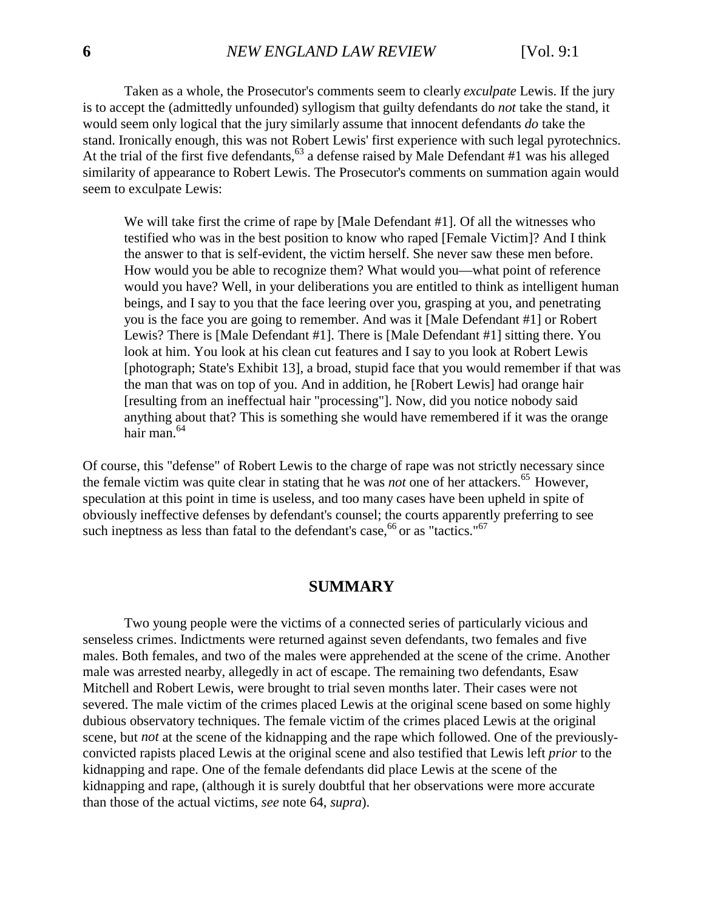Taken as a whole, the Prosecutor's comments seem to clearly *exculpate* Lewis. If the jury is to accept the (admittedly unfounded) syllogism that guilty defendants do *not* take the stand, it would seem only logical that the jury similarly assume that innocent defendants *do* take the stand. Ironically enough, this was not Robert Lewis' first experience with such legal pyrotechnics. At the trial of the first five defendants,[63] a defense raised by Male Defendant #1 was his alleged similarity of appearance to Robert Lewis. The Prosecutor's comments on summation again would seem to exculpate Lewis:

> We will take first the crime of rape by [Male Defendant #1]. Of all the witnesses who testified who was in the best position to know who raped [Female Victim]? And I think the answer to that is self-evident, the victim herself. She never saw these men before. How would you be able to recognize them? What would you—what point of reference would you have? Well, in your deliberations you are entitled to think as intelligent human beings, and I say to you that the face leering over you, grasping at you, and penetrating you is the face you are going to remember. And was it [Male Defendant #1] or Robert Lewis? There is [Male Defendant #1]. There is [Male Defendant #1] sitting there. You look at him. You look at his clean cut features and I say to you look at Robert Lewis [photograph; State's Exhibit 13], a broad, stupid face that you would remember if that was the man that was on top of you. And in addition, he [Robert Lewis] had orange hair [resulting from an ineffectual hair "processing"]. Now, did you notice nobody said anything about that? This is something she would have remembered if it was the orange hair man.[64]

Of course, this "defense" of Robert Lewis to the charge of rape was not strictly necessary since the female victim was quite clear in stating that he was *not* one of her attackers.[65] However, speculation at this point in time is useless, and too many cases have been upheld in spite of obviously ineffective defenses by defendant's counsel; the courts apparently preferring to see such ineptness as less than fatal to the defendant's case,[66] or as "tactics."[67]

## SUMMARY

Two young people were the victims of a connected series of particularly vicious and senseless crimes. Indictments were returned against seven defendants, two females and five males. Both females, and two of the males were apprehended at the scene of the crime. Another male was arrested nearby, allegedly in act of escape. The remaining two defendants, Esaw Mitchell and Robert Lewis, were brought to trial seven months later. Their cases were not severed. The male victim of the crimes placed Lewis at the original scene based on some highly dubious observatory techniques. The female victim of the crimes placed Lewis at the original scene, but *not* at the scene of the kidnapping and the rape which followed. One of the previously-convicted rapists placed Lewis at the original scene and also testified that Lewis left *prior* to the kidnapping and rape. One of the female defendants did place Lewis at the scene of the kidnapping and rape, (although it is surely doubtful that her observations were more accurate than those of the actual victims, *see* note 64, *supra*).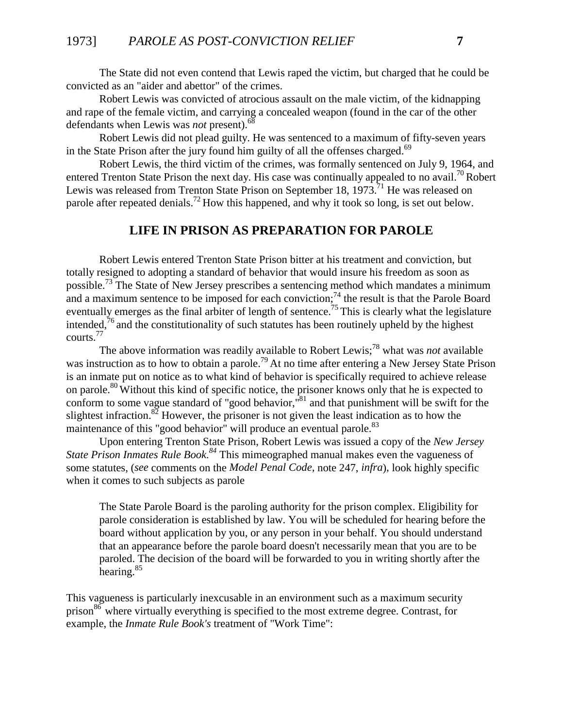The State did not even contend that Lewis raped the victim, but charged that he could be convicted as an "aider and abettor" of the crimes.

Robert Lewis was convicted of atrocious assault on the male victim, of the kidnapping and rape of the female victim, and carrying a concealed weapon (found in the car of the other defendants when Lewis was *not* present).[68]

Robert Lewis did not plead guilty. He was sentenced to a maximum of fifty-seven years in the State Prison after the jury found him guilty of all the offenses charged.[69]

Robert Lewis, the third victim of the crimes, was formally sentenced on July 9, 1964, and entered Trenton State Prison the next day. His case was continually appealed to no avail.[70] Robert Lewis was released from Trenton State Prison on September 18, 1973.[71] He was released on parole after repeated denials.[72] How this happened, and why it took so long, is set out below.

## LIFE IN PRISON AS PREPARATION FOR PAROLE

Robert Lewis entered Trenton State Prison bitter at his treatment and conviction, but totally resigned to adopting a standard of behavior that would insure his freedom as soon as possible.[73] The State of New Jersey prescribes a sentencing method which mandates a minimum and a maximum sentence to be imposed for each conviction;[74] the result is that the Parole Board eventually emerges as the final arbiter of length of sentence.[75] This is clearly what the legislature intended,[76] and the constitutionality of such statutes has been routinely upheld by the highest courts.[77]

The above information was readily available to Robert Lewis;[78] what was *not* available was instruction as to how to obtain a parole.[79] At no time after entering a New Jersey State Prison is an inmate put on notice as to what kind of behavior is specifically required to achieve release on parole.[80] Without this kind of specific notice, the prisoner knows only that he is expected to conform to some vague standard of "good behavior,"[81] and that punishment will be swift for the slightest infraction.[82] However, the prisoner is not given the least indication as to how the maintenance of this "good behavior" will produce an eventual parole.[83]

Upon entering Trenton State Prison, Robert Lewis was issued a copy of the *New Jersey State Prison Inmates Rule Book.*[84] This mimeographed manual makes even the vagueness of some statutes, (*see* comments on the *Model Penal Code,* note 247, *infra*), look highly specific when it comes to such subjects as parole

> The State Parole Board is the paroling authority for the prison complex. Eligibility for parole consideration is established by law. You will be scheduled for hearing before the board without application by you, or any person in your behalf. You should understand that an appearance before the parole board doesn't necessarily mean that you are to be paroled. The decision of the board will be forwarded to you in writing shortly after the hearing.[85]

This vagueness is particularly inexcusable in an environment such as a maximum security prison[86] where virtually everything is specified to the most extreme degree. Contrast, for example, the *Inmate Rule Book's* treatment of "Work Time":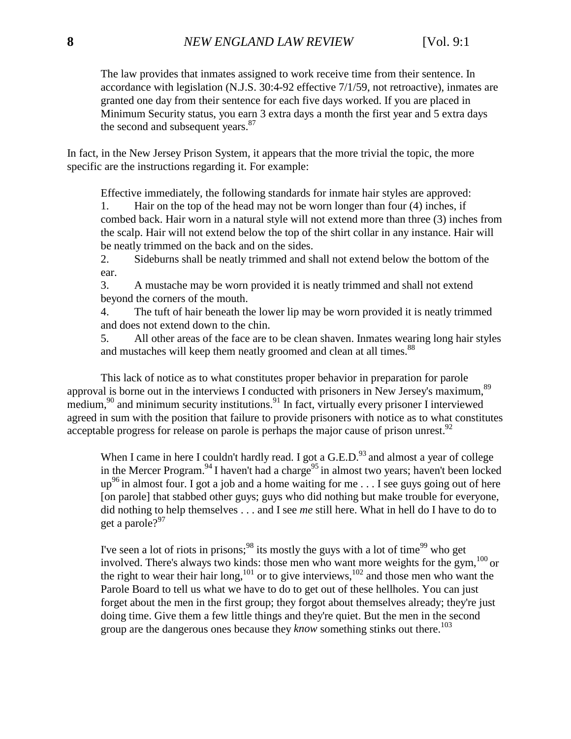> The law provides that inmates assigned to work receive time from their sentence. In accordance with legislation (N.J.S. 30:4-92 effective 7/1/59, not retroactive), inmates are granted one day from their sentence for each five days worked. If you are placed in Minimum Security status, you earn 3 extra days a month the first year and 5 extra days the second and subsequent years.[87]

In fact, in the New Jersey Prison System, it appears that the more trivial the topic, the more specific are the instructions regarding it. For example:

> Effective immediately, the following standards for inmate hair styles are approved:
>
> 1. Hair on the top of the head may not be worn longer than four (4) inches, if combed back. Hair worn in a natural style will not extend more than three (3) inches from the scalp. Hair will not extend below the top of the shirt collar in any instance. Hair will be neatly trimmed on the back and on the sides.
> 2. Sideburns shall be neatly trimmed and shall not extend below the bottom of the ear.
> 3. A mustache may be worn provided it is neatly trimmed and shall not extend beyond the corners of the mouth.
> 4. The tuft of hair beneath the lower lip may be worn provided it is neatly trimmed and does not extend down to the chin.
> 5. All other areas of the face are to be clean shaven. Inmates wearing long hair styles and mustaches will keep them neatly groomed and clean at all times.[88]

This lack of notice as to what constitutes proper behavior in preparation for parole approval is borne out in the interviews I conducted with prisoners in New Jersey's maximum,[89] medium,[90] and minimum security institutions.[91] In fact, virtually every prisoner I interviewed agreed in sum with the position that failure to provide prisoners with notice as to what constitutes acceptable progress for release on parole is perhaps the major cause of prison unrest.[92]

> When I came in here I couldn't hardly read. I got a G.E.D.[93] and almost a year of college in the Mercer Program.[94] I haven't had a charge[95] in almost two years; haven't been locked up[96] in almost four. I got a job and a home waiting for me . . . I see guys going out of here [on parole] that stabbed other guys; guys who did nothing but make trouble for everyone, did nothing to help themselves . . . and I see *me* still here. What in hell do I have to do to get a parole?[97]

> I've seen a lot of riots in prisons;[98] its mostly the guys with a lot of time[99] who get involved. There's always two kinds: those men who want more weights for the gym,[100] or the right to wear their hair long,[101] or to give interviews,[102] and those men who want the Parole Board to tell us what we have to do to get out of these hellholes. You can just forget about the men in the first group; they forgot about themselves already; they're just doing time. Give them a few little things and they're quiet. But the men in the second group are the dangerous ones because they *know* something stinks out there.[103]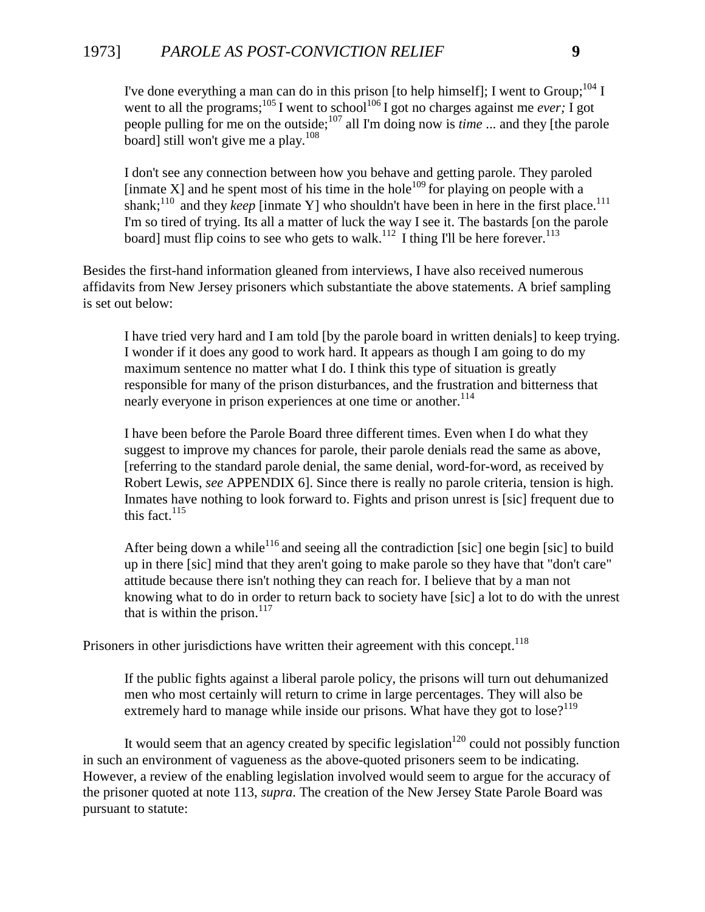> I've done everything a man can do in this prison [to help himself]; I went to Group;[104] I went to all the programs;[105] I went to school[106] I got no charges against me *ever;* I got people pulling for me on the outside;[107] all I'm doing now is *time* ... and they [the parole board] still won't give me a play.[108]
>
> I don't see any connection between how you behave and getting parole. They paroled [inmate X] and he spent most of his time in the hole[109] for playing on people with a shank;[110] and they *keep* [inmate Y] who shouldn't have been in here in the first place.[111] I'm so tired of trying. Its all a matter of luck the way I see it. The bastards [on the parole board] must flip coins to see who gets to walk.[112] I thing I'll be here forever.[113]

Besides the first-hand information gleaned from interviews, I have also received numerous affidavits from New Jersey prisoners which substantiate the above statements. A brief sampling is set out below:

> I have tried very hard and I am told [by the parole board in written denials] to keep trying. I wonder if it does any good to work hard. It appears as though I am going to do my maximum sentence no matter what I do. I think this type of situation is greatly responsible for many of the prison disturbances, and the frustration and bitterness that nearly everyone in prison experiences at one time or another.[114]
>
> I have been before the Parole Board three different times. Even when I do what they suggest to improve my chances for parole, their parole denials read the same as above, [referring to the standard parole denial, the same denial, word-for-word, as received by Robert Lewis, *see* APPENDIX 6]. Since there is really no parole criteria, tension is high. Inmates have nothing to look forward to. Fights and prison unrest is [sic] frequent due to this fact.[115]
>
> After being down a while[116] and seeing all the contradiction [sic] one begin [sic] to build up in there [sic] mind that they aren't going to make parole so they have that "don't care" attitude because there isn't nothing they can reach for. I believe that by a man not knowing what to do in order to return back to society have [sic] a lot to do with the unrest that is within the prison.[117]

Prisoners in other jurisdictions have written their agreement with this concept.[118]

> If the public fights against a liberal parole policy, the prisons will turn out dehumanized men who most certainly will return to crime in large percentages. They will also be extremely hard to manage while inside our prisons. What have they got to lose?[119]

It would seem that an agency created by specific legislation[120] could not possibly function in such an environment of vagueness as the above-quoted prisoners seem to be indicating. However, a review of the enabling legislation involved would seem to argue for the accuracy of the prisoner quoted at note 113, *supra*. The creation of the New Jersey State Parole Board was pursuant to statute: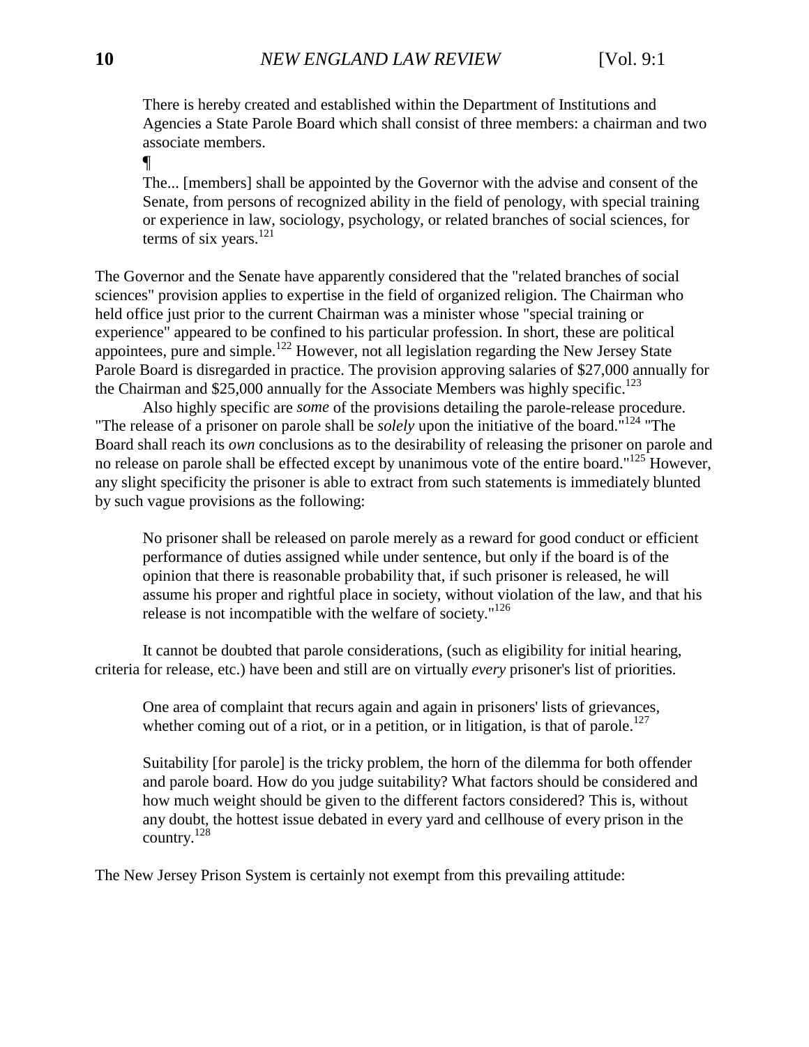> There is hereby created and established within the Department of Institutions and Agencies a State Parole Board which shall consist of three members: a chairman and two associate members.
>
> ¶
>
> The... [members] shall be appointed by the Governor with the advise and consent of the Senate, from persons of recognized ability in the field of penology, with special training or experience in law, sociology, psychology, or related branches of social sciences, for terms of six years.[121]

The Governor and the Senate have apparently considered that the "related branches of social sciences" provision applies to expertise in the field of organized religion. The Chairman who held office just prior to the current Chairman was a minister whose "special training or experience" appeared to be confined to his particular profession. In short, these are political appointees, pure and simple.[122] However, not all legislation regarding the New Jersey State Parole Board is disregarded in practice. The provision approving salaries of $27,000 annually for the Chairman and $25,000 annually for the Associate Members was highly specific.[123]

Also highly specific are *some* of the provisions detailing the parole-release procedure. "The release of a prisoner on parole shall be *solely* upon the initiative of the board."[124] "The Board shall reach its *own* conclusions as to the desirability of releasing the prisoner on parole and no release on parole shall be effected except by unanimous vote of the entire board."[125] However, any slight specificity the prisoner is able to extract from such statements is immediately blunted by such vague provisions as the following:

> No prisoner shall be released on parole merely as a reward for good conduct or efficient performance of duties assigned while under sentence, but only if the board is of the opinion that there is reasonable probability that, if such prisoner is released, he will assume his proper and rightful place in society, without violation of the law, and that his release is not incompatible with the welfare of society."[126]

It cannot be doubted that parole considerations, (such as eligibility for initial hearing, criteria for release, etc.) have been and still are on virtually *every* prisoner's list of priorities.

> One area of complaint that recurs again and again in prisoners' lists of grievances, whether coming out of a riot, or in a petition, or in litigation, is that of parole.[127]

> Suitability [for parole] is the tricky problem, the horn of the dilemma for both offender and parole board. How do you judge suitability? What factors should be considered and how much weight should be given to the different factors considered? This is, without any doubt, the hottest issue debated in every yard and cellhouse of every prison in the country.[128]

The New Jersey Prison System is certainly not exempt from this prevailing attitude: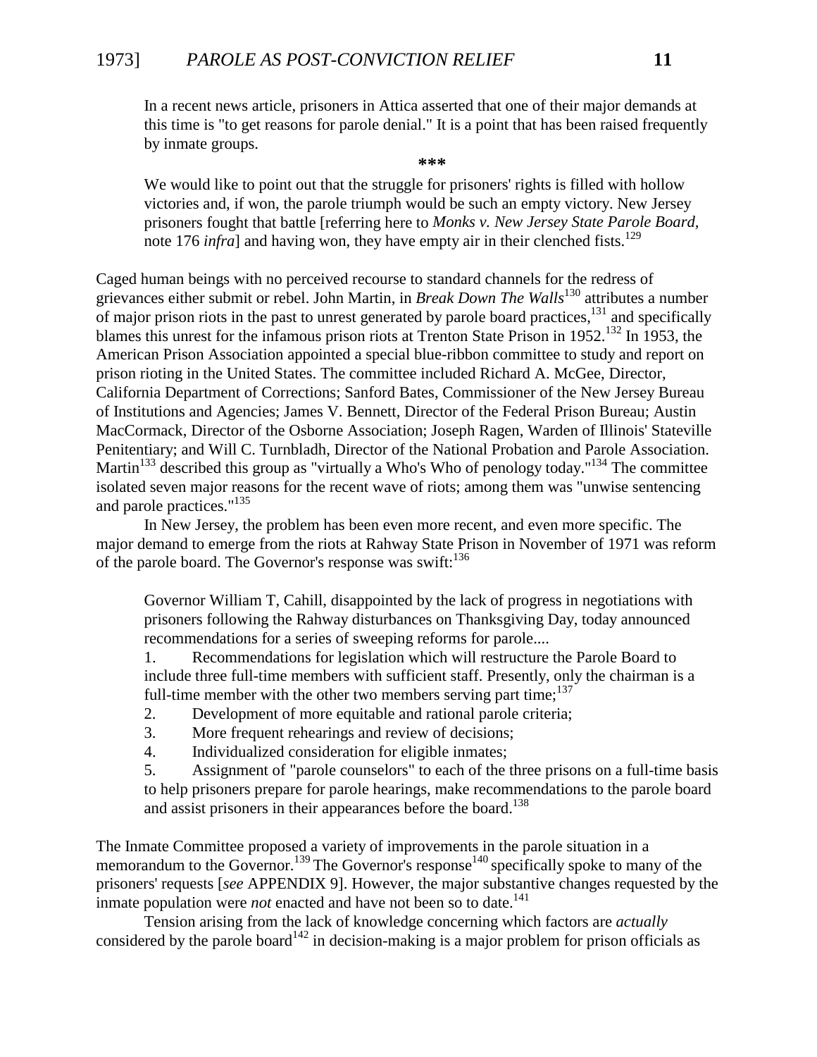> In a recent news article, prisoners in Attica asserted that one of their major demands at this time is "to get reasons for parole denial." It is a point that has been raised frequently by inmate groups.
>
> ***
>
> We would like to point out that the struggle for prisoners' rights is filled with hollow victories and, if won, the parole triumph would be such an empty victory. New Jersey prisoners fought that battle [referring here to *Monks v. New Jersey State Parole Board,* note 176 *infra*] and having won, they have empty air in their clenched fists.[129]

Caged human beings with no perceived recourse to standard channels for the redress of grievances either submit or rebel. John Martin, in *Break Down The Walls*[130] attributes a number of major prison riots in the past to unrest generated by parole board practices,[131] and specifically blames this unrest for the infamous prison riots at Trenton State Prison in 1952.[132] In 1953, the American Prison Association appointed a special blue-ribbon committee to study and report on prison rioting in the United States. The committee included Richard A. McGee, Director, California Department of Corrections; Sanford Bates, Commissioner of the New Jersey Bureau of Institutions and Agencies; James V. Bennett, Director of the Federal Prison Bureau; Austin MacCormack, Director of the Osborne Association; Joseph Ragen, Warden of Illinois' Stateville Penitentiary; and Will C. Turnbladh, Director of the National Probation and Parole Association. Martin[133] described this group as "virtually a Who's Who of penology today."[134] The committee isolated seven major reasons for the recent wave of riots; among them was "unwise sentencing and parole practices."[135]

In New Jersey, the problem has been even more recent, and even more specific. The major demand to emerge from the riots at Rahway State Prison in November of 1971 was reform of the parole board. The Governor's response was swift:[136]

> Governor William T, Cahill, disappointed by the lack of progress in negotiations with prisoners following the Rahway disturbances on Thanksgiving Day, today announced recommendations for a series of sweeping reforms for parole....
>
> 1. Recommendations for legislation which will restructure the Parole Board to include three full-time members with sufficient staff. Presently, only the chairman is a full-time member with the other two members serving part time;[137]
> 2. Development of more equitable and rational parole criteria;
> 3. More frequent rehearings and review of decisions;
> 4. Individualized consideration for eligible inmates;
> 5. Assignment of "parole counselors" to each of the three prisons on a full-time basis to help prisoners prepare for parole hearings, make recommendations to the parole board and assist prisoners in their appearances before the board.[138]

The Inmate Committee proposed a variety of improvements in the parole situation in a memorandum to the Governor.[139] The Governor's response[140] specifically spoke to many of the prisoners' requests [*see* APPENDIX 9]. However, the major substantive changes requested by the inmate population were *not* enacted and have not been so to date.[141]

Tension arising from the lack of knowledge concerning which factors are *actually* considered by the parole board[142] in decision-making is a major problem for prison officials as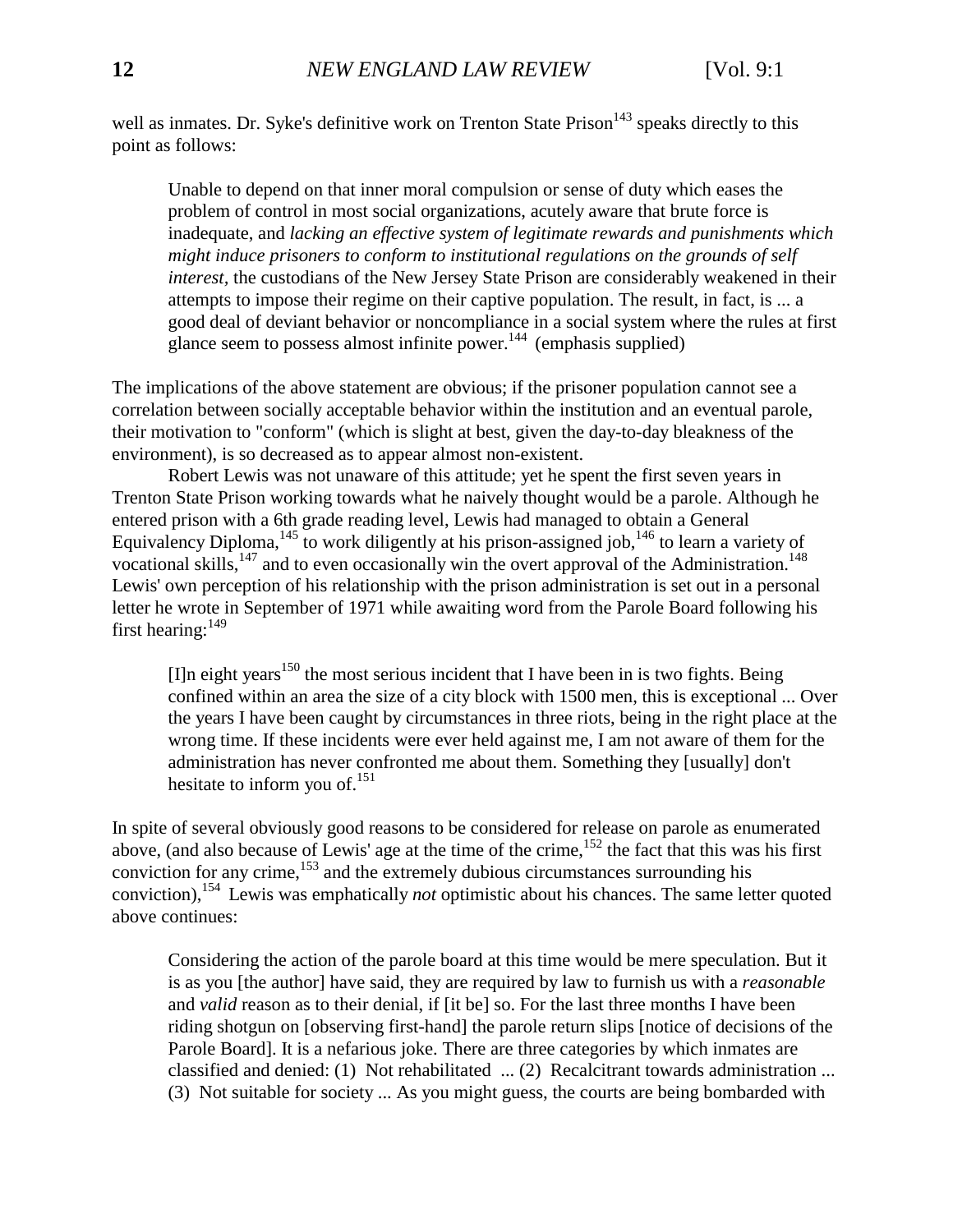well as inmates. Dr. Syke's definitive work on Trenton State Prison[143] speaks directly to this point as follows:

> Unable to depend on that inner moral compulsion or sense of duty which eases the problem of control in most social organizations, acutely aware that brute force is inadequate, and *lacking an effective system of legitimate rewards and punishments which might induce prisoners to conform to institutional regulations on the grounds of self interest,* the custodians of the New Jersey State Prison are considerably weakened in their attempts to impose their regime on their captive population. The result, in fact, is ... a good deal of deviant behavior or noncompliance in a social system where the rules at first glance seem to possess almost infinite power.[144] (emphasis supplied)

The implications of the above statement are obvious; if the prisoner population cannot see a correlation between socially acceptable behavior within the institution and an eventual parole, their motivation to "conform" (which is slight at best, given the day-to-day bleakness of the environment), is so decreased as to appear almost non-existent.

Robert Lewis was not unaware of this attitude; yet he spent the first seven years in Trenton State Prison working towards what he naively thought would be a parole. Although he entered prison with a 6th grade reading level, Lewis had managed to obtain a General Equivalency Diploma,[145] to work diligently at his prison-assigned job,[146] to learn a variety of vocational skills,[147] and to even occasionally win the overt approval of the Administration.[148] Lewis' own perception of his relationship with the prison administration is set out in a personal letter he wrote in September of 1971 while awaiting word from the Parole Board following his first hearing:[149]

> [I]n eight years[150] the most serious incident that I have been in is two fights. Being confined within an area the size of a city block with 1500 men, this is exceptional ... Over the years I have been caught by circumstances in three riots, being in the right place at the wrong time. If these incidents were ever held against me, I am not aware of them for the administration has never confronted me about them. Something they [usually] don't hesitate to inform you of.[151]

In spite of several obviously good reasons to be considered for release on parole as enumerated above, (and also because of Lewis' age at the time of the crime,[152] the fact that this was his first conviction for any crime,[153] and the extremely dubious circumstances surrounding his conviction),[154] Lewis was emphatically *not* optimistic about his chances. The same letter quoted above continues:

> Considering the action of the parole board at this time would be mere speculation. But it is as you [the author] have said, they are required by law to furnish us with a *reasonable* and *valid* reason as to their denial, if [it be] so. For the last three months I have been riding shotgun on [observing first-hand] the parole return slips [notice of decisions of the Parole Board]. It is a nefarious joke. There are three categories by which inmates are classified and denied: (1) Not rehabilitated ... (2) Recalcitrant towards administration ... (3) Not suitable for society ... As you might guess, the courts are being bombarded with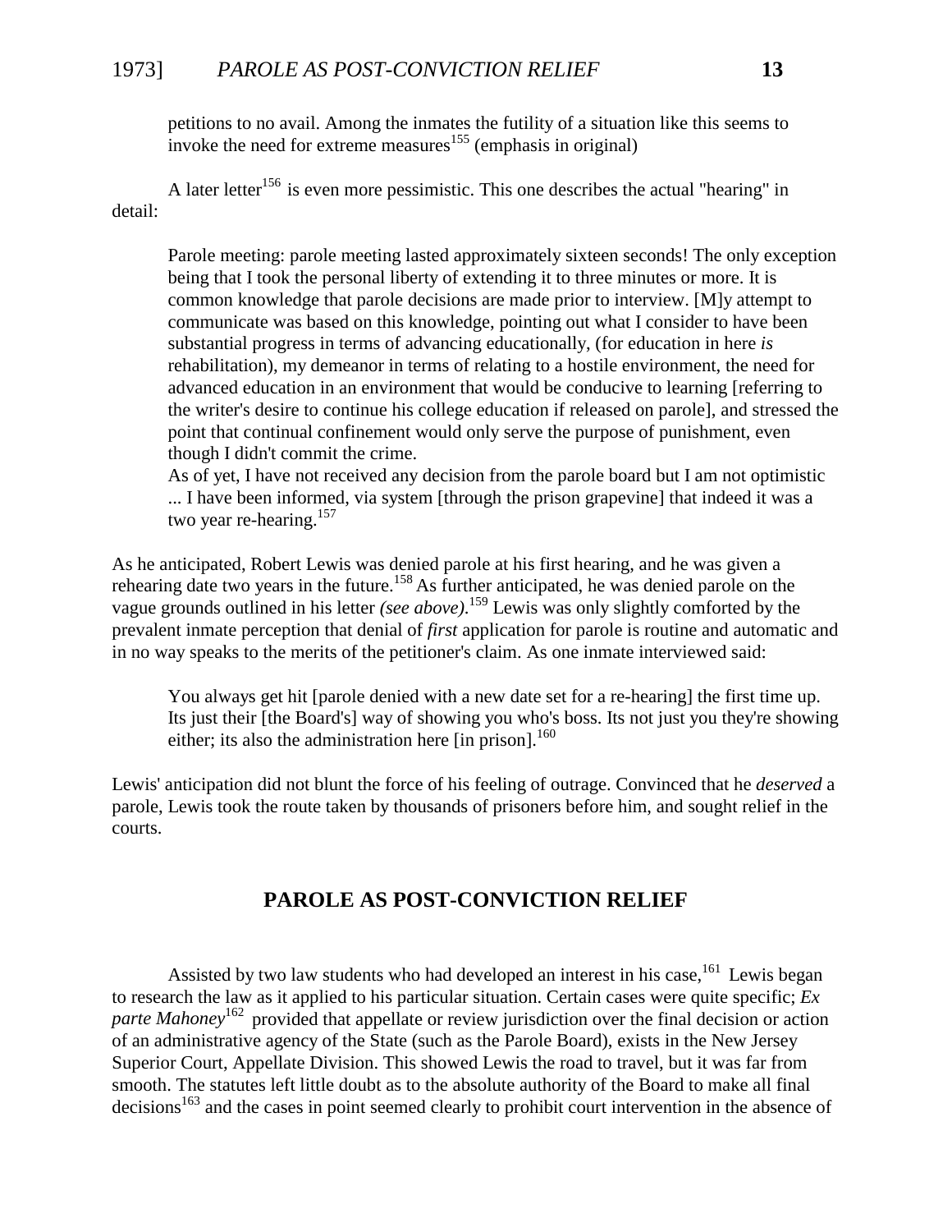> petitions to no avail. Among the inmates the futility of a situation like this seems to invoke the need for extreme measures[155] (emphasis in original)

A later letter[156] is even more pessimistic. This one describes the actual "hearing" in detail:

> Parole meeting: parole meeting lasted approximately sixteen seconds! The only exception being that I took the personal liberty of extending it to three minutes or more. It is common knowledge that parole decisions are made prior to interview. [M]y attempt to communicate was based on this knowledge, pointing out what I consider to have been substantial progress in terms of advancing educationally, (for education in here *is* rehabilitation), my demeanor in terms of relating to a hostile environment, the need for advanced education in an environment that would be conducive to learning [referring to the writer's desire to continue his college education if released on parole], and stressed the point that continual confinement would only serve the purpose of punishment, even though I didn't commit the crime.
>
> As of yet, I have not received any decision from the parole board but I am not optimistic ... I have been informed, via system [through the prison grapevine] that indeed it was a two year re-hearing.[157]

As he anticipated, Robert Lewis was denied parole at his first hearing, and he was given a rehearing date two years in the future.[158] As further anticipated, he was denied parole on the vague grounds outlined in his letter *(see above)*.[159] Lewis was only slightly comforted by the prevalent inmate perception that denial of *first* application for parole is routine and automatic and in no way speaks to the merits of the petitioner's claim. As one inmate interviewed said:

> You always get hit [parole denied with a new date set for a re-hearing] the first time up. Its just their [the Board's] way of showing you who's boss. Its not just you they're showing either; its also the administration here [in prison].[160]

Lewis' anticipation did not blunt the force of his feeling of outrage. Convinced that he *deserved* a parole, Lewis took the route taken by thousands of prisoners before him, and sought relief in the courts.

## PAROLE AS POST-CONVICTION RELIEF

Assisted by two law students who had developed an interest in his case,[161] Lewis began to research the law as it applied to his particular situation. Certain cases were quite specific; *Ex parte Mahoney*[162] provided that appellate or review jurisdiction over the final decision or action of an administrative agency of the State (such as the Parole Board), exists in the New Jersey Superior Court, Appellate Division. This showed Lewis the road to travel, but it was far from smooth. The statutes left little doubt as to the absolute authority of the Board to make all final decisions[163] and the cases in point seemed clearly to prohibit court intervention in the absence of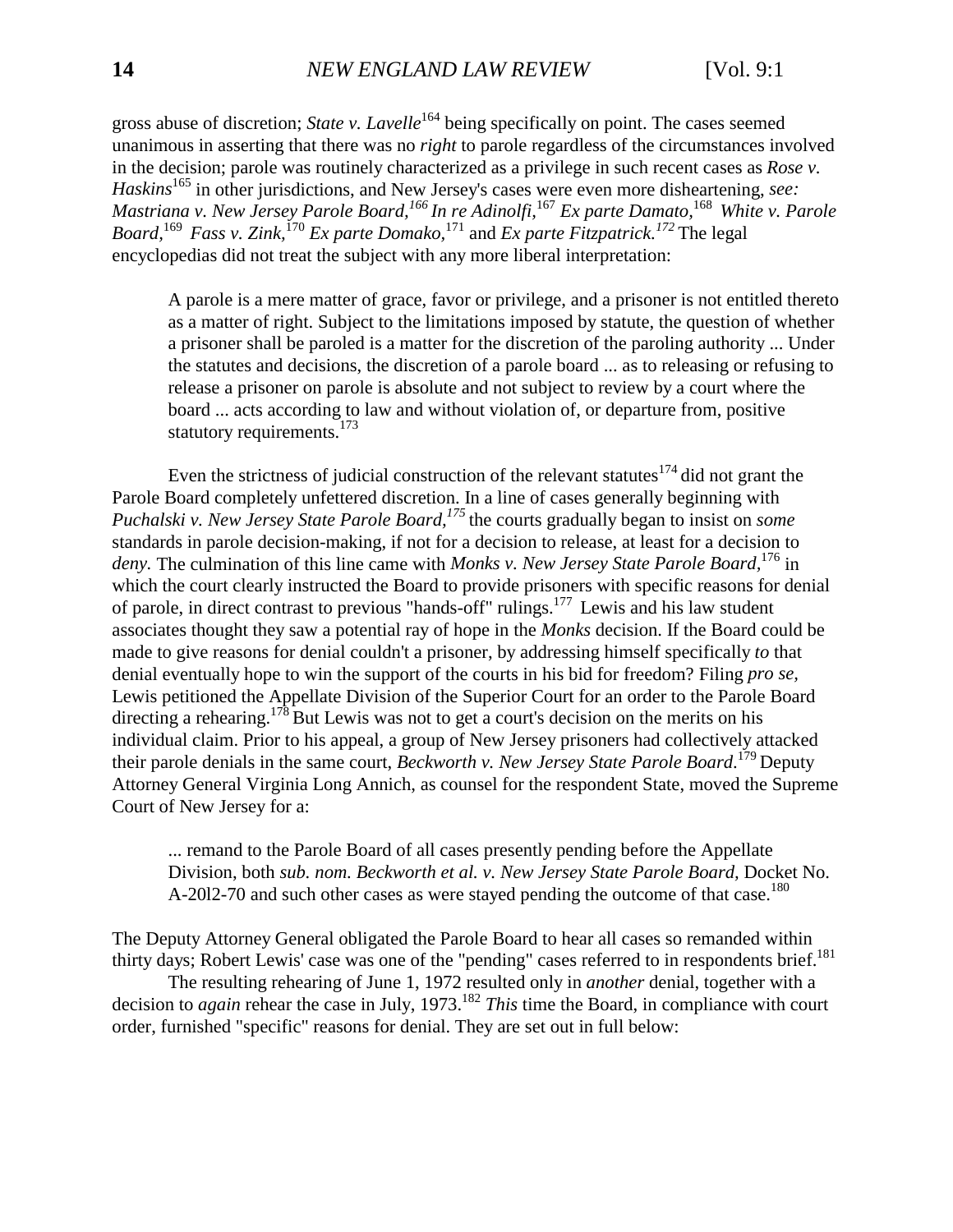gross abuse of discretion; *State v. Lavelle*[164] being specifically on point. The cases seemed unanimous in asserting that there was no *right* to parole regardless of the circumstances involved in the decision; parole was routinely characterized as a privilege in such recent cases as *Rose v. Haskins*[165] in other jurisdictions, and New Jersey's cases were even more disheartening, *see: Mastriana v. New Jersey Parole Board,*[166] *In re Adinolfi,*[167] *Ex parte Damato,*[168] *White v. Parole Board,*[169] *Fass v. Zink,*[170] *Ex parte Domako,*[171] and *Ex parte Fitzpatrick.*[172] The legal encyclopedias did not treat the subject with any more liberal interpretation:

> A parole is a mere matter of grace, favor or privilege, and a prisoner is not entitled thereto as a matter of right. Subject to the limitations imposed by statute, the question of whether a prisoner shall be paroled is a matter for the discretion of the paroling authority ... Under the statutes and decisions, the discretion of a parole board ... as to releasing or refusing to release a prisoner on parole is absolute and not subject to review by a court where the board ... acts according to law and without violation of, or departure from, positive statutory requirements.[173]

Even the strictness of judicial construction of the relevant statutes[174] did not grant the Parole Board completely unfettered discretion. In a line of cases generally beginning with *Puchalski v. New Jersey State Parole Board,*[175] the courts gradually began to insist on *some* standards in parole decision-making, if not for a decision to release, at least for a decision to *deny.* The culmination of this line came with *Monks v. New Jersey State Parole Board,*[176] in which the court clearly instructed the Board to provide prisoners with specific reasons for denial of parole, in direct contrast to previous "hands-off" rulings.[177] Lewis and his law student associates thought they saw a potential ray of hope in the *Monks* decision. If the Board could be made to give reasons for denial couldn't a prisoner, by addressing himself specifically *to* that denial eventually hope to win the support of the courts in his bid for freedom? Filing *pro se,* Lewis petitioned the Appellate Division of the Superior Court for an order to the Parole Board directing a rehearing.[178] But Lewis was not to get a court's decision on the merits on his individual claim. Prior to his appeal, a group of New Jersey prisoners had collectively attacked their parole denials in the same court, *Beckworth v. New Jersey State Parole Board.*[179] Deputy Attorney General Virginia Long Annich, as counsel for the respondent State, moved the Supreme Court of New Jersey for a:

> ... remand to the Parole Board of all cases presently pending before the Appellate Division, both *sub. nom. Beckworth et al. v. New Jersey State Parole Board,* Docket No. A-20l2-70 and such other cases as were stayed pending the outcome of that case.[180]

The Deputy Attorney General obligated the Parole Board to hear all cases so remanded within thirty days; Robert Lewis' case was one of the "pending" cases referred to in respondents brief.[181]

The resulting rehearing of June 1, 1972 resulted only in *another* denial, together with a decision to *again* rehear the case in July, 1973.[182] *This* time the Board, in compliance with court order, furnished "specific" reasons for denial. They are set out in full below: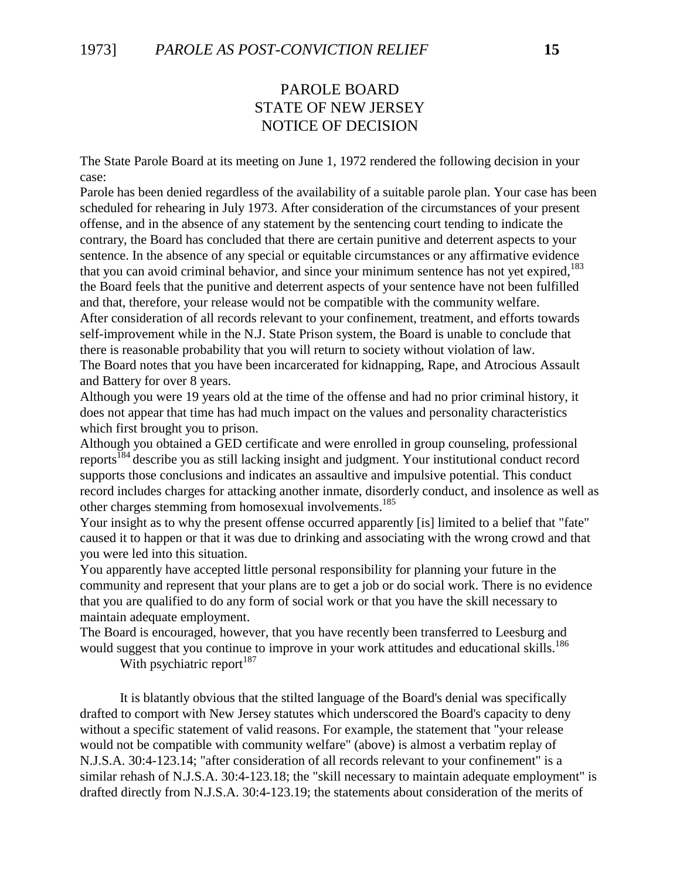PAROLE BOARD
STATE OF NEW JERSEY
NOTICE OF DECISION

The State Parole Board at its meeting on June 1, 1972 rendered the following decision in your case:

Parole has been denied regardless of the availability of a suitable parole plan. Your case has been scheduled for rehearing in July 1973. After consideration of the circumstances of your present offense, and in the absence of any statement by the sentencing court tending to indicate the contrary, the Board has concluded that there are certain punitive and deterrent aspects to your sentence. In the absence of any special or equitable circumstances or any affirmative evidence that you can avoid criminal behavior, and since your minimum sentence has not yet expired,[183] the Board feels that the punitive and deterrent aspects of your sentence have not been fulfilled and that, therefore, your release would not be compatible with the community welfare.

After consideration of all records relevant to your confinement, treatment, and efforts towards self-improvement while in the N.J. State Prison system, the Board is unable to conclude that there is reasonable probability that you will return to society without violation of law.

The Board notes that you have been incarcerated for kidnapping, Rape, and Atrocious Assault and Battery for over 8 years.

Although you were 19 years old at the time of the offense and had no prior criminal history, it does not appear that time has had much impact on the values and personality characteristics which first brought you to prison.

Although you obtained a GED certificate and were enrolled in group counseling, professional reports[184] describe you as still lacking insight and judgment. Your institutional conduct record supports those conclusions and indicates an assaultive and impulsive potential. This conduct record includes charges for attacking another inmate, disorderly conduct, and insolence as well as other charges stemming from homosexual involvements.[185]

Your insight as to why the present offense occurred apparently [is] limited to a belief that "fate" caused it to happen or that it was due to drinking and associating with the wrong crowd and that you were led into this situation.

You apparently have accepted little personal responsibility for planning your future in the community and represent that your plans are to get a job or do social work. There is no evidence that you are qualified to do any form of social work or that you have the skill necessary to maintain adequate employment.

The Board is encouraged, however, that you have recently been transferred to Leesburg and would suggest that you continue to improve in your work attitudes and educational skills.[186]

With psychiatric report[187]

It is blatantly obvious that the stilted language of the Board's denial was specifically drafted to comport with New Jersey statutes which underscored the Board's capacity to deny without a specific statement of valid reasons. For example, the statement that "your release would not be compatible with community welfare" (above) is almost a verbatim replay of N.J.S.A. 30:4-123.14; "after consideration of all records relevant to your confinement" is a similar rehash of N.J.S.A. 30:4-123.18; the "skill necessary to maintain adequate employment" is drafted directly from N.J.S.A. 30:4-123.19; the statements about consideration of the merits of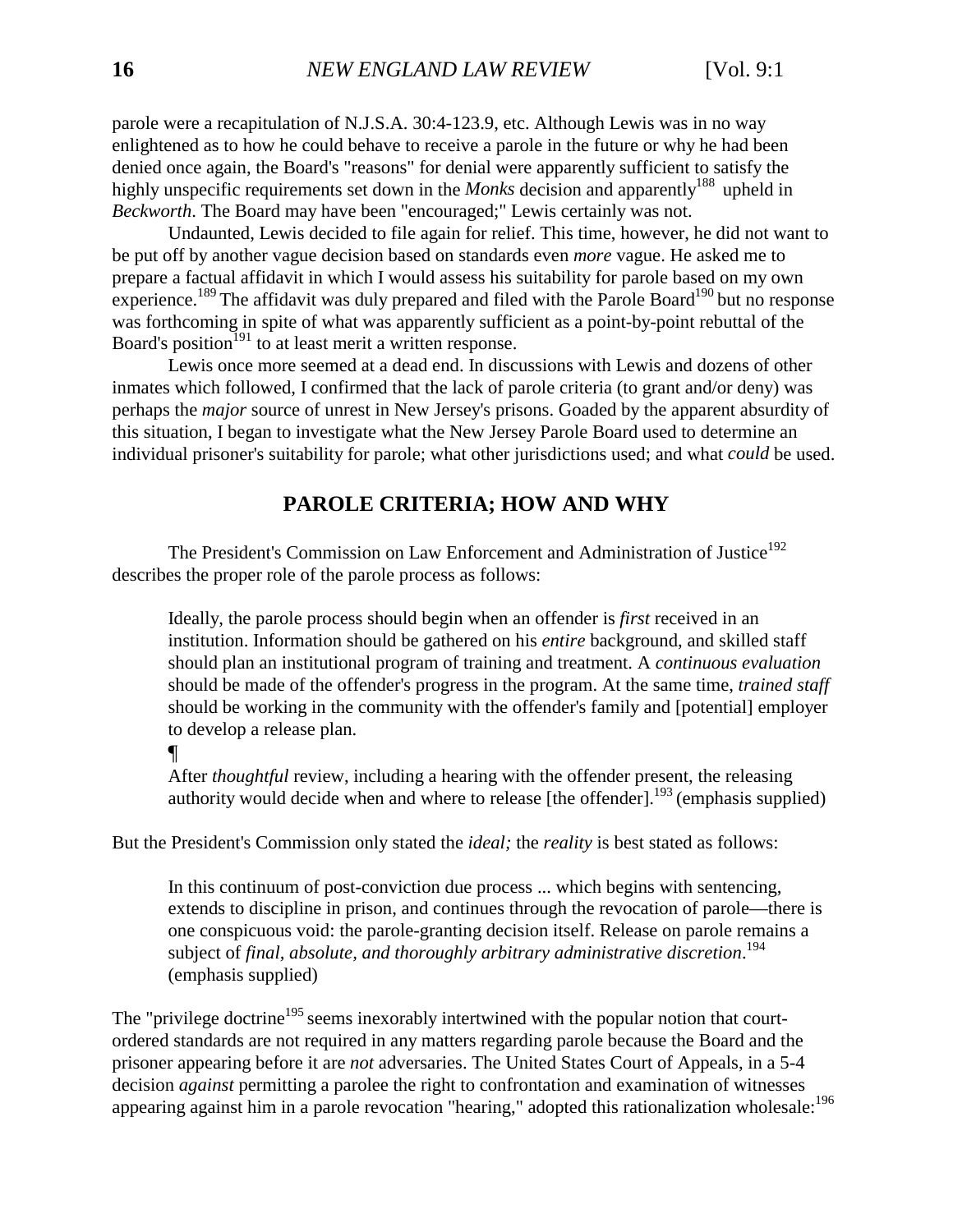parole were a recapitulation of N.J.S.A. 30:4-123.9, etc. Although Lewis was in no way enlightened as to how he could behave to receive a parole in the future or why he had been denied once again, the Board's "reasons" for denial were apparently sufficient to satisfy the highly unspecific requirements set down in the *Monks* decision and apparently[188] upheld in *Beckworth*. The Board may have been "encouraged;" Lewis certainly was not.

Undaunted, Lewis decided to file again for relief. This time, however, he did not want to be put off by another vague decision based on standards even *more* vague. He asked me to prepare a factual affidavit in which I would assess his suitability for parole based on my own experience.[189] The affidavit was duly prepared and filed with the Parole Board[190] but no response was forthcoming in spite of what was apparently sufficient as a point-by-point rebuttal of the Board's position[191] to at least merit a written response.

Lewis once more seemed at a dead end. In discussions with Lewis and dozens of other inmates which followed, I confirmed that the lack of parole criteria (to grant and/or deny) was perhaps the *major* source of unrest in New Jersey's prisons. Goaded by the apparent absurdity of this situation, I began to investigate what the New Jersey Parole Board used to determine an individual prisoner's suitability for parole; what other jurisdictions used; and what *could* be used.

## PAROLE CRITERIA; HOW AND WHY

The President's Commission on Law Enforcement and Administration of Justice[192] describes the proper role of the parole process as follows:

> Ideally, the parole process should begin when an offender is *first* received in an institution. Information should be gathered on his *entire* background, and skilled staff should plan an institutional program of training and treatment. A *continuous evaluation* should be made of the offender's progress in the program. At the same time, *trained staff* should be working in the community with the offender's family and [potential] employer to develop a release plan.
>
> ¶
>
> After *thoughtful* review, including a hearing with the offender present, the releasing authority would decide when and where to release [the offender].[193] (emphasis supplied)

But the President's Commission only stated the *ideal;* the *reality* is best stated as follows:

> In this continuum of post-conviction due process ... which begins with sentencing, extends to discipline in prison, and continues through the revocation of parole—there is one conspicuous void: the parole-granting decision itself. Release on parole remains a subject of *final, absolute, and thoroughly arbitrary administrative discretion*.[194] (emphasis supplied)

The "privilege doctrine[195] seems inexorably intertwined with the popular notion that court-ordered standards are not required in any matters regarding parole because the Board and the prisoner appearing before it are *not* adversaries. The United States Court of Appeals, in a 5-4 decision *against* permitting a parolee the right to confrontation and examination of witnesses appearing against him in a parole revocation "hearing," adopted this rationalization wholesale:[196]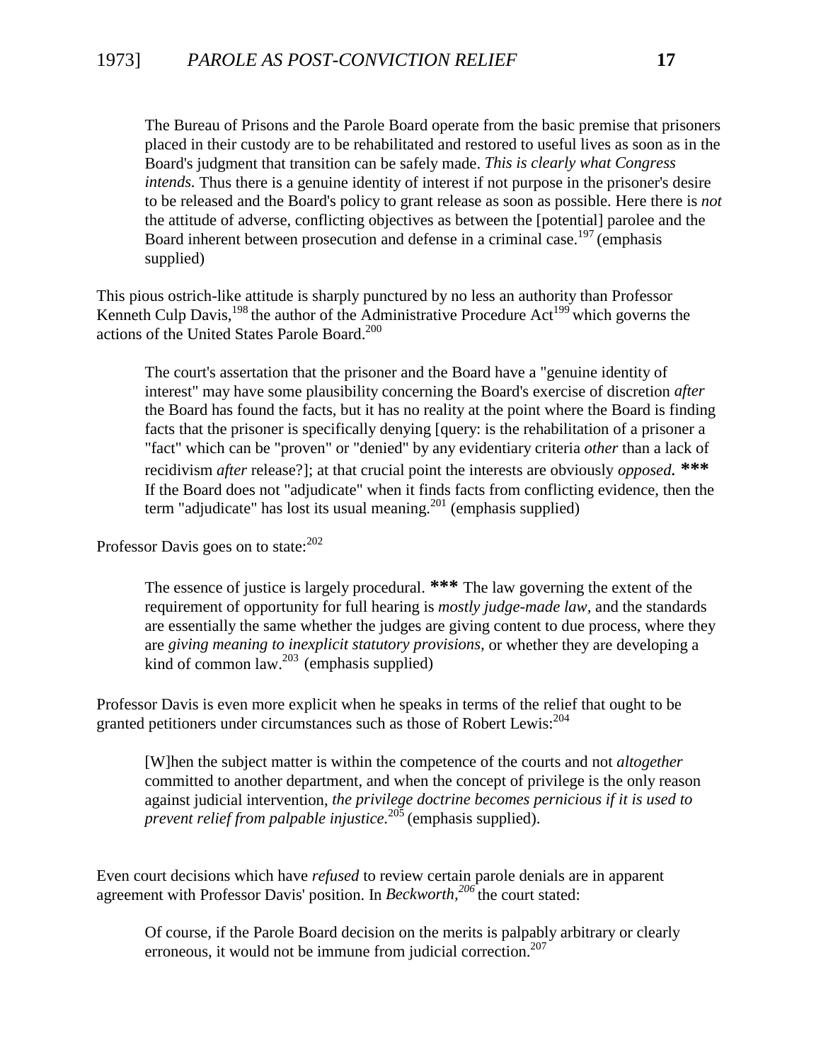> The Bureau of Prisons and the Parole Board operate from the basic premise that prisoners placed in their custody are to be rehabilitated and restored to useful lives as soon as in the Board's judgment that transition can be safely made. *This is clearly what Congress intends.* Thus there is a genuine identity of interest if not purpose in the prisoner's desire to be released and the Board's policy to grant release as soon as possible. Here there is *not* the attitude of adverse, conflicting objectives as between the [potential] parolee and the Board inherent between prosecution and defense in a criminal case.[197] (emphasis supplied)

This pious ostrich-like attitude is sharply punctured by no less an authority than Professor Kenneth Culp Davis,[198] the author of the Administrative Procedure Act[199] which governs the actions of the United States Parole Board.[200]

> The court's assertation that the prisoner and the Board have a "genuine identity of interest" may have some plausibility concerning the Board's exercise of discretion *after* the Board has found the facts, but it has no reality at the point where the Board is finding facts that the prisoner is specifically denying [query: is the rehabilitation of a prisoner a "fact" which can be "proven" or "denied" by any evidentiary criteria *other* than a lack of recidivism *after* release?]; at that crucial point the interests are obviously *opposed.* *** If the Board does not "adjudicate" when it finds facts from conflicting evidence, then the term "adjudicate" has lost its usual meaning.[201] (emphasis supplied)

Professor Davis goes on to state:[202]

> The essence of justice is largely procedural. *** The law governing the extent of the requirement of opportunity for full hearing is *mostly judge-made law*, and the standards are essentially the same whether the judges are giving content to due process, where they are *giving meaning to inexplicit statutory provisions*, or whether they are developing a kind of common law.[203] (emphasis supplied)

Professor Davis is even more explicit when he speaks in terms of the relief that ought to be granted petitioners under circumstances such as those of Robert Lewis:[204]

> [W]hen the subject matter is within the competence of the courts and not *altogether* committed to another department, and when the concept of privilege is the only reason against judicial intervention, *the privilege doctrine becomes pernicious if it is used to prevent relief from palpable injustice.*[205] (emphasis supplied).

Even court decisions which have *refused* to review certain parole denials are in apparent agreement with Professor Davis' position. In *Beckworth,*[206] the court stated:

> Of course, if the Parole Board decision on the merits is palpably arbitrary or clearly erroneous, it would not be immune from judicial correction.[207]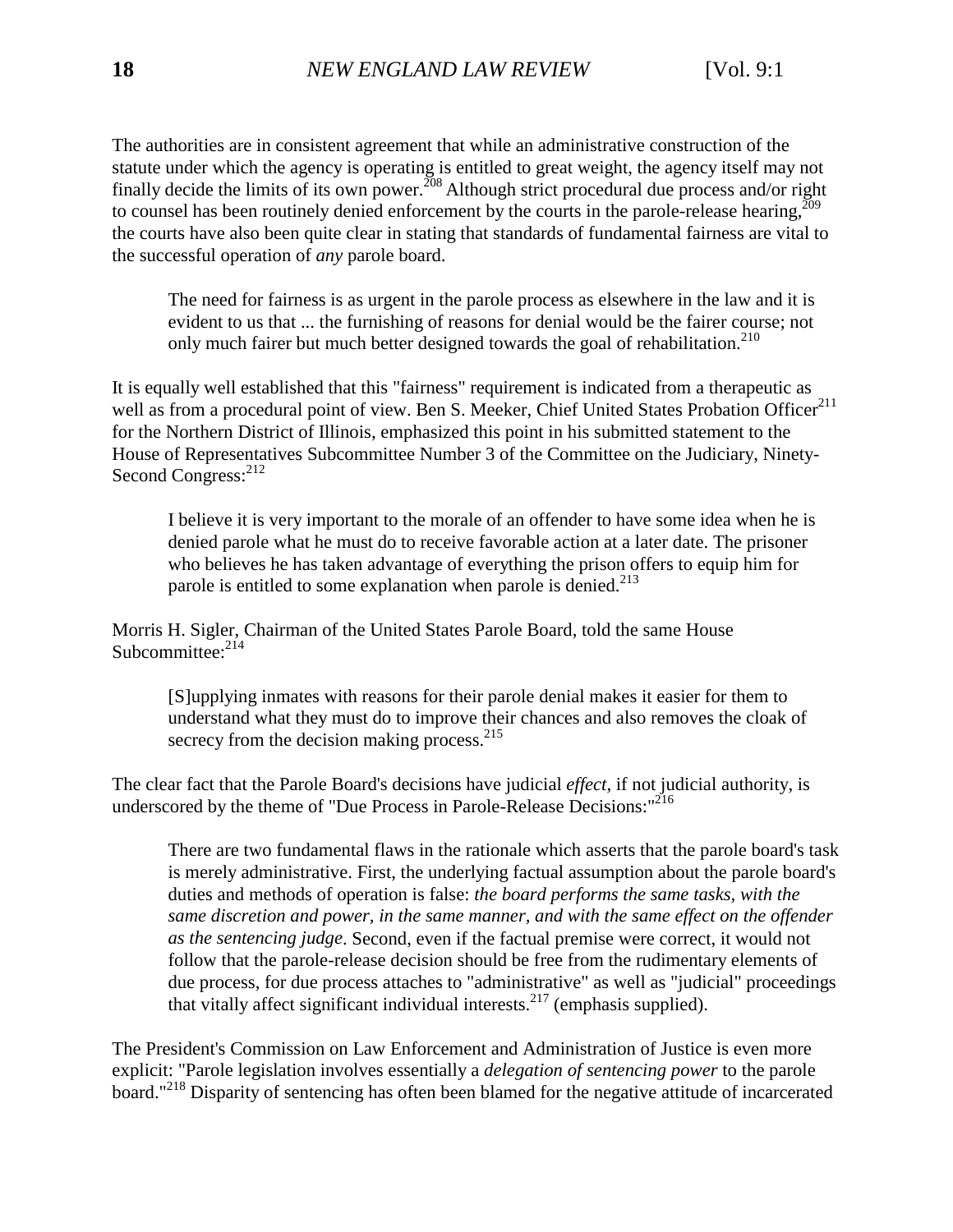The authorities are in consistent agreement that while an administrative construction of the statute under which the agency is operating is entitled to great weight, the agency itself may not finally decide the limits of its own power.[208] Although strict procedural due process and/or right to counsel has been routinely denied enforcement by the courts in the parole-release hearing,[209] the courts have also been quite clear in stating that standards of fundamental fairness are vital to the successful operation of *any* parole board.

> The need for fairness is as urgent in the parole process as elsewhere in the law and it is evident to us that ... the furnishing of reasons for denial would be the fairer course; not only much fairer but much better designed towards the goal of rehabilitation.[210]

It is equally well established that this "fairness" requirement is indicated from a therapeutic as well as from a procedural point of view. Ben S. Meeker, Chief United States Probation Officer[211] for the Northern District of Illinois, emphasized this point in his submitted statement to the House of Representatives Subcommittee Number 3 of the Committee on the Judiciary, Ninety-Second Congress:[212]

> I believe it is very important to the morale of an offender to have some idea when he is denied parole what he must do to receive favorable action at a later date. The prisoner who believes he has taken advantage of everything the prison offers to equip him for parole is entitled to some explanation when parole is denied.[213]

Morris H. Sigler, Chairman of the United States Parole Board, told the same House Subcommittee:[214]

> [S]upplying inmates with reasons for their parole denial makes it easier for them to understand what they must do to improve their chances and also removes the cloak of secrecy from the decision making process.[215]

The clear fact that the Parole Board's decisions have judicial *effect*, if not judicial authority, is underscored by the theme of "Due Process in Parole-Release Decisions:"[216]

> There are two fundamental flaws in the rationale which asserts that the parole board's task is merely administrative. First, the underlying factual assumption about the parole board's duties and methods of operation is false: *the board performs the same tasks, with the same discretion and power, in the same manner, and with the same effect on the offender as the sentencing judge*. Second, even if the factual premise were correct, it would not follow that the parole-release decision should be free from the rudimentary elements of due process, for due process attaches to "administrative" as well as "judicial" proceedings that vitally affect significant individual interests.[217] (emphasis supplied).

The President's Commission on Law Enforcement and Administration of Justice is even more explicit: "Parole legislation involves essentially a *delegation of sentencing power* to the parole board."[218] Disparity of sentencing has often been blamed for the negative attitude of incarcerated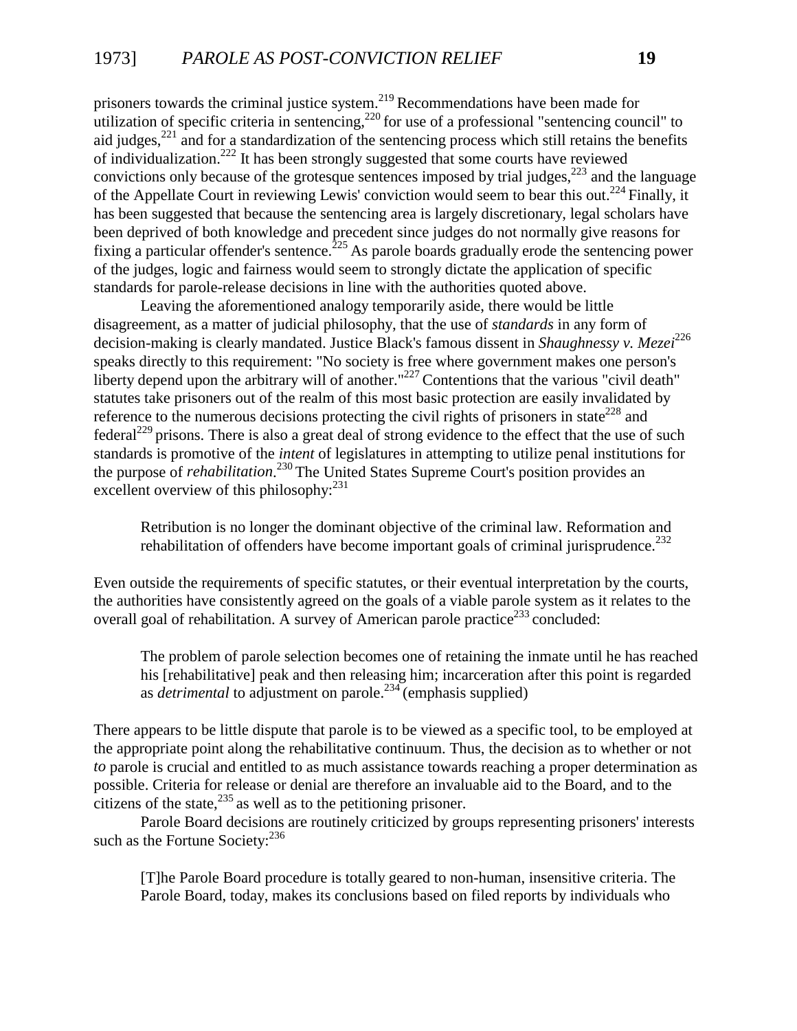prisoners towards the criminal justice system.[219] Recommendations have been made for utilization of specific criteria in sentencing,[220] for use of a professional "sentencing council" to aid judges,[221] and for a standardization of the sentencing process which still retains the benefits of individualization.[222] It has been strongly suggested that some courts have reviewed convictions only because of the grotesque sentences imposed by trial judges,[223] and the language of the Appellate Court in reviewing Lewis' conviction would seem to bear this out.[224] Finally, it has been suggested that because the sentencing area is largely discretionary, legal scholars have been deprived of both knowledge and precedent since judges do not normally give reasons for fixing a particular offender's sentence.[225] As parole boards gradually erode the sentencing power of the judges, logic and fairness would seem to strongly dictate the application of specific standards for parole-release decisions in line with the authorities quoted above.

Leaving the aforementioned analogy temporarily aside, there would be little disagreement, as a matter of judicial philosophy, that the use of *standards* in any form of decision-making is clearly mandated. Justice Black's famous dissent in *Shaughnessy v. Mezei*[226] speaks directly to this requirement: "No society is free where government makes one person's liberty depend upon the arbitrary will of another."[227] Contentions that the various "civil death" statutes take prisoners out of the realm of this most basic protection are easily invalidated by reference to the numerous decisions protecting the civil rights of prisoners in state[228] and federal[229] prisons. There is also a great deal of strong evidence to the effect that the use of such standards is promotive of the *intent* of legislatures in attempting to utilize penal institutions for the purpose of *rehabilitation*.[230] The United States Supreme Court's position provides an excellent overview of this philosophy:[231]

> Retribution is no longer the dominant objective of the criminal law. Reformation and rehabilitation of offenders have become important goals of criminal jurisprudence.[232]

Even outside the requirements of specific statutes, or their eventual interpretation by the courts, the authorities have consistently agreed on the goals of a viable parole system as it relates to the overall goal of rehabilitation. A survey of American parole practice[233] concluded:

> The problem of parole selection becomes one of retaining the inmate until he has reached his [rehabilitative] peak and then releasing him; incarceration after this point is regarded as *detrimental* to adjustment on parole.[234] (emphasis supplied)

There appears to be little dispute that parole is to be viewed as a specific tool, to be employed at the appropriate point along the rehabilitative continuum. Thus, the decision as to whether or not *to* parole is crucial and entitled to as much assistance towards reaching a proper determination as possible. Criteria for release or denial are therefore an invaluable aid to the Board, and to the citizens of the state,[235] as well as to the petitioning prisoner.

Parole Board decisions are routinely criticized by groups representing prisoners' interests such as the Fortune Society:[236]

> [T]he Parole Board procedure is totally geared to non-human, insensitive criteria. The Parole Board, today, makes its conclusions based on filed reports by individuals who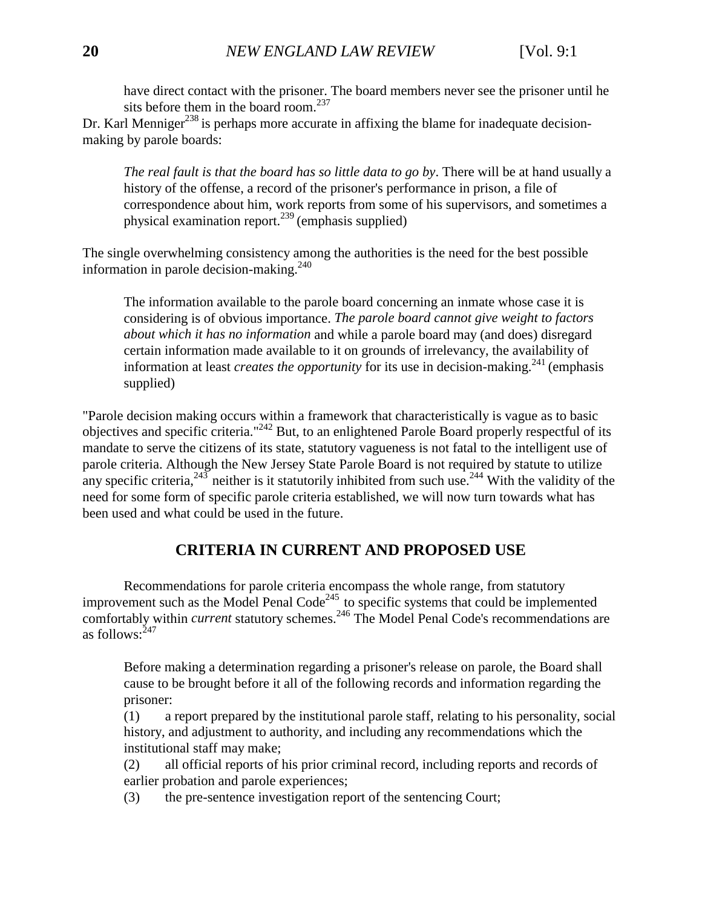> have direct contact with the prisoner. The board members never see the prisoner until he sits before them in the board room.[237]

Dr. Karl Menniger[238] is perhaps more accurate in affixing the blame for inadequate decision-making by parole boards:

> *The real fault is that the board has so little data to go by*. There will be at hand usually a history of the offense, a record of the prisoner's performance in prison, a file of correspondence about him, work reports from some of his supervisors, and sometimes a physical examination report.[239] (emphasis supplied)

The single overwhelming consistency among the authorities is the need for the best possible information in parole decision-making.[240]

> The information available to the parole board concerning an inmate whose case it is considering is of obvious importance. *The parole board cannot give weight to factors about which it has no information* and while a parole board may (and does) disregard certain information made available to it on grounds of irrelevancy, the availability of information at least *creates the opportunity* for its use in decision-making.[241] (emphasis supplied)

"Parole decision making occurs within a framework that characteristically is vague as to basic objectives and specific criteria."[242] But, to an enlightened Parole Board properly respectful of its mandate to serve the citizens of its state, statutory vagueness is not fatal to the intelligent use of parole criteria. Although the New Jersey State Parole Board is not required by statute to utilize any specific criteria,[243] neither is it statutorily inhibited from such use.[244] With the validity of the need for some form of specific parole criteria established, we will now turn towards what has been used and what could be used in the future.

## CRITERIA IN CURRENT AND PROPOSED USE

Recommendations for parole criteria encompass the whole range, from statutory improvement such as the Model Penal Code[245] to specific systems that could be implemented comfortably within *current* statutory schemes.[246] The Model Penal Code's recommendations are as follows:[247]

> Before making a determination regarding a prisoner's release on parole, the Board shall cause to be brought before it all of the following records and information regarding the prisoner:
>
> (1) a report prepared by the institutional parole staff, relating to his personality, social history, and adjustment to authority, and including any recommendations which the institutional staff may make;
>
> (2) all official reports of his prior criminal record, including reports and records of earlier probation and parole experiences;
>
> (3) the pre-sentence investigation report of the sentencing Court;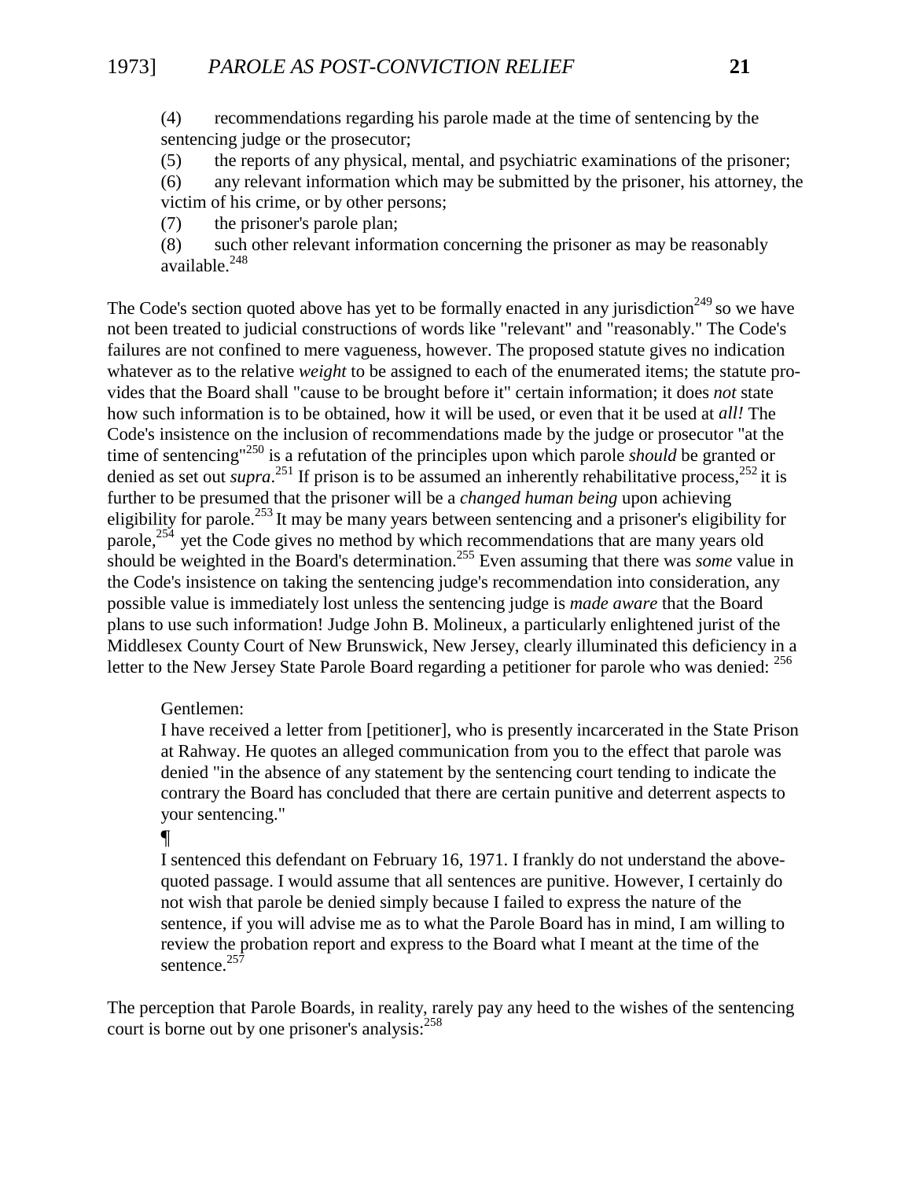(4) recommendations regarding his parole made at the time of sentencing by the sentencing judge or the prosecutor;

(5) the reports of any physical, mental, and psychiatric examinations of the prisoner;

(6) any relevant information which may be submitted by the prisoner, his attorney, the victim of his crime, or by other persons;

(7) the prisoner's parole plan;

(8) such other relevant information concerning the prisoner as may be reasonably available.[248]

The Code's section quoted above has yet to be formally enacted in any jurisdiction[249] so we have not been treated to judicial constructions of words like "relevant" and "reasonably." The Code's failures are not confined to mere vagueness, however. The proposed statute gives no indication whatever as to the relative *weight* to be assigned to each of the enumerated items; the statute provides that the Board shall "cause to be brought before it" certain information; it does *not* state how such information is to be obtained, how it will be used, or even that it be used at *all!* The Code's insistence on the inclusion of recommendations made by the judge or prosecutor "at the time of sentencing"[250] is a refutation of the principles upon which parole *should* be granted or denied as set out *supra*.[251] If prison is to be assumed an inherently rehabilitative process,[252] it is further to be presumed that the prisoner will be a *changed human being* upon achieving eligibility for parole.[253] It may be many years between sentencing and a prisoner's eligibility for parole,[254] yet the Code gives no method by which recommendations that are many years old should be weighted in the Board's determination.[255] Even assuming that there was *some* value in the Code's insistence on taking the sentencing judge's recommendation into consideration, any possible value is immediately lost unless the sentencing judge is *made aware* that the Board plans to use such information! Judge John B. Molineux, a particularly enlightened jurist of the Middlesex County Court of New Brunswick, New Jersey, clearly illuminated this deficiency in a letter to the New Jersey State Parole Board regarding a petitioner for parole who was denied: [256]

> Gentlemen:
>
> I have received a letter from [petitioner], who is presently incarcerated in the State Prison at Rahway. He quotes an alleged communication from you to the effect that parole was denied "in the absence of any statement by the sentencing court tending to indicate the contrary the Board has concluded that there are certain punitive and deterrent aspects to your sentencing."
>
> ¶
>
> I sentenced this defendant on February 16, 1971. I frankly do not understand the above-quoted passage. I would assume that all sentences are punitive. However, I certainly do not wish that parole be denied simply because I failed to express the nature of the sentence, if you will advise me as to what the Parole Board has in mind, I am willing to review the probation report and express to the Board what I meant at the time of the sentence.[257]

The perception that Parole Boards, in reality, rarely pay any heed to the wishes of the sentencing court is borne out by one prisoner's analysis:[258]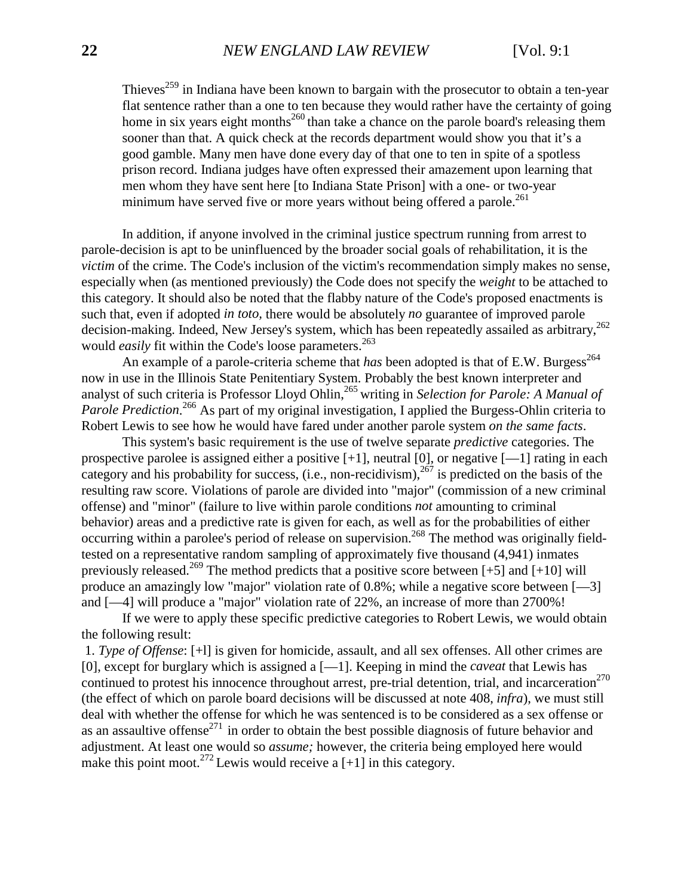> Thieves[259] in Indiana have been known to bargain with the prosecutor to obtain a ten-year flat sentence rather than a one to ten because they would rather have the certainty of going home in six years eight months[260] than take a chance on the parole board's releasing them sooner than that. A quick check at the records department would show you that it's a good gamble. Many men have done every day of that one to ten in spite of a spotless prison record. Indiana judges have often expressed their amazement upon learning that men whom they have sent here [to Indiana State Prison] with a one- or two-year minimum have served five or more years without being offered a parole.[261]

In addition, if anyone involved in the criminal justice spectrum running from arrest to parole-decision is apt to be uninfluenced by the broader social goals of rehabilitation, it is the *victim* of the crime. The Code's inclusion of the victim's recommendation simply makes no sense, especially when (as mentioned previously) the Code does not specify the *weight* to be attached to this category. It should also be noted that the flabby nature of the Code's proposed enactments is such that, even if adopted *in toto,* there would be absolutely *no* guarantee of improved parole decision-making. Indeed, New Jersey's system, which has been repeatedly assailed as arbitrary,[262] would *easily* fit within the Code's loose parameters.[263]

An example of a parole-criteria scheme that *has* been adopted is that of E.W. Burgess[264] now in use in the Illinois State Penitentiary System. Probably the best known interpreter and analyst of such criteria is Professor Lloyd Ohlin,[265] writing in *Selection for Parole: A Manual of Parole Prediction*.[266] As part of my original investigation, I applied the Burgess-Ohlin criteria to Robert Lewis to see how he would have fared under another parole system *on the same facts*.

This system's basic requirement is the use of twelve separate *predictive* categories. The prospective parolee is assigned either a positive [+1], neutral [0], or negative [—1] rating in each category and his probability for success, (i.e., non-recidivism),[267] is predicted on the basis of the resulting raw score. Violations of parole are divided into "major" (commission of a new criminal offense) and "minor" (failure to live within parole conditions *not* amounting to criminal behavior) areas and a predictive rate is given for each, as well as for the probabilities of either occurring within a parolee's period of release on supervision.[268] The method was originally field-tested on a representative random sampling of approximately five thousand (4,941) inmates previously released.[269] The method predicts that a positive score between [+5] and [+10] will produce an amazingly low "major" violation rate of 0.8%; while a negative score between [—3] and [—4] will produce a "major" violation rate of 22%, an increase of more than 2700%!

If we were to apply these specific predictive categories to Robert Lewis, we would obtain the following result:

1. *Type of Offense*: [+l] is given for homicide, assault, and all sex offenses. All other crimes are [0], except for burglary which is assigned a [—1]. Keeping in mind the *caveat* that Lewis has continued to protest his innocence throughout arrest, pre-trial detention, trial, and incarceration[270] (the effect of which on parole board decisions will be discussed at note 408, *infra*), we must still deal with whether the offense for which he was sentenced is to be considered as a sex offense or as an assaultive offense[271] in order to obtain the best possible diagnosis of future behavior and adjustment. At least one would so *assume;* however, the criteria being employed here would make this point moot.[272] Lewis would receive a [+1] in this category.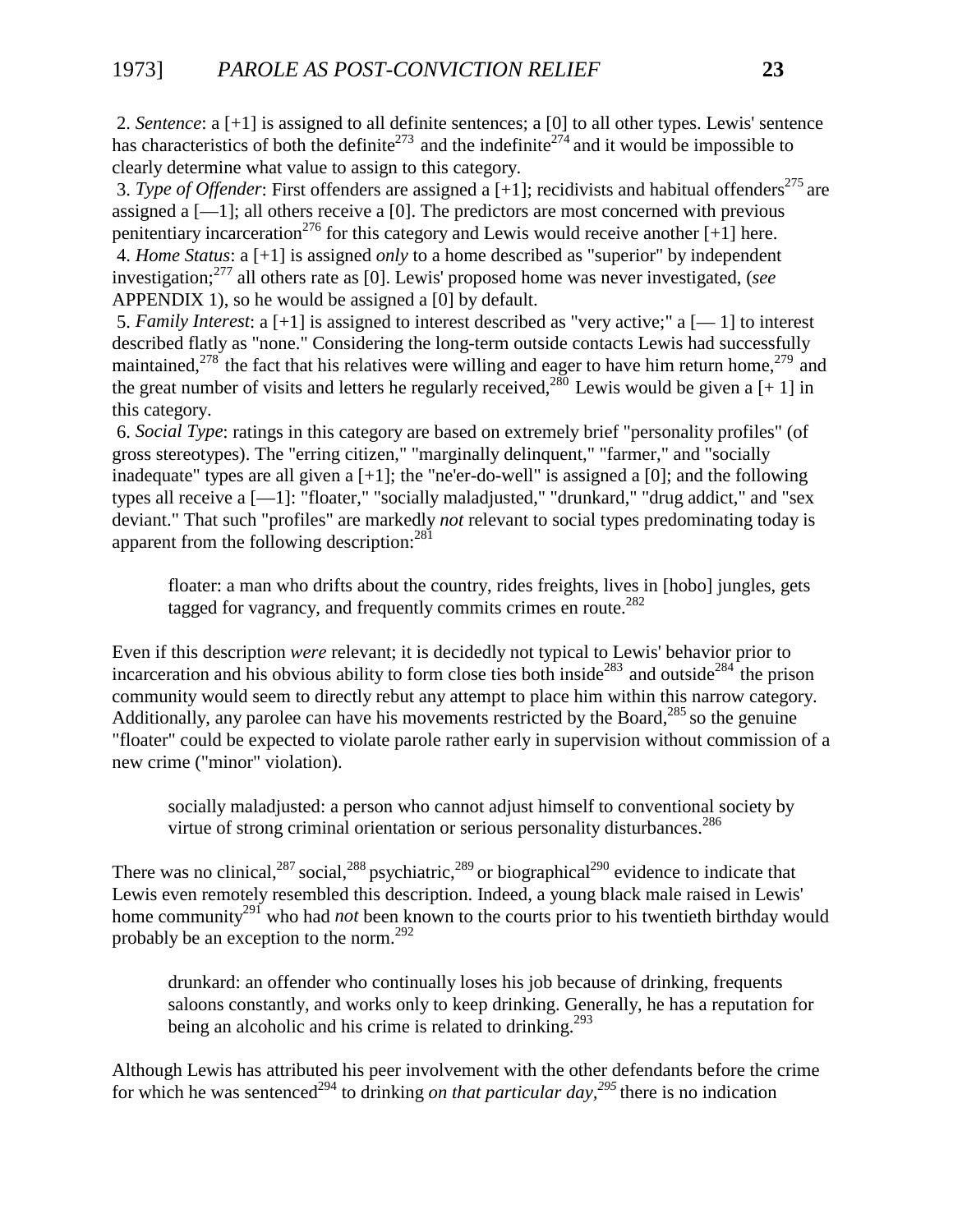2. *Sentence*: a [+1] is assigned to all definite sentences; a [0] to all other types. Lewis' sentence has characteristics of both the definite[273] and the indefinite[274] and it would be impossible to clearly determine what value to assign to this category.

3. *Type of Offender*: First offenders are assigned a [+1]; recidivists and habitual offenders[275] are assigned a [—1]; all others receive a [0]. The predictors are most concerned with previous penitentiary incarceration[276] for this category and Lewis would receive another [+1] here.

4. *Home Status*: a [+1] is assigned *only* to a home described as "superior" by independent investigation;[277] all others rate as [0]. Lewis' proposed home was never investigated, (*see* APPENDIX 1), so he would be assigned a [0] by default.

5. *Family Interest*: a [+1] is assigned to interest described as "very active;" a [— 1] to interest described flatly as "none." Considering the long-term outside contacts Lewis had successfully maintained,[278] the fact that his relatives were willing and eager to have him return home,[279] and the great number of visits and letters he regularly received,[280] Lewis would be given a [+ 1] in this category.

6. *Social Type*: ratings in this category are based on extremely brief "personality profiles" (of gross stereotypes). The "erring citizen," "marginally delinquent," "farmer," and "socially inadequate" types are all given a [+1]; the "ne'er-do-well" is assigned a [0]; and the following types all receive a [—1]: "floater," "socially maladjusted," "drunkard," "drug addict," and "sex deviant." That such "profiles" are markedly *not* relevant to social types predominating today is apparent from the following description:[281]

> floater: a man who drifts about the country, rides freights, lives in [hobo] jungles, gets tagged for vagrancy, and frequently commits crimes en route.[282]

Even if this description *were* relevant; it is decidedly not typical to Lewis' behavior prior to incarceration and his obvious ability to form close ties both inside[283] and outside[284] the prison community would seem to directly rebut any attempt to place him within this narrow category. Additionally, any parolee can have his movements restricted by the Board,[285] so the genuine "floater" could be expected to violate parole rather early in supervision without commission of a new crime ("minor" violation).

> socially maladjusted: a person who cannot adjust himself to conventional society by virtue of strong criminal orientation or serious personality disturbances.[286]

There was no clinical,[287] social,[288] psychiatric,[289] or biographical[290] evidence to indicate that Lewis even remotely resembled this description. Indeed, a young black male raised in Lewis' home community[291] who had *not* been known to the courts prior to his twentieth birthday would probably be an exception to the norm.[292]

> drunkard: an offender who continually loses his job because of drinking, frequents saloons constantly, and works only to keep drinking. Generally, he has a reputation for being an alcoholic and his crime is related to drinking.[293]

Although Lewis has attributed his peer involvement with the other defendants before the crime for which he was sentenced[294] to drinking *on that particular day,*[295] there is no indication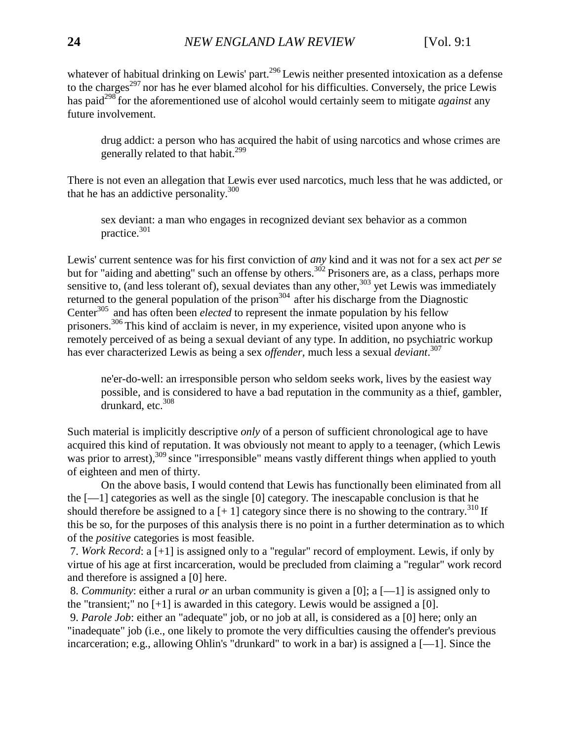whatever of habitual drinking on Lewis' part.[296] Lewis neither presented intoxication as a defense to the charges[297] nor has he ever blamed alcohol for his difficulties. Conversely, the price Lewis has paid[298] for the aforementioned use of alcohol would certainly seem to mitigate *against* any future involvement.

> drug addict: a person who has acquired the habit of using narcotics and whose crimes are generally related to that habit.[299]

There is not even an allegation that Lewis ever used narcotics, much less that he was addicted, or that he has an addictive personality.[300]

> sex deviant: a man who engages in recognized deviant sex behavior as a common practice.[301]

Lewis' current sentence was for his first conviction of *any* kind and it was not for a sex act *per se* but for "aiding and abetting" such an offense by others.[302] Prisoners are, as a class, perhaps more sensitive to, (and less tolerant of), sexual deviates than any other,[303] yet Lewis was immediately returned to the general population of the prison[304] after his discharge from the Diagnostic Center[305] and has often been *elected* to represent the inmate population by his fellow prisoners.[306] This kind of acclaim is never, in my experience, visited upon anyone who is remotely perceived of as being a sexual deviant of any type. In addition, no psychiatric workup has ever characterized Lewis as being a sex *offender*, much less a sexual *deviant*.[307]

> ne'er-do-well: an irresponsible person who seldom seeks work, lives by the easiest way possible, and is considered to have a bad reputation in the community as a thief, gambler, drunkard, etc.[308]

Such material is implicitly descriptive *only* of a person of sufficient chronological age to have acquired this kind of reputation. It was obviously not meant to apply to a teenager, (which Lewis was prior to arrest),[309] since "irresponsible" means vastly different things when applied to youth of eighteen and men of thirty.

On the above basis, I would contend that Lewis has functionally been eliminated from all the [—1] categories as well as the single [0] category. The inescapable conclusion is that he should therefore be assigned to a [+ 1] category since there is no showing to the contrary.[310] If this be so, for the purposes of this analysis there is no point in a further determination as to which of the *positive* categories is most feasible.

7. *Work Record*: a [+1] is assigned only to a "regular" record of employment. Lewis, if only by virtue of his age at first incarceration, would be precluded from claiming a "regular" work record and therefore is assigned a [0] here.

8. *Community*: either a rural *or* an urban community is given a [0]; a [—1] is assigned only to the "transient;" no [+1] is awarded in this category. Lewis would be assigned a [0].

9. *Parole Job*: either an "adequate" job, or no job at all, is considered as a [0] here; only an "inadequate" job (i.e., one likely to promote the very difficulties causing the offender's previous incarceration; e.g., allowing Ohlin's "drunkard" to work in a bar) is assigned a [—1]. Since the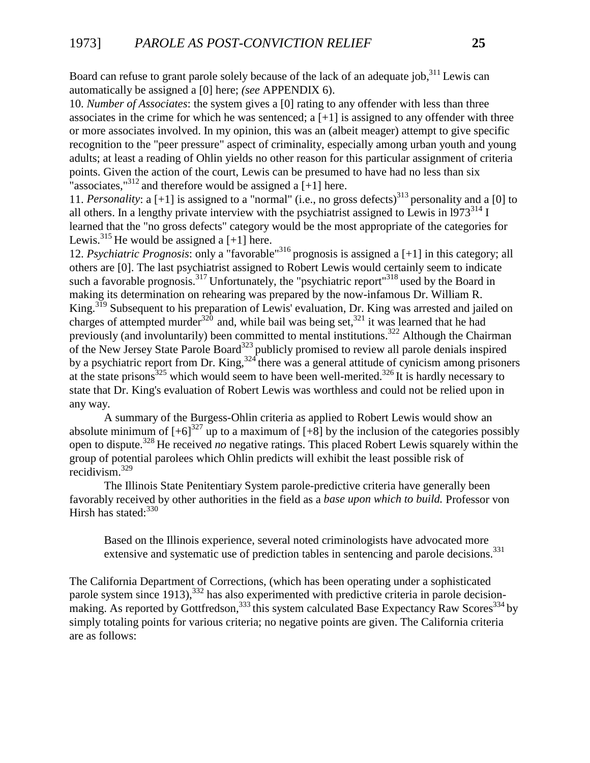Board can refuse to grant parole solely because of the lack of an adequate job,[311] Lewis can automatically be assigned a [0] here; *(see* APPENDIX 6).

10. *Number of Associates*: the system gives a [0] rating to any offender with less than three associates in the crime for which he was sentenced; a [+1] is assigned to any offender with three or more associates involved. In my opinion, this was an (albeit meager) attempt to give specific recognition to the "peer pressure" aspect of criminality, especially among urban youth and young adults; at least a reading of Ohlin yields no other reason for this particular assignment of criteria points. Given the action of the court, Lewis can be presumed to have had no less than six "associates,"[312] and therefore would be assigned a [+1] here.

11. *Personality*: a [+1] is assigned to a "normal" (i.e., no gross defects)[313] personality and a [0] to all others. In a lengthy private interview with the psychiatrist assigned to Lewis in l973[314] I learned that the "no gross defects" category would be the most appropriate of the categories for Lewis.[315] He would be assigned a [+1] here.

12. *Psychiatric Prognosis*: only a "favorable"[316] prognosis is assigned a [+1] in this category; all others are [0]. The last psychiatrist assigned to Robert Lewis would certainly seem to indicate such a favorable prognosis.[317] Unfortunately, the "psychiatric report"[318] used by the Board in making its determination on rehearing was prepared by the now-infamous Dr. William R. King.[319] Subsequent to his preparation of Lewis' evaluation, Dr. King was arrested and jailed on charges of attempted murder[320] and, while bail was being set,[321] it was learned that he had previously (and involuntarily) been committed to mental institutions.[322] Although the Chairman of the New Jersey State Parole Board[323] publicly promised to review all parole denials inspired by a psychiatric report from Dr. King,[324] there was a general attitude of cynicism among prisoners at the state prisons[325] which would seem to have been well-merited.[326] It is hardly necessary to state that Dr. King's evaluation of Robert Lewis was worthless and could not be relied upon in any way.

A summary of the Burgess-Ohlin criteria as applied to Robert Lewis would show an absolute minimum of [+6][327] up to a maximum of [+8] by the inclusion of the categories possibly open to dispute.[328] He received *no* negative ratings. This placed Robert Lewis squarely within the group of potential parolees which Ohlin predicts will exhibit the least possible risk of recidivism.[329]

The Illinois State Penitentiary System parole-predictive criteria have generally been favorably received by other authorities in the field as a *base upon which to build.* Professor von Hirsh has stated:[330]

> Based on the Illinois experience, several noted criminologists have advocated more extensive and systematic use of prediction tables in sentencing and parole decisions.[331]

The California Department of Corrections, (which has been operating under a sophisticated parole system since 1913),[332] has also experimented with predictive criteria in parole decision-making. As reported by Gottfredson,[333] this system calculated Base Expectancy Raw Scores[334] by simply totaling points for various criteria; no negative points are given. The California criteria are as follows: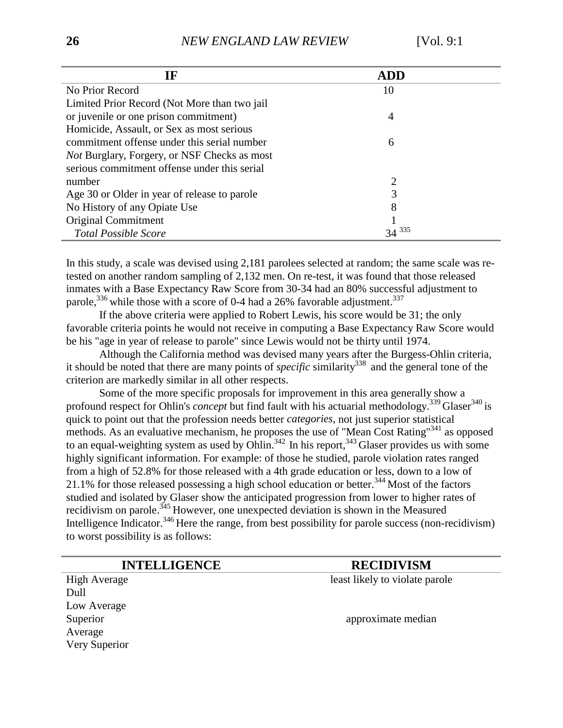| IF | ADD |
|---|---|
| No Prior Record | 10 |
| Limited Prior Record (Not More than two jail or juvenile or one prison commitment) | 4 |
| Homicide, Assault, or Sex as most serious commitment offense under this serial number | 6 |
| *Not* Burglary, Forgery, or NSF Checks as most serious commitment offense under this serial number | 2 |
| Age 30 or Older in year of release to parole | 3 |
| No History of any Opiate Use | 8 |
| Original Commitment | 1 |
| *Total Possible Score* | 34 [335] |

In this study, a scale was devised using 2,181 parolees selected at random; the same scale was re-tested on another random sampling of 2,132 men. On re-test, it was found that those released inmates with a Base Expectancy Raw Score from 30-34 had an 80% successful adjustment to parole,[336] while those with a score of 0-4 had a 26% favorable adjustment.[337]

If the above criteria were applied to Robert Lewis, his score would be 31; the only favorable criteria points he would not receive in computing a Base Expectancy Raw Score would be his "age in year of release to parole" since Lewis would not be thirty until 1974.

Although the California method was devised many years after the Burgess-Ohlin criteria, it should be noted that there are many points of *specific* similarity[338] and the general tone of the criterion are markedly similar in all other respects.

Some of the more specific proposals for improvement in this area generally show a profound respect for Ohlin's *concept* but find fault with his actuarial methodology.[339] Glaser[340] is quick to point out that the profession needs better *categories*, not just superior statistical methods. As an evaluative mechanism, he proposes the use of "Mean Cost Rating"[341] as opposed to an equal-weighting system as used by Ohlin.[342] In his report,[343] Glaser provides us with some highly significant information. For example: of those he studied, parole violation rates ranged from a high of 52.8% for those released with a 4th grade education or less, down to a low of 21.1% for those released possessing a high school education or better.[344] Most of the factors studied and isolated by Glaser show the anticipated progression from lower to higher rates of recidivism on parole.[345] However, one unexpected deviation is shown in the Measured Intelligence Indicator.[346] Here the range, from best possibility for parole success (non-recidivism) to worst possibility is as follows:

| INTELLIGENCE | RECIDIVISM |
|---|---|
| High Average | least likely to violate parole |
| Dull | |
| Low Average | |
| Superior | approximate median |
| Average | |
| Very Superior | |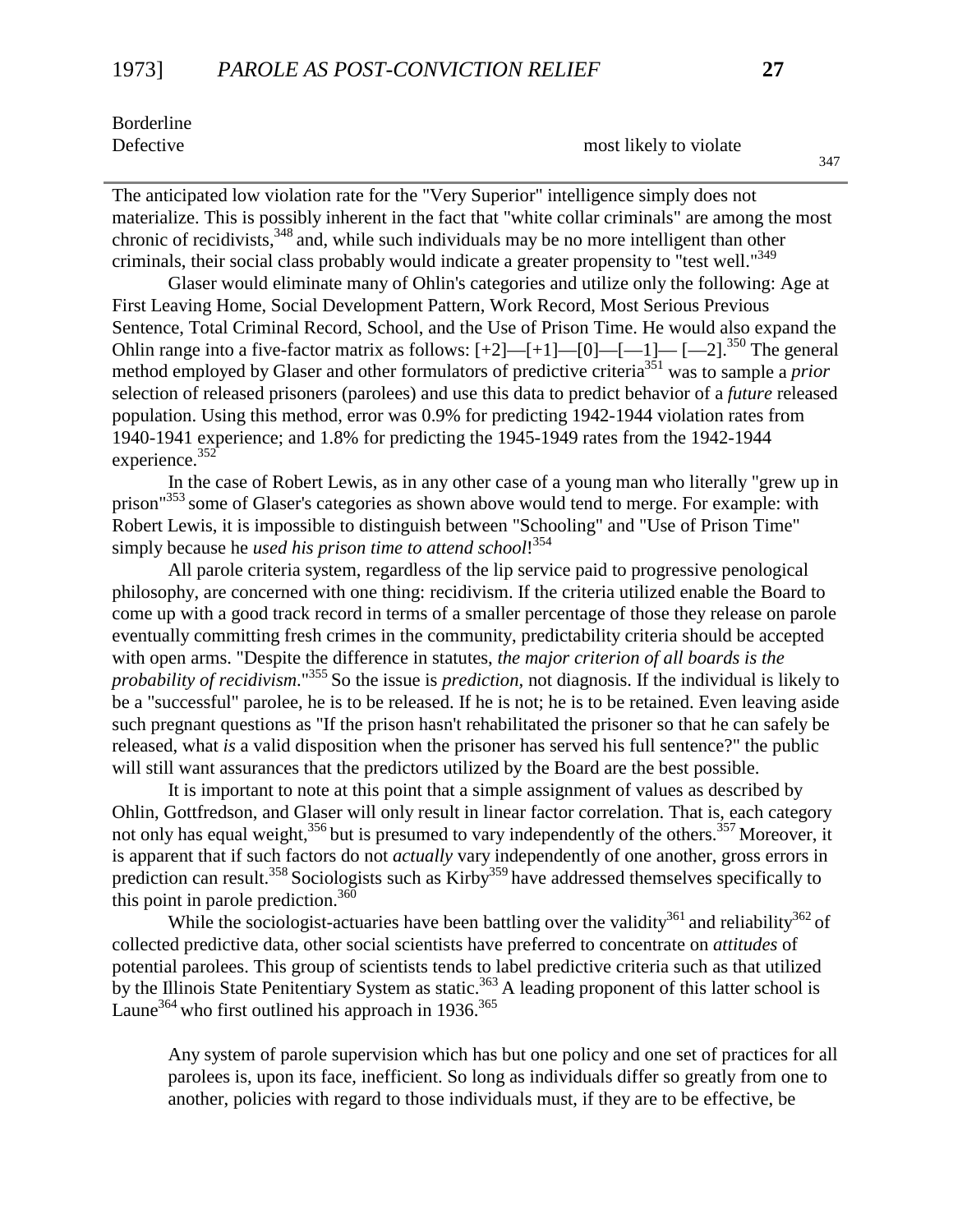| | |
|---|---|
| Borderline | |
| Defective | most likely to violate |

[347]

The anticipated low violation rate for the "Very Superior" intelligence simply does not materialize. This is possibly inherent in the fact that "white collar criminals" are among the most chronic of recidivists,[348] and, while such individuals may be no more intelligent than other criminals, their social class probably would indicate a greater propensity to "test well."[349]

Glaser would eliminate many of Ohlin's categories and utilize only the following: Age at First Leaving Home, Social Development Pattern, Work Record, Most Serious Previous Sentence, Total Criminal Record, School, and the Use of Prison Time. He would also expand the Ohlin range into a five-factor matrix as follows: [+2]—[+1]—[0]—[—1]— [—2].[350] The general method employed by Glaser and other formulators of predictive criteria[351] was to sample a *prior* selection of released prisoners (parolees) and use this data to predict behavior of a *future* released population. Using this method, error was 0.9% for predicting 1942-1944 violation rates from 1940-1941 experience; and 1.8% for predicting the 1945-1949 rates from the 1942-1944 experience.[352]

In the case of Robert Lewis, as in any other case of a young man who literally "grew up in prison"[353] some of Glaser's categories as shown above would tend to merge. For example: with Robert Lewis, it is impossible to distinguish between "Schooling" and "Use of Prison Time" simply because he *used his prison time to attend school*![354]

All parole criteria system, regardless of the lip service paid to progressive penological philosophy, are concerned with one thing: recidivism. If the criteria utilized enable the Board to come up with a good track record in terms of a smaller percentage of those they release on parole eventually committing fresh crimes in the community, predictability criteria should be accepted with open arms. "Despite the difference in statutes, *the major criterion of all boards is the probability of recidivism*."[355] So the issue is *prediction,* not diagnosis. If the individual is likely to be a "successful" parolee, he is to be released. If he is not; he is to be retained. Even leaving aside such pregnant questions as "If the prison hasn't rehabilitated the prisoner so that he can safely be released, what *is* a valid disposition when the prisoner has served his full sentence?" the public will still want assurances that the predictors utilized by the Board are the best possible.

It is important to note at this point that a simple assignment of values as described by Ohlin, Gottfredson, and Glaser will only result in linear factor correlation. That is, each category not only has equal weight,[356] but is presumed to vary independently of the others.[357] Moreover, it is apparent that if such factors do not *actually* vary independently of one another, gross errors in prediction can result.[358] Sociologists such as Kirby[359] have addressed themselves specifically to this point in parole prediction.[360]

While the sociologist-actuaries have been battling over the validity[361] and reliability[362] of collected predictive data, other social scientists have preferred to concentrate on *attitudes* of potential parolees. This group of scientists tends to label predictive criteria such as that utilized by the Illinois State Penitentiary System as static.[363] A leading proponent of this latter school is Laune[364] who first outlined his approach in 1936.[365]

> Any system of parole supervision which has but one policy and one set of practices for all parolees is, upon its face, inefficient. So long as individuals differ so greatly from one to another, policies with regard to those individuals must, if they are to be effective, be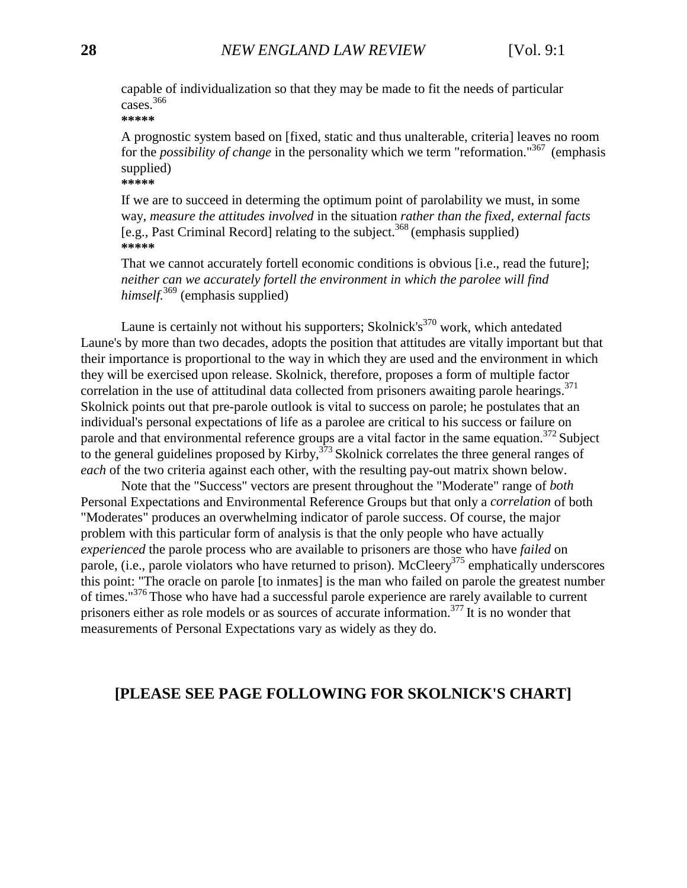capable of individualization so that they may be made to fit the needs of particular cases.[366]

**\*\*\*\*\***

A prognostic system based on [fixed, static and thus unalterable, criteria] leaves no room for the *possibility of change* in the personality which we term "reformation."[367] (emphasis supplied)

**\*\*\*\*\***

If we are to succeed in determing the optimum point of parolability we must, in some way, *measure the attitudes involved* in the situation *rather than the fixed, external facts* [e.g., Past Criminal Record] relating to the subject.[368] (emphasis supplied)

**\*\*\*\*\***

That we cannot accurately fortell economic conditions is obvious [i.e., read the future]; *neither can we accurately fortell the environment in which the parolee will find himself.*[369] (emphasis supplied)

Laune is certainly not without his supporters; Skolnick's[370] work, which antedated Laune's by more than two decades, adopts the position that attitudes are vitally important but that their importance is proportional to the way in which they are used and the environment in which they will be exercised upon release. Skolnick, therefore, proposes a form of multiple factor correlation in the use of attitudinal data collected from prisoners awaiting parole hearings.[371] Skolnick points out that pre-parole outlook is vital to success on parole; he postulates that an individual's personal expectations of life as a parolee are critical to his success or failure on parole and that environmental reference groups are a vital factor in the same equation.[372] Subject to the general guidelines proposed by Kirby,[373] Skolnick correlates the three general ranges of *each* of the two criteria against each other, with the resulting pay-out matrix shown below.

Note that the "Success" vectors are present throughout the "Moderate" range of *both* Personal Expectations and Environmental Reference Groups but that only a *correlation* of both "Moderates" produces an overwhelming indicator of parole success. Of course, the major problem with this particular form of analysis is that the only people who have actually *experienced* the parole process who are available to prisoners are those who have *failed* on parole, (i.e., parole violators who have returned to prison). McCleery[375] emphatically underscores this point: "The oracle on parole [to inmates] is the man who failed on parole the greatest number of times."[376] Those who have had a successful parole experience are rarely available to current prisoners either as role models or as sources of accurate information.[377] It is no wonder that measurements of Personal Expectations vary as widely as they do.

**[PLEASE SEE PAGE FOLLOWING FOR SKOLNICK'S CHART]**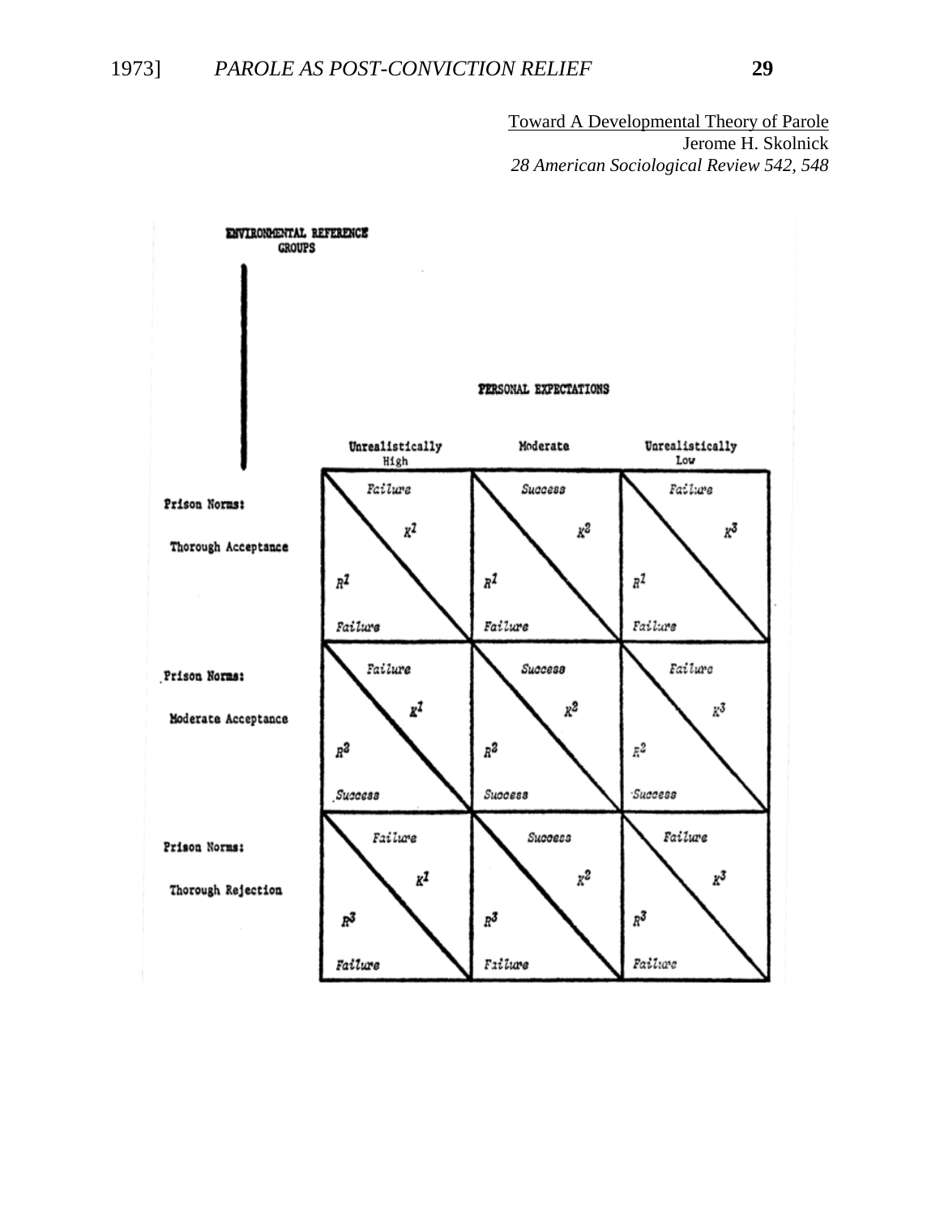Toward A Developmental Theory of Parole
Jerome H. Skolnick
*28 American Sociological Review 542, 548*

**ENVIRONMENTAL REFERENCE GROUPS**

**PERSONAL EXPECTATIONS**

| | Unrealistically High | Moderate | Unrealistically Low |
|---|---|---|---|
| **Prison Norms:** Thorough Acceptance | Failure $K^1$ / $R^1$ Failure | Success $K^2$ / $R^1$ Failure | Failure $K^3$ / $R^1$ Failure |
| **Prison Norms:** Moderate Acceptance | Failure $K^1$ / $R^2$ Success | Success $K^2$ / $R^2$ Success | Failure $K^3$ / $R^2$ Success |
| **Prison Norms:** Thorough Rejection | Failure $K^1$ / $R^3$ Failure | Success $K^2$ / $R^3$ Failure | Failure $K^3$ / $R^3$ Failure |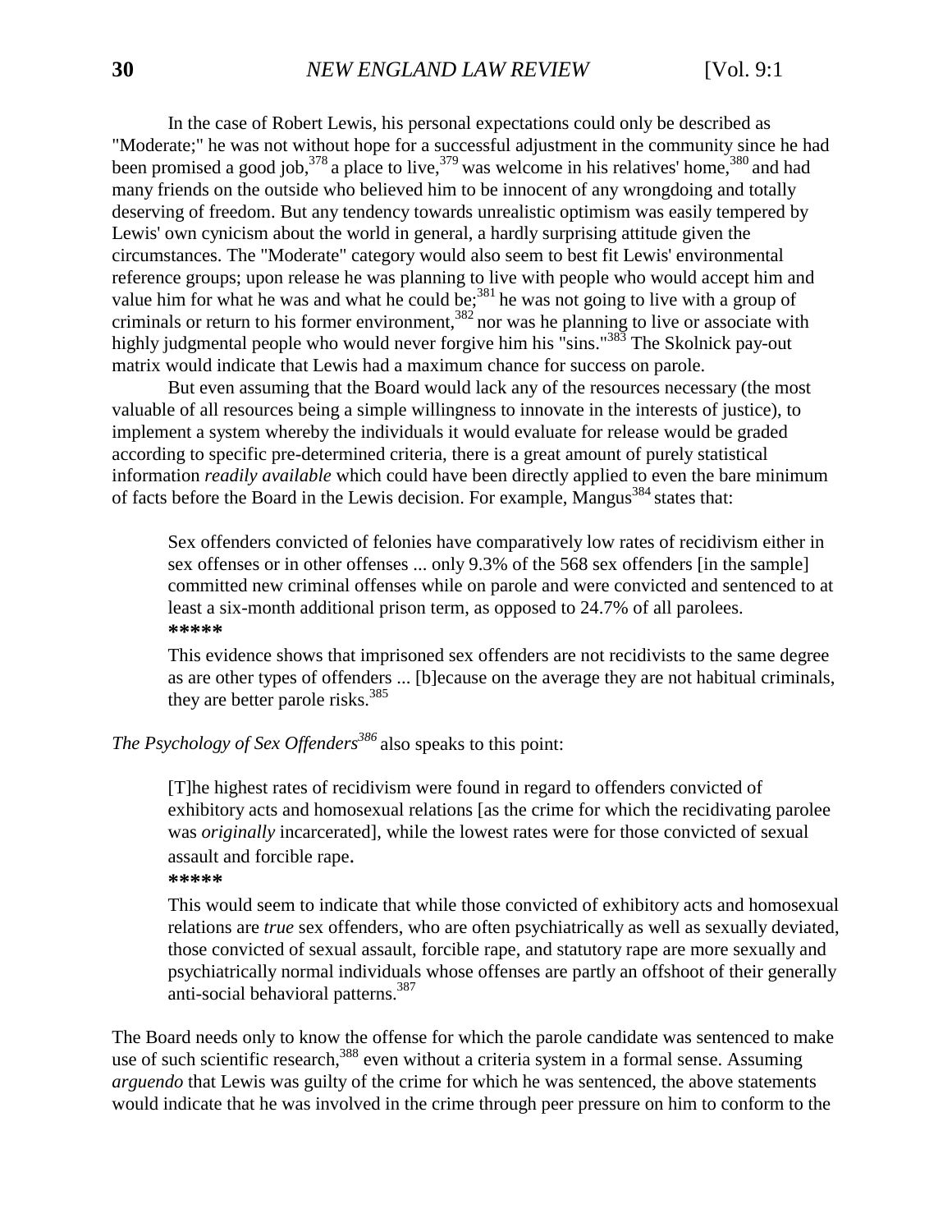In the case of Robert Lewis, his personal expectations could only be described as "Moderate;" he was not without hope for a successful adjustment in the community since he had been promised a good job,[378] a place to live,[379] was welcome in his relatives' home,[380] and had many friends on the outside who believed him to be innocent of any wrongdoing and totally deserving of freedom. But any tendency towards unrealistic optimism was easily tempered by Lewis' own cynicism about the world in general, a hardly surprising attitude given the circumstances. The "Moderate" category would also seem to best fit Lewis' environmental reference groups; upon release he was planning to live with people who would accept him and value him for what he was and what he could be;[381] he was not going to live with a group of criminals or return to his former environment,[382] nor was he planning to live or associate with highly judgmental people who would never forgive him his "sins."[383] The Skolnick pay-out matrix would indicate that Lewis had a maximum chance for success on parole.

But even assuming that the Board would lack any of the resources necessary (the most valuable of all resources being a simple willingness to innovate in the interests of justice), to implement a system whereby the individuals it would evaluate for release would be graded according to specific pre-determined criteria, there is a great amount of purely statistical information *readily available* which could have been directly applied to even the bare minimum of facts before the Board in the Lewis decision. For example, Mangus[384] states that:

> Sex offenders convicted of felonies have comparatively low rates of recidivism either in sex offenses or in other offenses ... only 9.3% of the 568 sex offenders [in the sample] committed new criminal offenses while on parole and were convicted and sentenced to at least a six-month additional prison term, as opposed to 24.7% of all parolees.
>
> **\*\*\*\*\***
>
> This evidence shows that imprisoned sex offenders are not recidivists to the same degree as are other types of offenders ... [b]ecause on the average they are not habitual criminals, they are better parole risks.[385]

*The Psychology of Sex Offenders*[386] also speaks to this point:

> [T]he highest rates of recidivism were found in regard to offenders convicted of exhibitory acts and homosexual relations [as the crime for which the recidivating parolee was *originally* incarcerated], while the lowest rates were for those convicted of sexual assault and forcible rape.
>
> **\*\*\*\*\***
>
> This would seem to indicate that while those convicted of exhibitory acts and homosexual relations are *true* sex offenders, who are often psychiatrically as well as sexually deviated, those convicted of sexual assault, forcible rape, and statutory rape are more sexually and psychiatrically normal individuals whose offenses are partly an offshoot of their generally anti-social behavioral patterns.[387]

The Board needs only to know the offense for which the parole candidate was sentenced to make use of such scientific research,[388] even without a criteria system in a formal sense. Assuming *arguendo* that Lewis was guilty of the crime for which he was sentenced, the above statements would indicate that he was involved in the crime through peer pressure on him to conform to the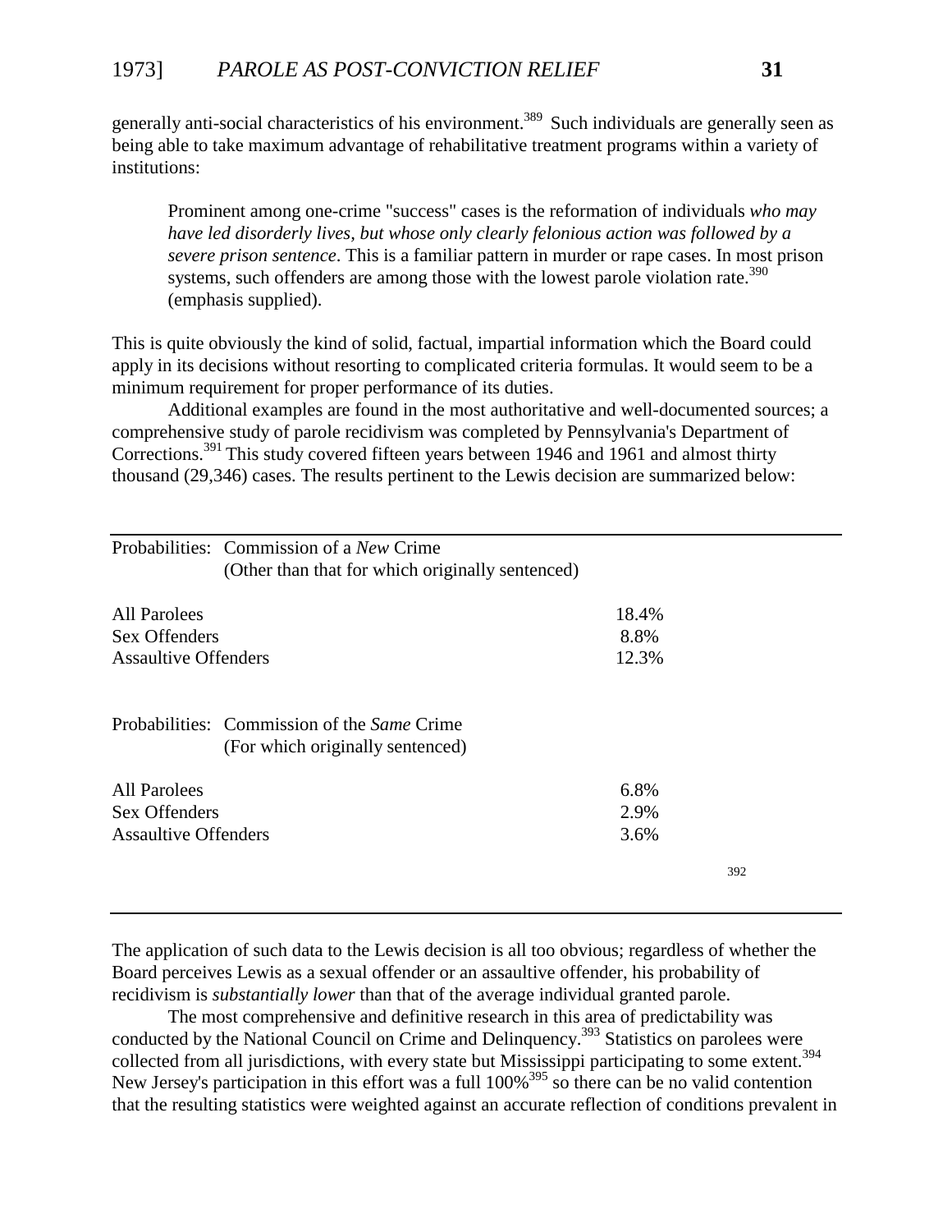generally anti-social characteristics of his environment.[389] Such individuals are generally seen as being able to take maximum advantage of rehabilitative treatment programs within a variety of institutions:

> Prominent among one-crime "success" cases is the reformation of individuals *who may have led disorderly lives, but whose only clearly felonious action was followed by a severe prison sentence*. This is a familiar pattern in murder or rape cases. In most prison systems, such offenders are among those with the lowest parole violation rate.[390] (emphasis supplied).

This is quite obviously the kind of solid, factual, impartial information which the Board could apply in its decisions without resorting to complicated criteria formulas. It would seem to be a minimum requirement for proper performance of its duties.

Additional examples are found in the most authoritative and well-documented sources; a comprehensive study of parole recidivism was completed by Pennsylvania's Department of Corrections.[391] This study covered fifteen years between 1946 and 1961 and almost thirty thousand (29,346) cases. The results pertinent to the Lewis decision are summarized below:

| Probabilities: Commission of a *New* Crime (Other than that for which originally sentenced) | |
|---|---|
| All Parolees | 18.4% |
| Sex Offenders | 8.8% |
| Assaultive Offenders | 12.3% |
| **Probabilities: Commission of the *Same* Crime (For which originally sentenced)** | |
| All Parolees | 6.8% |
| Sex Offenders | 2.9% |
| Assaultive Offenders | 3.6% |

[392]

The application of such data to the Lewis decision is all too obvious; regardless of whether the Board perceives Lewis as a sexual offender or an assaultive offender, his probability of recidivism is *substantially lower* than that of the average individual granted parole.

The most comprehensive and definitive research in this area of predictability was conducted by the National Council on Crime and Delinquency.[393] Statistics on parolees were collected from all jurisdictions, with every state but Mississippi participating to some extent.[394] New Jersey's participation in this effort was a full 100%[395] so there can be no valid contention that the resulting statistics were weighted against an accurate reflection of conditions prevalent in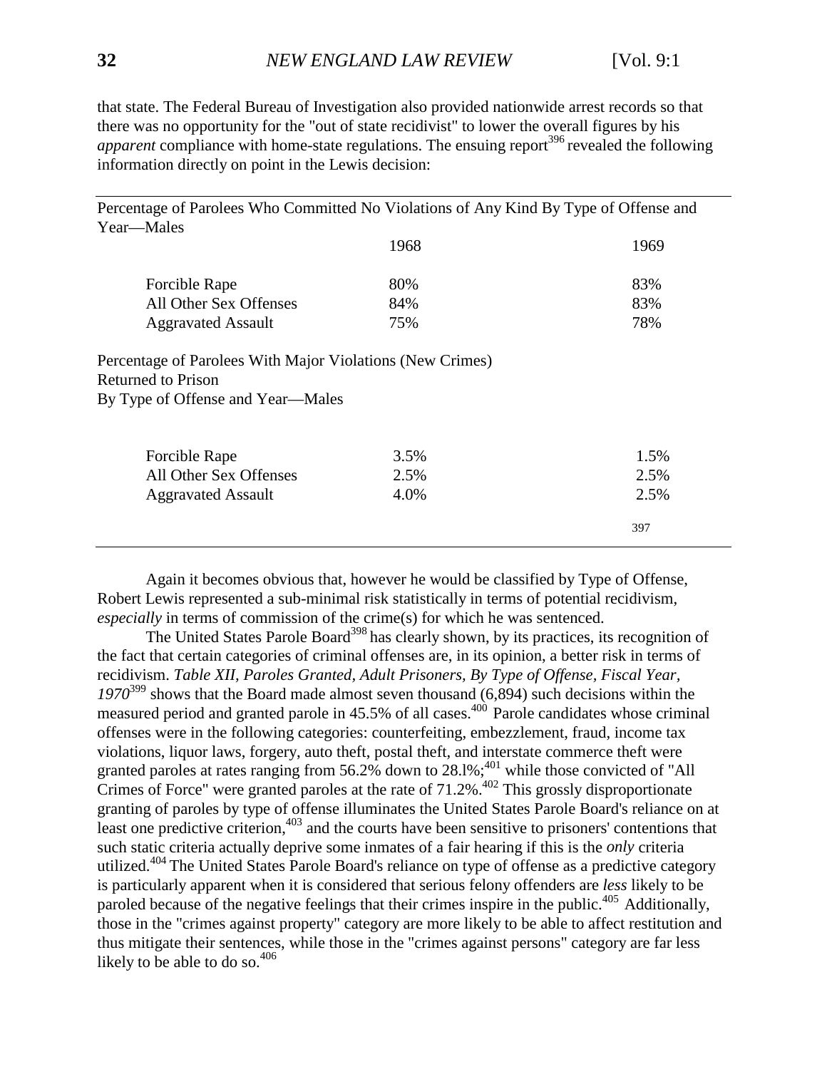that state. The Federal Bureau of Investigation also provided nationwide arrest records so that there was no opportunity for the "out of state recidivist" to lower the overall figures by his *apparent* compliance with home-state regulations. The ensuing report[396] revealed the following information directly on point in the Lewis decision:

| Percentage of Parolees Who Committed No Violations of Any Kind By Type of Offense and Year—Males | | |
|---|---|---|
| | 1968 | 1969 |
| Forcible Rape | 80% | 83% |
| All Other Sex Offenses | 84% | 83% |
| Aggravated Assault | 75% | 78% |
| Percentage of Parolees With Major Violations (New Crimes) Returned to Prison By Type of Offense and Year—Males | | |
| Forcible Rape | 3.5% | 1.5% |
| All Other Sex Offenses | 2.5% | 2.5% |
| Aggravated Assault | 4.0% | 2.5% |

[397]

Again it becomes obvious that, however he would be classified by Type of Offense, Robert Lewis represented a sub-minimal risk statistically in terms of potential recidivism, *especially* in terms of commission of the crime(s) for which he was sentenced.

The United States Parole Board[398] has clearly shown, by its practices, its recognition of the fact that certain categories of criminal offenses are, in its opinion, a better risk in terms of recidivism. *Table XII, Paroles Granted, Adult Prisoners, By Type of Offense, Fiscal Year, 1970*[399] shows that the Board made almost seven thousand (6,894) such decisions within the measured period and granted parole in 45.5% of all cases.[400] Parole candidates whose criminal offenses were in the following categories: counterfeiting, embezzlement, fraud, income tax violations, liquor laws, forgery, auto theft, postal theft, and interstate commerce theft were granted paroles at rates ranging from 56.2% down to 28.l%;[401] while those convicted of "All Crimes of Force" were granted paroles at the rate of 71.2%.[402] This grossly disproportionate granting of paroles by type of offense illuminates the United States Parole Board's reliance on at least one predictive criterion,[403] and the courts have been sensitive to prisoners' contentions that such static criteria actually deprive some inmates of a fair hearing if this is the *only* criteria utilized.[404] The United States Parole Board's reliance on type of offense as a predictive category is particularly apparent when it is considered that serious felony offenders are *less* likely to be paroled because of the negative feelings that their crimes inspire in the public.[405] Additionally, those in the "crimes against property" category are more likely to be able to affect restitution and thus mitigate their sentences, while those in the "crimes against persons" category are far less likely to be able to do so.[406]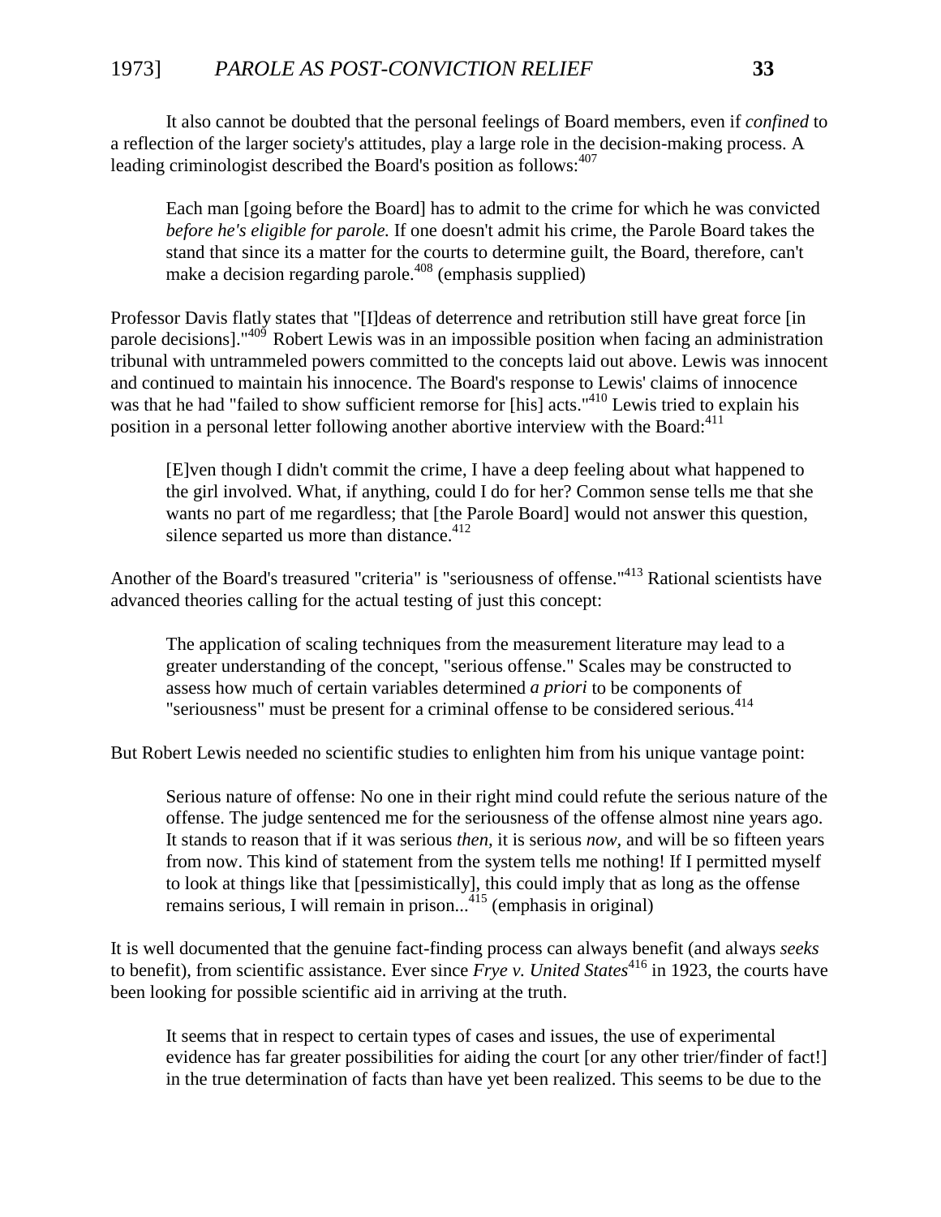It also cannot be doubted that the personal feelings of Board members, even if *confined* to a reflection of the larger society's attitudes, play a large role in the decision-making process. A leading criminologist described the Board's position as follows:[407]

> Each man [going before the Board] has to admit to the crime for which he was convicted *before he's eligible for parole.* If one doesn't admit his crime, the Parole Board takes the stand that since its a matter for the courts to determine guilt, the Board, therefore, can't make a decision regarding parole.[408] (emphasis supplied)

Professor Davis flatly states that "[I]deas of deterrence and retribution still have great force [in parole decisions]."[409] Robert Lewis was in an impossible position when facing an administration tribunal with untrammeled powers committed to the concepts laid out above. Lewis was innocent and continued to maintain his innocence. The Board's response to Lewis' claims of innocence was that he had "failed to show sufficient remorse for [his] acts."[410] Lewis tried to explain his position in a personal letter following another abortive interview with the Board:[411]

> [E]ven though I didn't commit the crime, I have a deep feeling about what happened to the girl involved. What, if anything, could I do for her? Common sense tells me that she wants no part of me regardless; that [the Parole Board] would not answer this question, silence separted us more than distance.[412]

Another of the Board's treasured "criteria" is "seriousness of offense."[413] Rational scientists have advanced theories calling for the actual testing of just this concept:

> The application of scaling techniques from the measurement literature may lead to a greater understanding of the concept, "serious offense." Scales may be constructed to assess how much of certain variables determined *a priori* to be components of "seriousness" must be present for a criminal offense to be considered serious.[414]

But Robert Lewis needed no scientific studies to enlighten him from his unique vantage point:

> Serious nature of offense: No one in their right mind could refute the serious nature of the offense. The judge sentenced me for the seriousness of the offense almost nine years ago. It stands to reason that if it was serious *then,* it is serious *now,* and will be so fifteen years from now. This kind of statement from the system tells me nothing! If I permitted myself to look at things like that [pessimistically], this could imply that as long as the offense remains serious, I will remain in prison...[415] (emphasis in original)

It is well documented that the genuine fact-finding process can always benefit (and always *seeks* to benefit), from scientific assistance. Ever since *Frye v. United States*[416] in 1923, the courts have been looking for possible scientific aid in arriving at the truth.

> It seems that in respect to certain types of cases and issues, the use of experimental evidence has far greater possibilities for aiding the court [or any other trier/finder of fact!] in the true determination of facts than have yet been realized. This seems to be due to the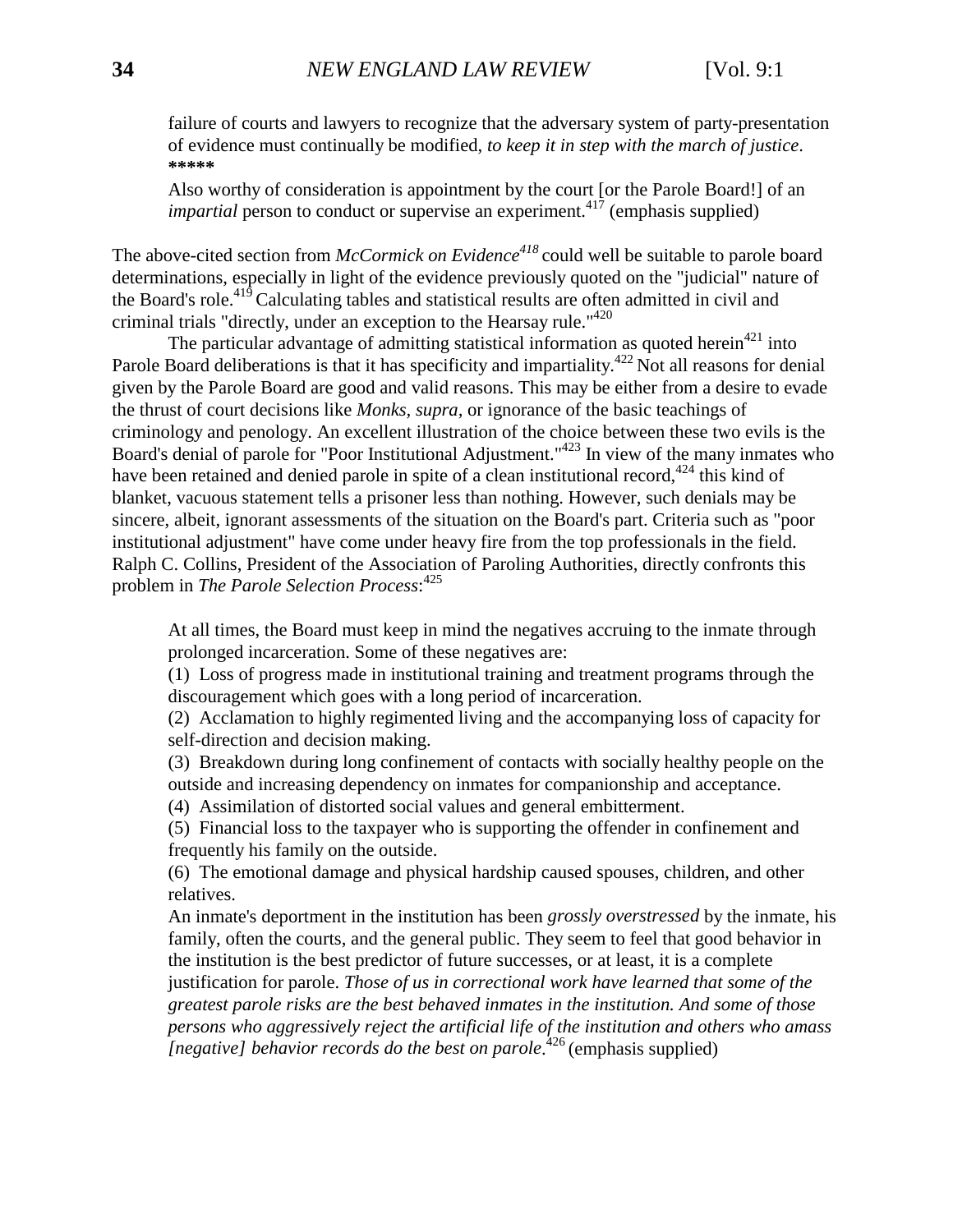> failure of courts and lawyers to recognize that the adversary system of party-presentation of evidence must continually be modified, *to keep it in step with the march of justice*.
> *****
> Also worthy of consideration is appointment by the court [or the Parole Board!] of an *impartial* person to conduct or supervise an experiment.[417] (emphasis supplied)

The above-cited section from *McCormick on Evidence*[418] could well be suitable to parole board determinations, especially in light of the evidence previously quoted on the "judicial" nature of the Board's role.[419] Calculating tables and statistical results are often admitted in civil and criminal trials "directly, under an exception to the Hearsay rule."[420]

The particular advantage of admitting statistical information as quoted herein[421] into Parole Board deliberations is that it has specificity and impartiality.[422] Not all reasons for denial given by the Parole Board are good and valid reasons. This may be either from a desire to evade the thrust of court decisions like *Monks, supra,* or ignorance of the basic teachings of criminology and penology. An excellent illustration of the choice between these two evils is the Board's denial of parole for "Poor Institutional Adjustment."[423] In view of the many inmates who have been retained and denied parole in spite of a clean institutional record,[424] this kind of blanket, vacuous statement tells a prisoner less than nothing. However, such denials may be sincere, albeit, ignorant assessments of the situation on the Board's part. Criteria such as "poor institutional adjustment" have come under heavy fire from the top professionals in the field. Ralph C. Collins, President of the Association of Paroling Authorities, directly confronts this problem in *The Parole Selection Process*:[425]

> At all times, the Board must keep in mind the negatives accruing to the inmate through prolonged incarceration. Some of these negatives are:
> (1) Loss of progress made in institutional training and treatment programs through the discouragement which goes with a long period of incarceration.
> (2) Acclamation to highly regimented living and the accompanying loss of capacity for self-direction and decision making.
> (3) Breakdown during long confinement of contacts with socially healthy people on the outside and increasing dependency on inmates for companionship and acceptance.
> (4) Assimilation of distorted social values and general embitterment.
> (5) Financial loss to the taxpayer who is supporting the offender in confinement and frequently his family on the outside.
> (6) The emotional damage and physical hardship caused spouses, children, and other relatives.
> An inmate's deportment in the institution has been *grossly overstressed* by the inmate, his family, often the courts, and the general public. They seem to feel that good behavior in the institution is the best predictor of future successes, or at least, it is a complete justification for parole. *Those of us in correctional work have learned that some of the greatest parole risks are the best behaved inmates in the institution. And some of those persons who aggressively reject the artificial life of the institution and others who amass [negative] behavior records do the best on parole*.[426] (emphasis supplied)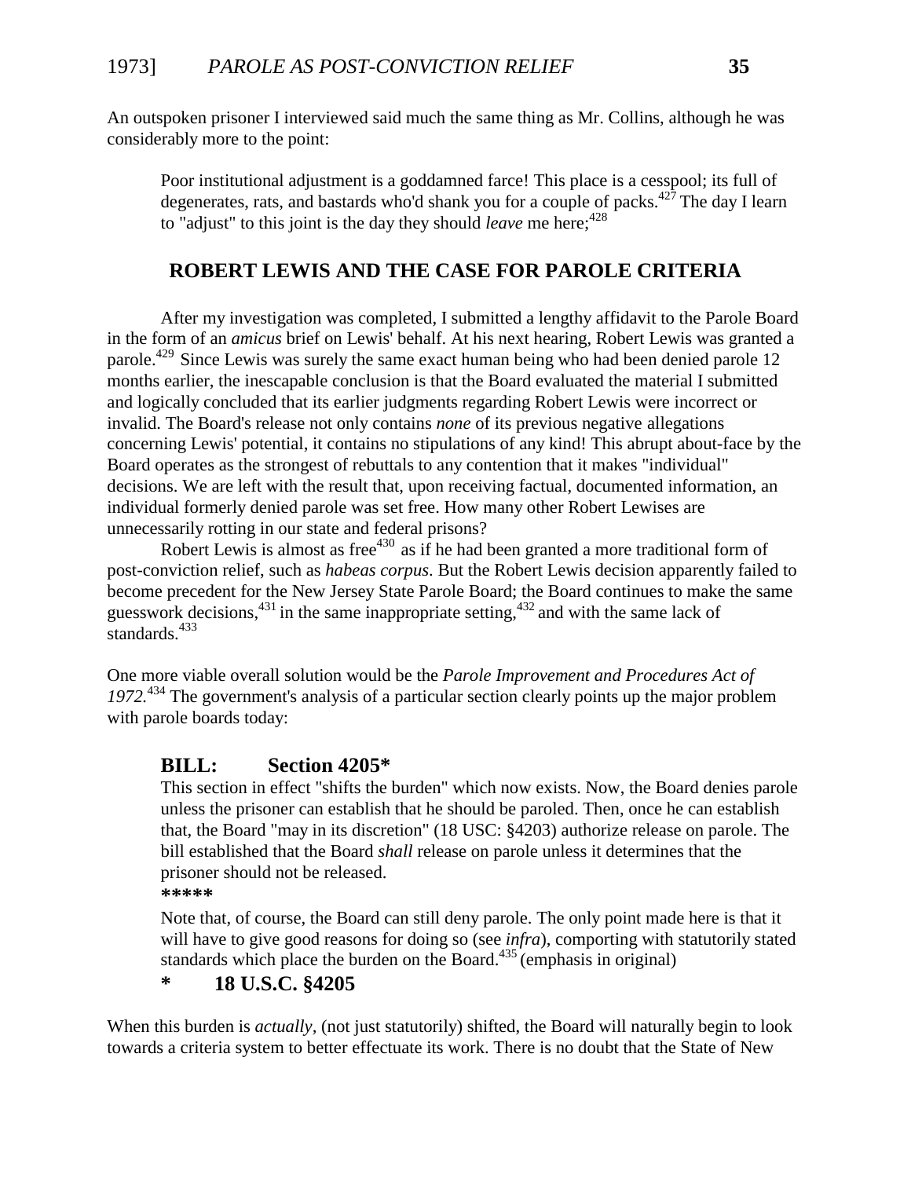An outspoken prisoner I interviewed said much the same thing as Mr. Collins, although he was considerably more to the point:

> Poor institutional adjustment is a goddamned farce! This place is a cesspool; its full of degenerates, rats, and bastards who'd shank you for a couple of packs.[427] The day I learn to "adjust" to this joint is the day they should *leave* me here;[428]

## ROBERT LEWIS AND THE CASE FOR PAROLE CRITERIA

After my investigation was completed, I submitted a lengthy affidavit to the Parole Board in the form of an *amicus* brief on Lewis' behalf. At his next hearing, Robert Lewis was granted a parole.[429] Since Lewis was surely the same exact human being who had been denied parole 12 months earlier, the inescapable conclusion is that the Board evaluated the material I submitted and logically concluded that its earlier judgments regarding Robert Lewis were incorrect or invalid. The Board's release not only contains *none* of its previous negative allegations concerning Lewis' potential, it contains no stipulations of any kind! This abrupt about-face by the Board operates as the strongest of rebuttals to any contention that it makes "individual" decisions. We are left with the result that, upon receiving factual, documented information, an individual formerly denied parole was set free. How many other Robert Lewises are unnecessarily rotting in our state and federal prisons?

Robert Lewis is almost as free[430] as if he had been granted a more traditional form of post-conviction relief, such as *habeas corpus*. But the Robert Lewis decision apparently failed to become precedent for the New Jersey State Parole Board; the Board continues to make the same guesswork decisions,[431] in the same inappropriate setting,[432] and with the same lack of standards.[433]

One more viable overall solution would be the *Parole Improvement and Procedures Act of 1972.*[434] The government's analysis of a particular section clearly points up the major problem with parole boards today:

> **BILL: Section 4205***
>
> This section in effect "shifts the burden" which now exists. Now, the Board denies parole unless the prisoner can establish that he should be paroled. Then, once he can establish that, the Board "may in its discretion" (18 USC: §4203) authorize release on parole. The bill established that the Board *shall* release on parole unless it determines that the prisoner should not be released.
>
> *****
>
> Note that, of course, the Board can still deny parole. The only point made here is that it will have to give good reasons for doing so (see *infra*), comporting with statutorily stated standards which place the burden on the Board.[435] (emphasis in original)
>
> **\* 18 U.S.C. §4205**

When this burden is *actually*, (not just statutorily) shifted, the Board will naturally begin to look towards a criteria system to better effectuate its work. There is no doubt that the State of New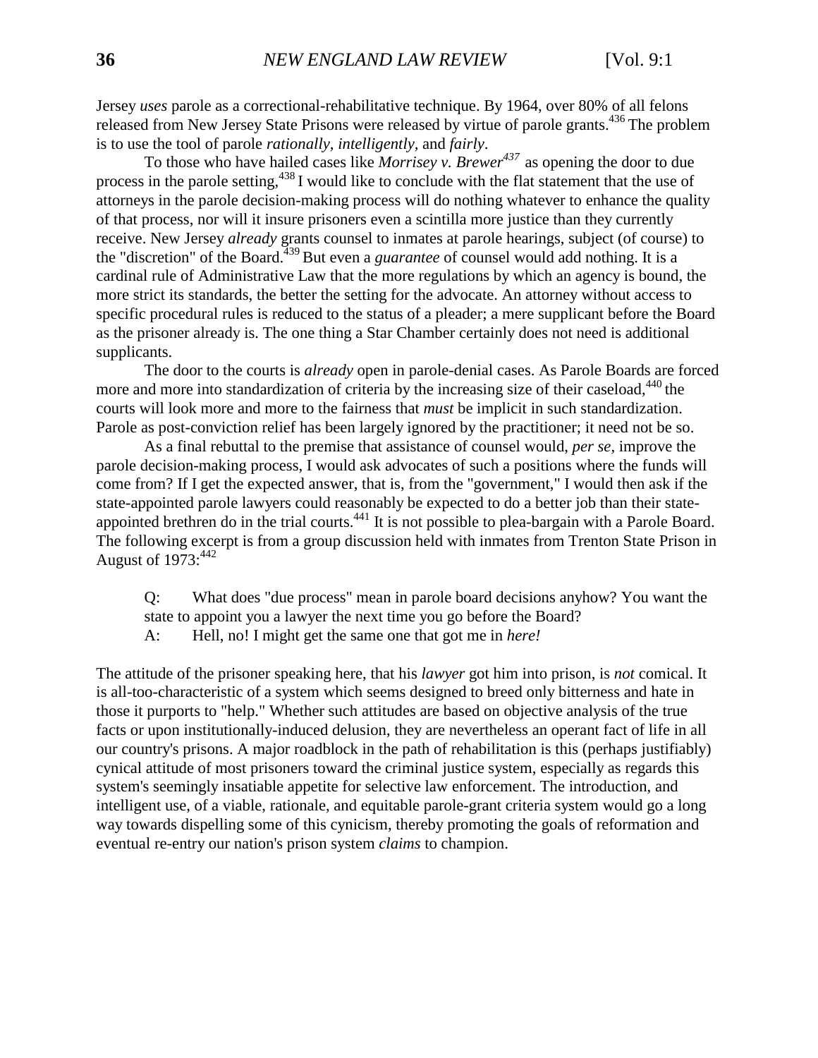Jersey *uses* parole as a correctional-rehabilitative technique. By 1964, over 80% of all felons released from New Jersey State Prisons were released by virtue of parole grants.[436] The problem is to use the tool of parole *rationally*, *intelligently*, and *fairly*.

To those who have hailed cases like *Morrisey v. Brewer*[437] as opening the door to due process in the parole setting,[438] I would like to conclude with the flat statement that the use of attorneys in the parole decision-making process will do nothing whatever to enhance the quality of that process, nor will it insure prisoners even a scintilla more justice than they currently receive. New Jersey *already* grants counsel to inmates at parole hearings, subject (of course) to the "discretion" of the Board.[439] But even a *guarantee* of counsel would add nothing. It is a cardinal rule of Administrative Law that the more regulations by which an agency is bound, the more strict its standards, the better the setting for the advocate. An attorney without access to specific procedural rules is reduced to the status of a pleader; a mere supplicant before the Board as the prisoner already is. The one thing a Star Chamber certainly does not need is additional supplicants.

The door to the courts is *already* open in parole-denial cases. As Parole Boards are forced more and more into standardization of criteria by the increasing size of their caseload,[440] the courts will look more and more to the fairness that *must* be implicit in such standardization. Parole as post-conviction relief has been largely ignored by the practitioner; it need not be so.

As a final rebuttal to the premise that assistance of counsel would, *per se*, improve the parole decision-making process, I would ask advocates of such a positions where the funds will come from? If I get the expected answer, that is, from the "government," I would then ask if the state-appointed parole lawyers could reasonably be expected to do a better job than their state-appointed brethren do in the trial courts.[441] It is not possible to plea-bargain with a Parole Board. The following excerpt is from a group discussion held with inmates from Trenton State Prison in August of 1973:[442]

> Q: What does "due process" mean in parole board decisions anyhow? You want the state to appoint you a lawyer the next time you go before the Board?
>
> A: Hell, no! I might get the same one that got me in *here!*

The attitude of the prisoner speaking here, that his *lawyer* got him into prison, is *not* comical. It is all-too-characteristic of a system which seems designed to breed only bitterness and hate in those it purports to "help." Whether such attitudes are based on objective analysis of the true facts or upon institutionally-induced delusion, they are nevertheless an operant fact of life in all our country's prisons. A major roadblock in the path of rehabilitation is this (perhaps justifiably) cynical attitude of most prisoners toward the criminal justice system, especially as regards this system's seemingly insatiable appetite for selective law enforcement. The introduction, and intelligent use, of a viable, rationale, and equitable parole-grant criteria system would go a long way towards dispelling some of this cynicism, thereby promoting the goals of reformation and eventual re-entry our nation's prison system *claims* to champion.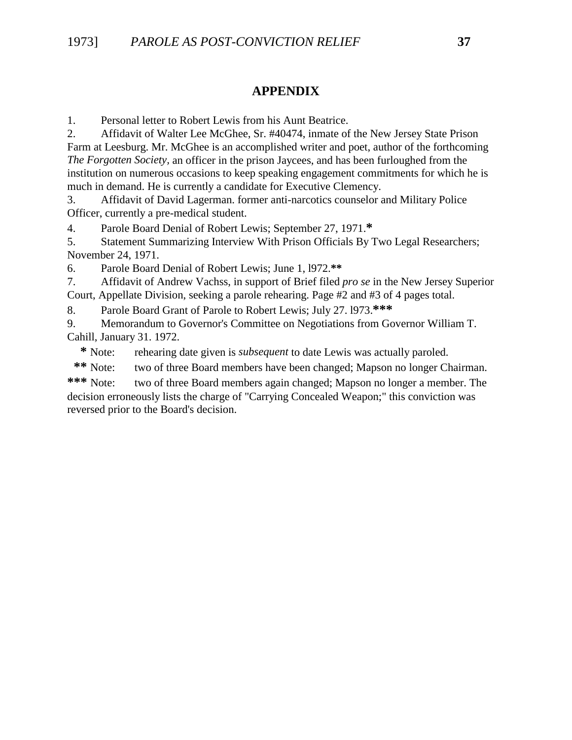## APPENDIX

1. Personal letter to Robert Lewis from his Aunt Beatrice.
2. Affidavit of Walter Lee McGhee, Sr. #40474, inmate of the New Jersey State Prison Farm at Leesburg. Mr. McGhee is an accomplished writer and poet, author of the forthcoming *The Forgotten Society,* an officer in the prison Jaycees, and has been furloughed from the institution on numerous occasions to keep speaking engagement commitments for which he is much in demand. He is currently a candidate for Executive Clemency.
3. Affidavit of David Lagerman. former anti-narcotics counselor and Military Police Officer, currently a pre-medical student.
4. Parole Board Denial of Robert Lewis; September 27, 1971.**\***
5. Statement Summarizing Interview With Prison Officials By Two Legal Researchers; November 24, 1971.
6. Parole Board Denial of Robert Lewis; June 1, l972.**\*\***
7. Affidavit of Andrew Vachss, in support of Brief filed *pro se* in the New Jersey Superior Court, Appellate Division, seeking a parole rehearing. Page #2 and #3 of 4 pages total.
8. Parole Board Grant of Parole to Robert Lewis; July 27. l973.**\*\*\***
9. Memorandum to Governor's Committee on Negotiations from Governor William T. Cahill, January 31. 1972.

**\*** Note: rehearing date given is *subsequent* to date Lewis was actually paroled.

**\*\*** Note: two of three Board members have been changed; Mapson no longer Chairman.

**\*\*\*** Note: two of three Board members again changed; Mapson no longer a member. The decision erroneously lists the charge of "Carrying Concealed Weapon;" this conviction was reversed prior to the Board's decision.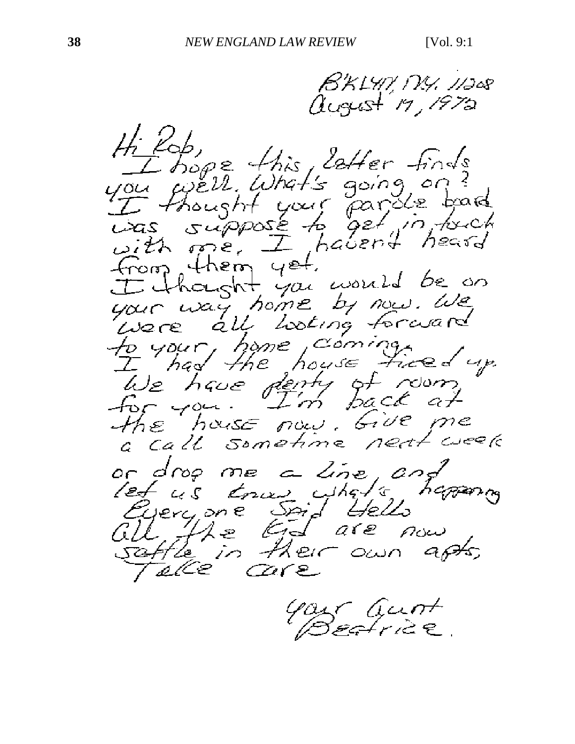B'KLYN, N.Y. 11208
August 19, 1972

Hi Rob,
I hope this letter finds you well. What's going on? I thought your parole board was suppose to get in touch with me, I haven't heard from them yet.
I thought you would be on your way home by now. We were all looking forward to your home coming.
I had the house fixed up. We have plenty of room for you. I'm back at the house now. Give me a call sometime next week or drop me a line, and let us know what's happening
Everyone Said Hello
All the Kid are now settle in their own apts,
Take Care

Your Aunt
Beatrice.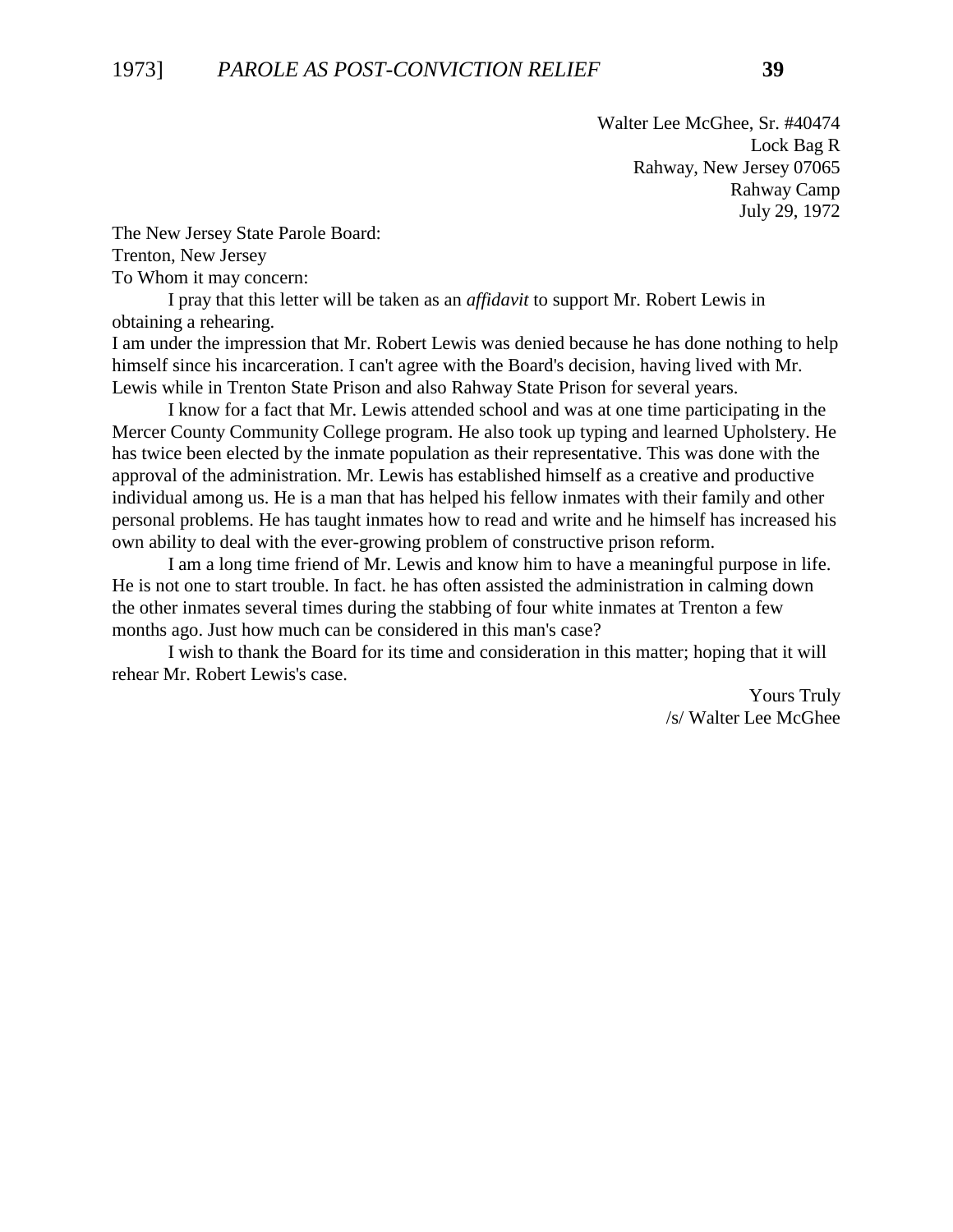Walter Lee McGhee, Sr. #40474
Lock Bag R
Rahway, New Jersey 07065
Rahway Camp
July 29, 1972

The New Jersey State Parole Board:
Trenton, New Jersey
To Whom it may concern:

I pray that this letter will be taken as an *affidavit* to support Mr. Robert Lewis in obtaining a rehearing.

I am under the impression that Mr. Robert Lewis was denied because he has done nothing to help himself since his incarceration. I can't agree with the Board's decision, having lived with Mr. Lewis while in Trenton State Prison and also Rahway State Prison for several years.

I know for a fact that Mr. Lewis attended school and was at one time participating in the Mercer County Community College program. He also took up typing and learned Upholstery. He has twice been elected by the inmate population as their representative. This was done with the approval of the administration. Mr. Lewis has established himself as a creative and productive individual among us. He is a man that has helped his fellow inmates with their family and other personal problems. He has taught inmates how to read and write and he himself has increased his own ability to deal with the ever-growing problem of constructive prison reform.

I am a long time friend of Mr. Lewis and know him to have a meaningful purpose in life. He is not one to start trouble. In fact. he has often assisted the administration in calming down the other inmates several times during the stabbing of four white inmates at Trenton a few months ago. Just how much can be considered in this man's case?

I wish to thank the Board for its time and consideration in this matter; hoping that it will rehear Mr. Robert Lewis's case.

Yours Truly
/s/ Walter Lee McGhee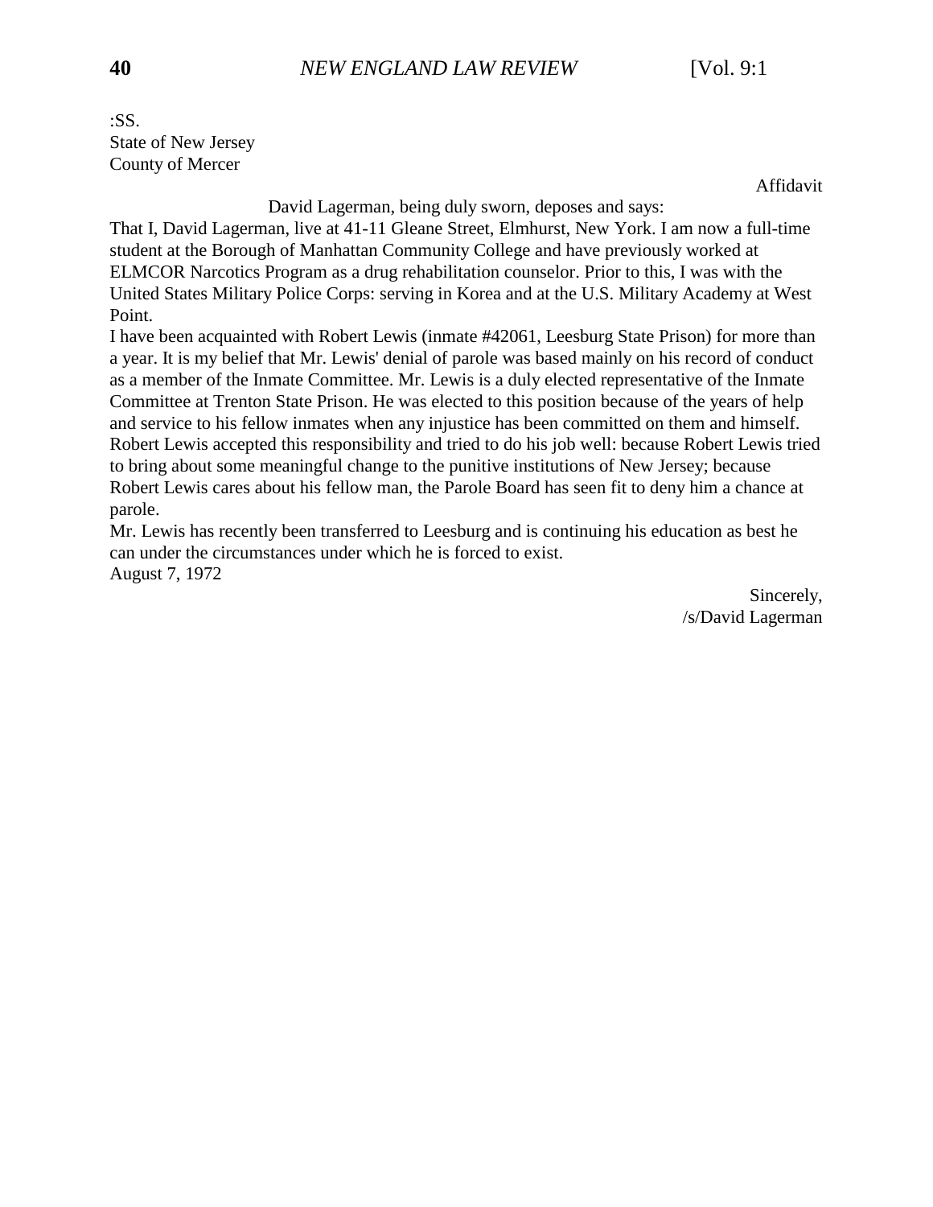:SS.
State of New Jersey
County of Mercer

Affidavit

David Lagerman, being duly sworn, deposes and says:

That I, David Lagerman, live at 41-11 Gleane Street, Elmhurst, New York. I am now a full-time student at the Borough of Manhattan Community College and have previously worked at ELMCOR Narcotics Program as a drug rehabilitation counselor. Prior to this, I was with the United States Military Police Corps: serving in Korea and at the U.S. Military Academy at West Point.

I have been acquainted with Robert Lewis (inmate #42061, Leesburg State Prison) for more than a year. It is my belief that Mr. Lewis' denial of parole was based mainly on his record of conduct as a member of the Inmate Committee. Mr. Lewis is a duly elected representative of the Inmate Committee at Trenton State Prison. He was elected to this position because of the years of help and service to his fellow inmates when any injustice has been committed on them and himself. Robert Lewis accepted this responsibility and tried to do his job well: because Robert Lewis tried to bring about some meaningful change to the punitive institutions of New Jersey; because Robert Lewis cares about his fellow man, the Parole Board has seen fit to deny him a chance at parole.

Mr. Lewis has recently been transferred to Leesburg and is continuing his education as best he can under the circumstances under which he is forced to exist.

August 7, 1972

Sincerely,
/s/David Lagerman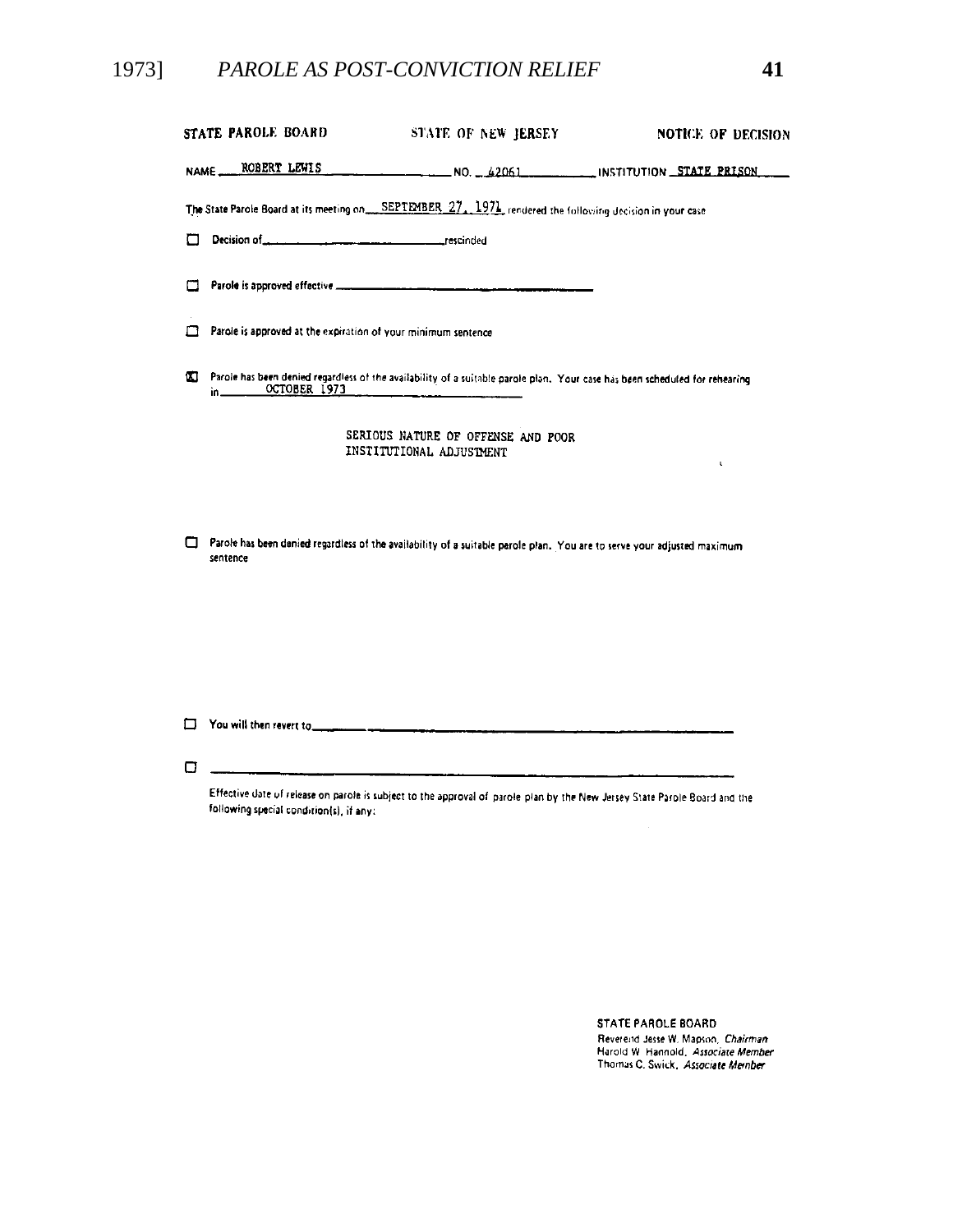STATE PAROLE BOARD &emsp; STATE OF NEW JERSEY &emsp; NOTICE OF DECISION

NAME ROBERT LEWIS &emsp; NO. 42061 &emsp; INSTITUTION STATE PRISON

The State Parole Board at its meeting on SEPTEMBER 27, 1971 rendered the following decision in your case

☐ Decision of ______________________ rescinded

☐ Parole is approved effective ______________________

☐ Parole is approved at the expiration of your minimum sentence

☒ Parole has been denied regardless of the availability of a suitable parole plan. Your case has been scheduled for rehearing in OCTOBER 1973

SERIOUS NATURE OF OFFENSE AND POOR INSTITUTIONAL ADJUSTMENT

☐ Parole has been denied regardless of the availability of a suitable parole plan. You are to serve your adjusted maximum sentence

☐ You will then revert to ______________________

☐ ______________________

Effective date of release on parole is subject to the approval of parole plan by the New Jersey State Parole Board and the following special condition(s), if any:

STATE PAROLE BOARD
Reverend Jesse W. Mapson, *Chairman*
Harold W. Hannold, *Associate Member*
Thomas C. Swick, *Associate Member*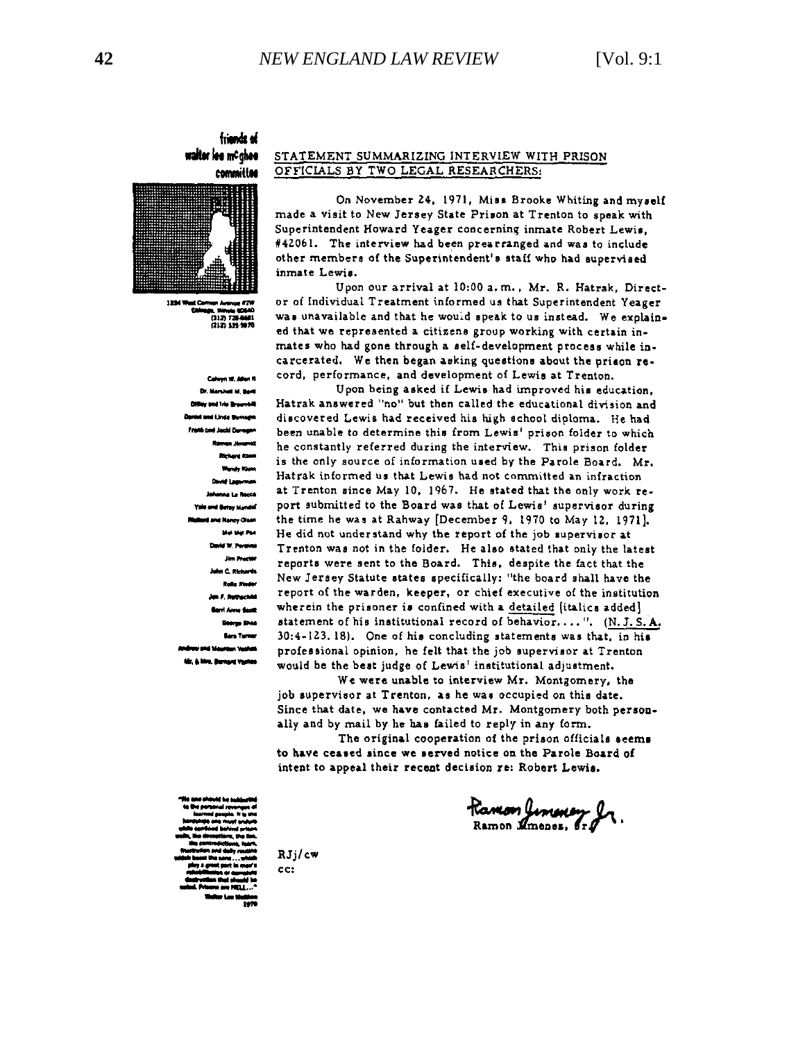friends of
walter lee mcghee
committee

1234 West Carmen Avenue #2W
Chicago, Illinois 60640
(312) 728-4681
(312) 335-3970

Calvyn W. Allen II
Dr. Marshall M. Bard
Dilley and Iris Brownhill
Daniel and Linda Burnagin
Frank and Jacki Darragan
Ramon Jimenez
Richard Klein
Wendy Klein
David Lagerman
Johanna La Rocca
Yale and Betsy Mandel
Richard and Nancy Olsen
Mel Mel Poe
David W. Perkins
Jim Proctor
John C. Richards
Rollo Rieder
Jon F. Rothschild
Sherri Anne Scott
George Shea
Sara Turner
Andrew and Maureen Vachon
Mr. & Mrs. Bernard Vachon

"No one should be subjected to the personal revenges of learned people. It is the hardships one must endure while confined behind prison walls, the deceptions, the lies, the contradictions, fears, frustration and daily routine which boast the same ... which play a great part in man's rehabilitation or accumulate destruction that should be noted. Prisons are HELL..."
Walter Lee McGhee
1970

STATEMENT SUMMARIZING INTERVIEW WITH PRISON OFFICIALS BY TWO LEGAL RESEARCHERS:

On November 24, 1971, Miss Brooke Whiting and myself made a visit to New Jersey State Prison at Trenton to speak with Superintendent Howard Yeager concerning inmate Robert Lewis, #42061. The interview had been prearranged and was to include other members of the Superintendent's staff who had supervised inmate Lewis.

Upon our arrival at 10:00 a.m., Mr. R. Hatrak, Director of Individual Treatment informed us that Superintendent Yeager was unavailable and that he would speak to us instead. We explained that we represented a citizens group working with certain inmates who had gone through a self-development process while incarcerated. We then began asking questions about the prison record, performance, and development of Lewis at Trenton.

Upon being asked if Lewis had improved his education, Hatrak answered "no" but then called the educational division and discovered Lewis had received his high school diploma. He had been unable to determine this from Lewis' prison folder to which he constantly referred during the interview. This prison folder is the only source of information used by the Parole Board. Mr. Hatrak informed us that Lewis had not committed an infraction at Trenton since May 10, 1967. He stated that the only work report submitted to the Board was that of Lewis' supervisor during the time he was at Rahway [December 9, 1970 to May 12, 1971]. He did not understand why the report of the job supervisor at Trenton was not in the folder. He also stated that only the latest reports were sent to the Board. This, despite the fact that the New Jersey Statute states specifically: "the board shall have the report of the warden, keeper, or chief executive of the institution wherein the prisoner is confined with a detailed [italics added] statement of his institutional record of behavior. . . . ". (N. J. S. A. 30:4-123.18). One of his concluding statements was that, in his professional opinion, he felt that the job supervisor at Trenton would be the best judge of Lewis' institutional adjustment.

We were unable to interview Mr. Montgomery, the job supervisor at Trenton, as he was occupied on this date. Since that date, we have contacted Mr. Montgomery both personally and by mail by he has failed to reply in any form.

The original cooperation of the prison officials seems to have ceased since we served notice on the Parole Board of intent to appeal their recent decision re: Robert Lewis.

Ramon Jimenez, Jr.

RJj/cw
cc: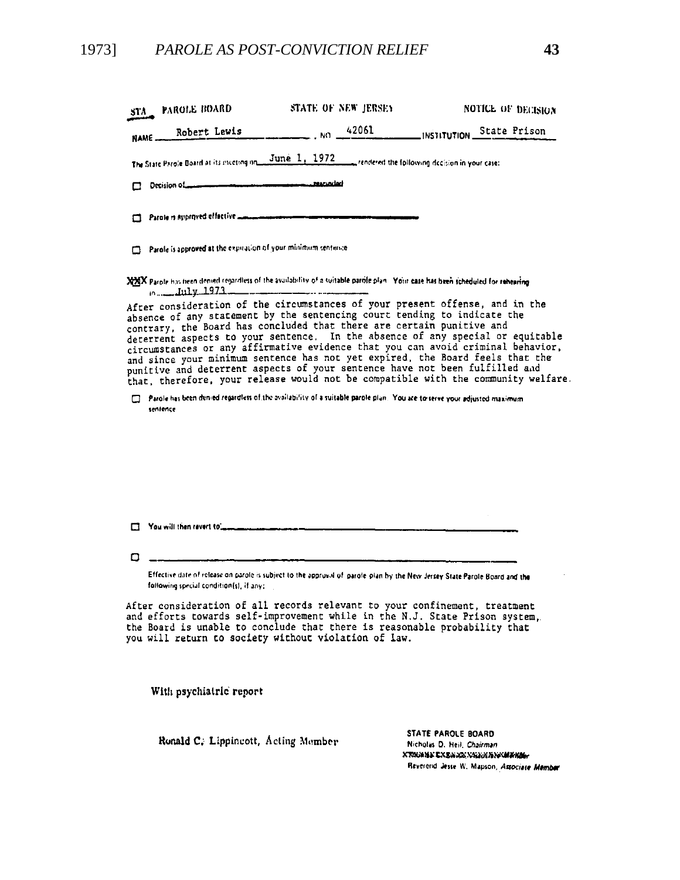STA PAROLE BOARD — STATE OF NEW JERSEY — NOTICE OF DECISION

NAME Robert Lewis , NO 42061 INSTITUTION State Prison

The State Parole Board at its meeting on June 1, 1972 rendered the following decision in your case:

☐ Decision of ______________________ rescinded

☐ Parole is approved effective ______________________

☐ Parole is approved at the expiration of your minimum sentence

XXX Parole has been denied regardless of the availability of a suitable parole plan. Your case has been scheduled for rehearing in July 1973

After consideration of the circumstances of your present offense, and in the absence of any statement by the sentencing court tending to indicate the contrary, the Board has concluded that there are certain punitive and deterrent aspects to your sentence. In the absence of any special or equitable circumstances or any affirmative evidence that you can avoid criminal behavior, and since your minimum sentence has not yet expired, the Board feels that the punitive and deterrent aspects of your sentence have not been fulfilled and that, therefore, your release would not be compatible with the community welfare.

☐ Parole has been denied regardless of the availability of a suitable parole plan. You are to serve your adjusted maximum sentence

☐ You will then revert to: ______________________

☐ ______________________

Effective date of release on parole is subject to the approval of parole plan by the New Jersey State Parole Board and the following special condition(s), if any:

After consideration of all records relevant to your confinement, treatment and efforts towards self-improvement while in the N.J. State Prison system, the Board is unable to conclude that there is reasonable probability that you will return to society without violation of law.

With psychiatric report

Ronald C. Lippincott, Acting Member

STATE PAROLE BOARD
Nicholas D. Heil, *Chairman*
XXXXXXXXXXXXXXXXXXXXXXXXXX
Reverend Jesse W. Mapson, *Associate Member*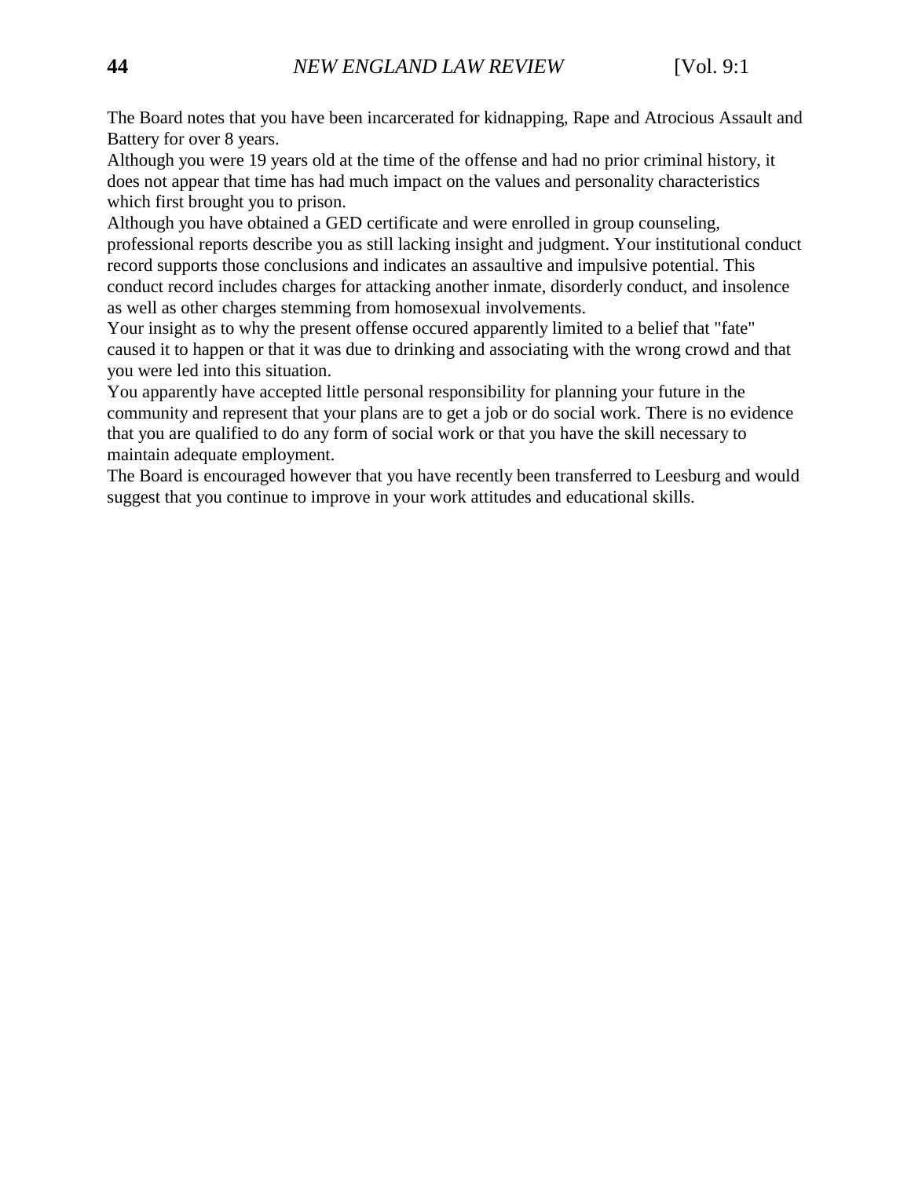The Board notes that you have been incarcerated for kidnapping, Rape and Atrocious Assault and Battery for over 8 years.

Although you were 19 years old at the time of the offense and had no prior criminal history, it does not appear that time has had much impact on the values and personality characteristics which first brought you to prison.

Although you have obtained a GED certificate and were enrolled in group counseling, professional reports describe you as still lacking insight and judgment. Your institutional conduct record supports those conclusions and indicates an assaultive and impulsive potential. This conduct record includes charges for attacking another inmate, disorderly conduct, and insolence as well as other charges stemming from homosexual involvements.

Your insight as to why the present offense occured apparently limited to a belief that "fate" caused it to happen or that it was due to drinking and associating with the wrong crowd and that you were led into this situation.

You apparently have accepted little personal responsibility for planning your future in the community and represent that your plans are to get a job or do social work. There is no evidence that you are qualified to do any form of social work or that you have the skill necessary to maintain adequate employment.

The Board is encouraged however that you have recently been transferred to Leesburg and would suggest that you continue to improve in your work attitudes and educational skills.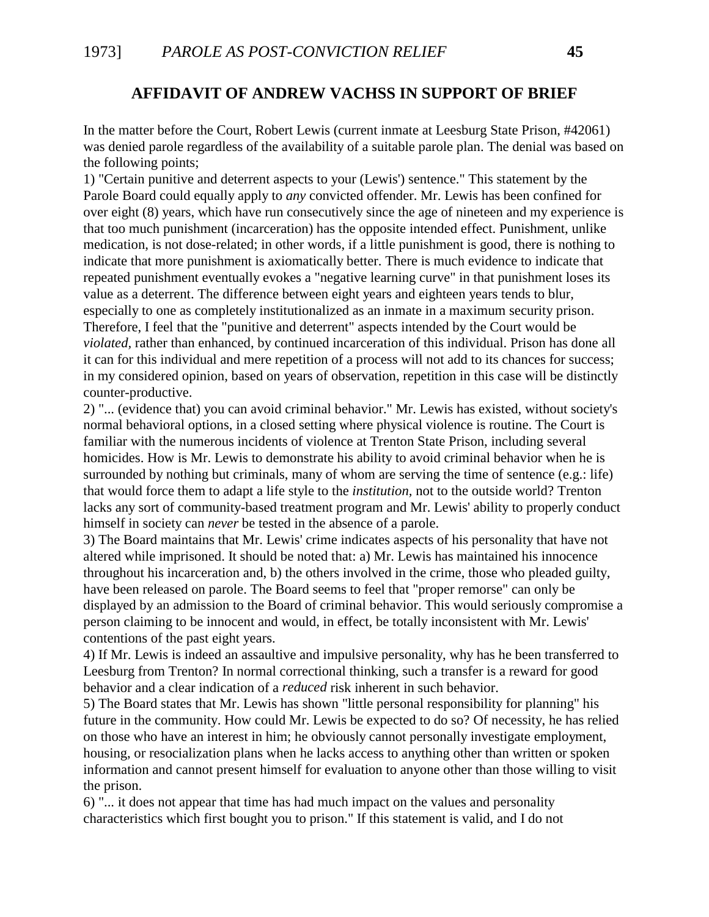## AFFIDAVIT OF ANDREW VACHSS IN SUPPORT OF BRIEF

In the matter before the Court, Robert Lewis (current inmate at Leesburg State Prison, #42061) was denied parole regardless of the availability of a suitable parole plan. The denial was based on the following points;

1) "Certain punitive and deterrent aspects to your (Lewis') sentence." This statement by the Parole Board could equally apply to *any* convicted offender. Mr. Lewis has been confined for over eight (8) years, which have run consecutively since the age of nineteen and my experience is that too much punishment (incarceration) has the opposite intended effect. Punishment, unlike medication, is not dose-related; in other words, if a little punishment is good, there is nothing to indicate that more punishment is axiomatically better. There is much evidence to indicate that repeated punishment eventually evokes a "negative learning curve" in that punishment loses its value as a deterrent. The difference between eight years and eighteen years tends to blur, especially to one as completely institutionalized as an inmate in a maximum security prison. Therefore, I feel that the "punitive and deterrent" aspects intended by the Court would be *violated*, rather than enhanced, by continued incarceration of this individual. Prison has done all it can for this individual and mere repetition of a process will not add to its chances for success; in my considered opinion, based on years of observation, repetition in this case will be distinctly counter-productive.

2) "... (evidence that) you can avoid criminal behavior." Mr. Lewis has existed, without society's normal behavioral options, in a closed setting where physical violence is routine. The Court is familiar with the numerous incidents of violence at Trenton State Prison, including several homicides. How is Mr. Lewis to demonstrate his ability to avoid criminal behavior when he is surrounded by nothing but criminals, many of whom are serving the time of sentence (e.g.: life) that would force them to adapt a life style to the *institution,* not to the outside world? Trenton lacks any sort of community-based treatment program and Mr. Lewis' ability to properly conduct himself in society can *never* be tested in the absence of a parole.

3) The Board maintains that Mr. Lewis' crime indicates aspects of his personality that have not altered while imprisoned. It should be noted that: a) Mr. Lewis has maintained his innocence throughout his incarceration and, b) the others involved in the crime, those who pleaded guilty, have been released on parole. The Board seems to feel that "proper remorse" can only be displayed by an admission to the Board of criminal behavior. This would seriously compromise a person claiming to be innocent and would, in effect, be totally inconsistent with Mr. Lewis' contentions of the past eight years.

4) If Mr. Lewis is indeed an assaultive and impulsive personality, why has he been transferred to Leesburg from Trenton? In normal correctional thinking, such a transfer is a reward for good behavior and a clear indication of a *reduced* risk inherent in such behavior.

5) The Board states that Mr. Lewis has shown "little personal responsibility for planning" his future in the community. How could Mr. Lewis be expected to do so? Of necessity, he has relied on those who have an interest in him; he obviously cannot personally investigate employment, housing, or resocialization plans when he lacks access to anything other than written or spoken information and cannot present himself for evaluation to anyone other than those willing to visit the prison.

6) "... it does not appear that time has had much impact on the values and personality characteristics which first bought you to prison." If this statement is valid, and I do not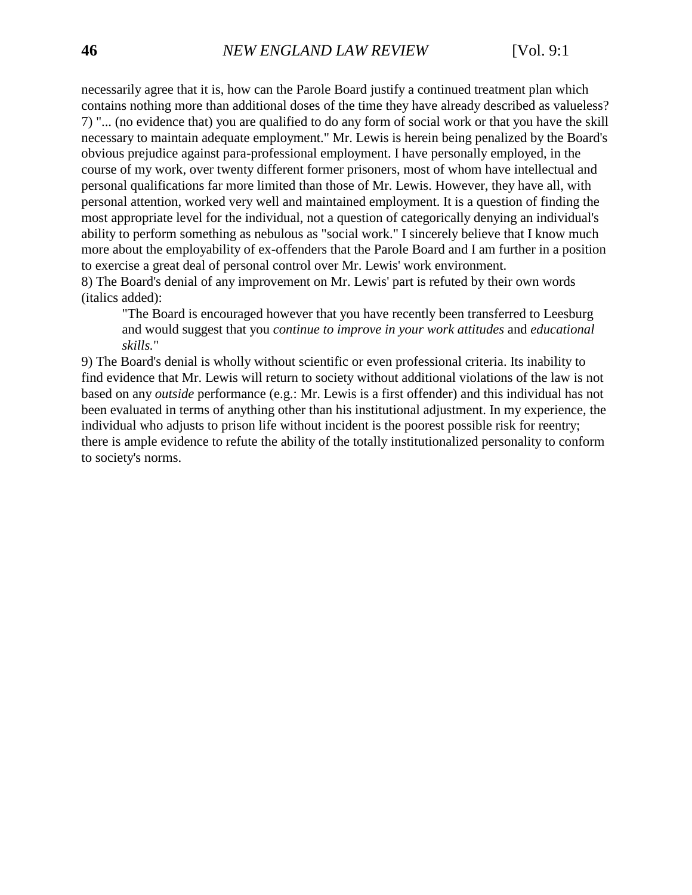necessarily agree that it is, how can the Parole Board justify a continued treatment plan which contains nothing more than additional doses of the time they have already described as valueless?

7) "... (no evidence that) you are qualified to do any form of social work or that you have the skill necessary to maintain adequate employment." Mr. Lewis is herein being penalized by the Board's obvious prejudice against para-professional employment. I have personally employed, in the course of my work, over twenty different former prisoners, most of whom have intellectual and personal qualifications far more limited than those of Mr. Lewis. However, they have all, with personal attention, worked very well and maintained employment. It is a question of finding the most appropriate level for the individual, not a question of categorically denying an individual's ability to perform something as nebulous as "social work." I sincerely believe that I know much more about the employability of ex-offenders that the Parole Board and I am further in a position to exercise a great deal of personal control over Mr. Lewis' work environment.

8) The Board's denial of any improvement on Mr. Lewis' part is refuted by their own words (italics added):

> "The Board is encouraged however that you have recently been transferred to Leesburg and would suggest that you *continue to improve in your work attitudes* and *educational skills.*"

9) The Board's denial is wholly without scientific or even professional criteria. Its inability to find evidence that Mr. Lewis will return to society without additional violations of the law is not based on any *outside* performance (e.g.: Mr. Lewis is a first offender) and this individual has not been evaluated in terms of anything other than his institutional adjustment. In my experience, the individual who adjusts to prison life without incident is the poorest possible risk for reentry; there is ample evidence to refute the ability of the totally institutionalized personality to conform to society's norms.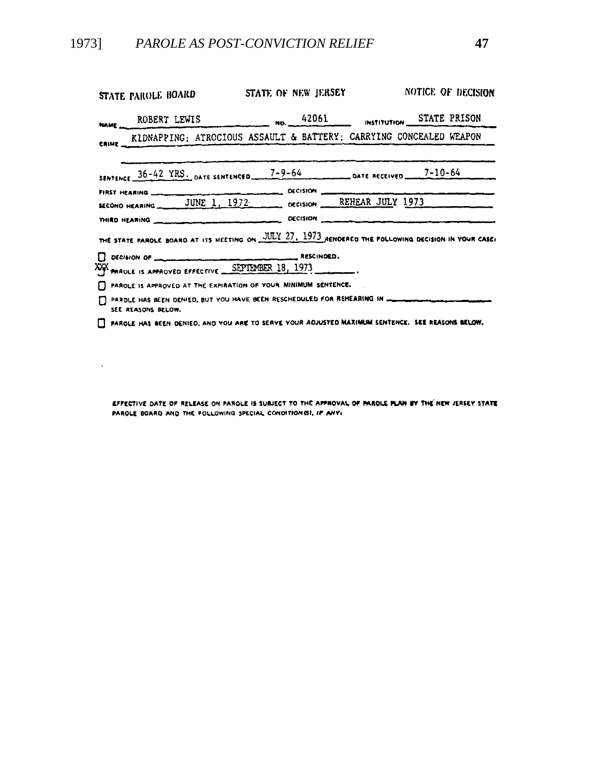STATE PAROLE BOARD STATE OF NEW JERSEY NOTICE OF DECISION

NAME ROBERT LEWIS NO. 42061 INSTITUTION STATE PRISON

CRIME KIDNAPPING; ATROCIOUS ASSAULT & BATTERY; CARRYING CONCEALED WEAPON

SENTENCE 36-42 YRS. DATE SENTENCED 7-9-64 DATE RECEIVED 7-10-64

FIRST HEARING \_\_\_\_\_\_\_\_\_\_ DECISION \_\_\_\_\_\_\_\_\_\_

SECOND HEARING JUNE 1, 1972 DECISION REHEAR JULY 1973

THIRD HEARING \_\_\_\_\_\_\_\_\_\_ DECISION \_\_\_\_\_\_\_\_\_\_

THE STATE PAROLE BOARD AT ITS MEETING ON JULY 27, 1973 RENDERED THE FOLLOWING DECISION IN YOUR CASE:

☐ DECISION OF \_\_\_\_\_\_\_\_\_\_ RESCINDED.

XXX PAROLE IS APPROVED EFFECTIVE SEPTEMBER 18, 1973.

☐ PAROLE IS APPROVED AT THE EXPIRATION OF YOUR MINIMUM SENTENCE.

☐ PAROLE HAS BEEN DENIED, BUT YOU HAVE BEEN RESCHEDULED FOR REHEARING IN \_\_\_\_\_\_\_\_\_\_ SEE REASONS BELOW.

☐ PAROLE HAS BEEN DENIED, AND YOU ARE TO SERVE YOUR ADJUSTED MAXIMUM SENTENCE. SEE REASONS BELOW.

EFFECTIVE DATE OF RELEASE ON PAROLE IS SUBJECT TO THE APPROVAL OF PAROLE PLAN BY THE NEW JERSEY STATE PAROLE BOARD AND THE FOLLOWING SPECIAL CONDITION(S), IF ANY: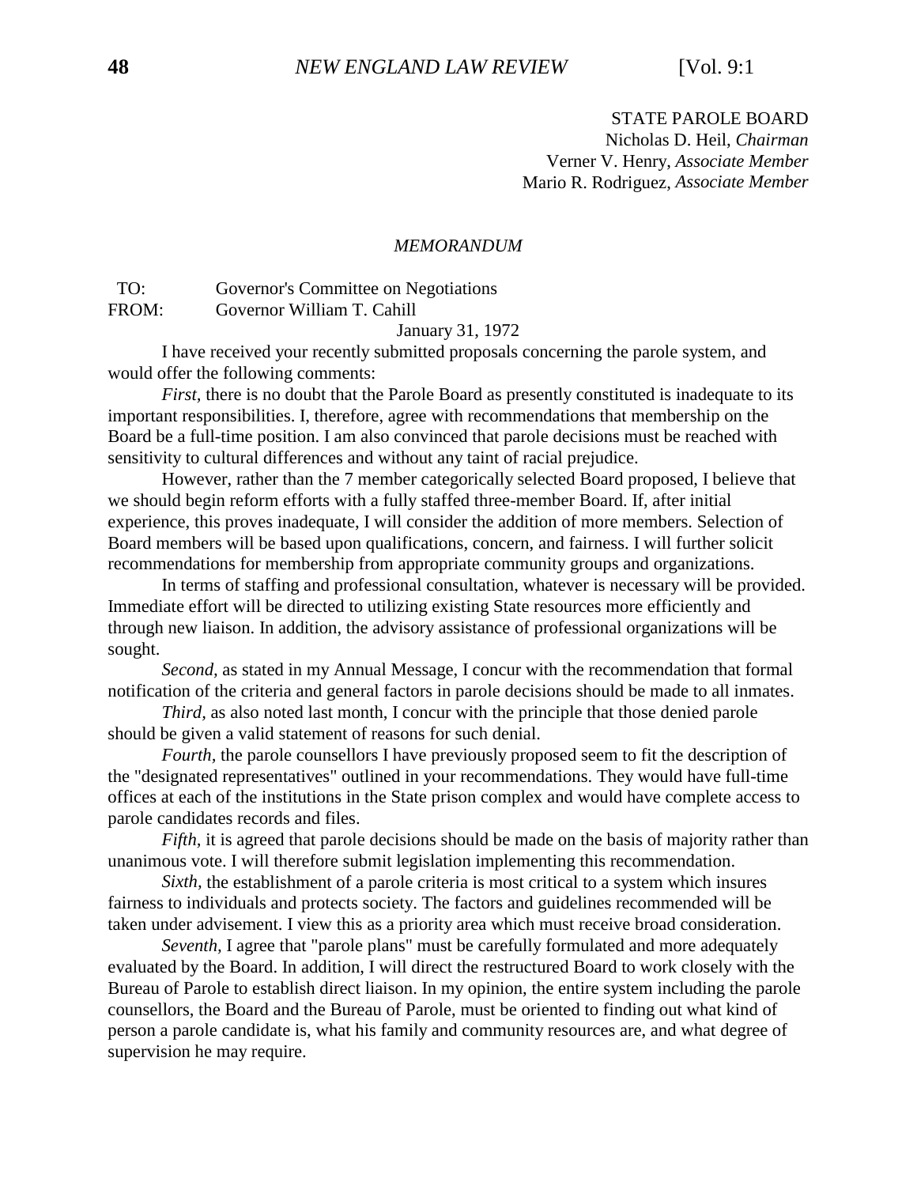STATE PAROLE BOARD
Nicholas D. Heil, *Chairman*
Verner V. Henry, *Associate Member*
Mario R. Rodriguez, *Associate Member*

*MEMORANDUM*

TO: Governor's Committee on Negotiations
FROM: Governor William T. Cahill

January 31, 1972

I have received your recently submitted proposals concerning the parole system, and would offer the following comments:

*First*, there is no doubt that the Parole Board as presently constituted is inadequate to its important responsibilities. I, therefore, agree with recommendations that membership on the Board be a full-time position. I am also convinced that parole decisions must be reached with sensitivity to cultural differences and without any taint of racial prejudice.

However, rather than the 7 member categorically selected Board proposed, I believe that we should begin reform efforts with a fully staffed three-member Board. If, after initial experience, this proves inadequate, I will consider the addition of more members. Selection of Board members will be based upon qualifications, concern, and fairness. I will further solicit recommendations for membership from appropriate community groups and organizations.

In terms of staffing and professional consultation, whatever is necessary will be provided. Immediate effort will be directed to utilizing existing State resources more efficiently and through new liaison. In addition, the advisory assistance of professional organizations will be sought.

*Second*, as stated in my Annual Message, I concur with the recommendation that formal notification of the criteria and general factors in parole decisions should be made to all inmates.

*Third*, as also noted last month, I concur with the principle that those denied parole should be given a valid statement of reasons for such denial.

*Fourth*, the parole counsellors I have previously proposed seem to fit the description of the "designated representatives" outlined in your recommendations. They would have full-time offices at each of the institutions in the State prison complex and would have complete access to parole candidates records and files.

*Fifth*, it is agreed that parole decisions should be made on the basis of majority rather than unanimous vote. I will therefore submit legislation implementing this recommendation.

*Sixth*, the establishment of a parole criteria is most critical to a system which insures fairness to individuals and protects society. The factors and guidelines recommended will be taken under advisement. I view this as a priority area which must receive broad consideration.

*Seventh*, I agree that "parole plans" must be carefully formulated and more adequately evaluated by the Board. In addition, I will direct the restructured Board to work closely with the Bureau of Parole to establish direct liaison. In my opinion, the entire system including the parole counsellors, the Board and the Bureau of Parole, must be oriented to finding out what kind of person a parole candidate is, what his family and community resources are, and what degree of supervision he may require.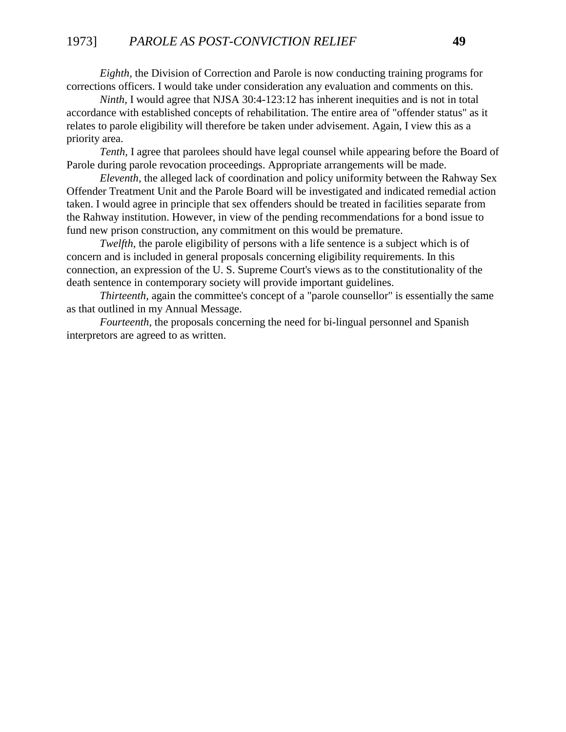*Eighth*, the Division of Correction and Parole is now conducting training programs for corrections officers. I would take under consideration any evaluation and comments on this.

*Ninth*, I would agree that NJSA 30:4-123:12 has inherent inequities and is not in total accordance with established concepts of rehabilitation. The entire area of "offender status" as it relates to parole eligibility will therefore be taken under advisement. Again, I view this as a priority area.

*Tenth*, I agree that parolees should have legal counsel while appearing before the Board of Parole during parole revocation proceedings. Appropriate arrangements will be made.

*Eleventh*, the alleged lack of coordination and policy uniformity between the Rahway Sex Offender Treatment Unit and the Parole Board will be investigated and indicated remedial action taken. I would agree in principle that sex offenders should be treated in facilities separate from the Rahway institution. However, in view of the pending recommendations for a bond issue to fund new prison construction, any commitment on this would be premature.

*Twelfth*, the parole eligibility of persons with a life sentence is a subject which is of concern and is included in general proposals concerning eligibility requirements. In this connection, an expression of the U. S. Supreme Court's views as to the constitutionality of the death sentence in contemporary society will provide important guidelines.

*Thirteenth*, again the committee's concept of a "parole counsellor" is essentially the same as that outlined in my Annual Message.

*Fourteenth*, the proposals concerning the need for bi-lingual personnel and Spanish interpretors are agreed to as written.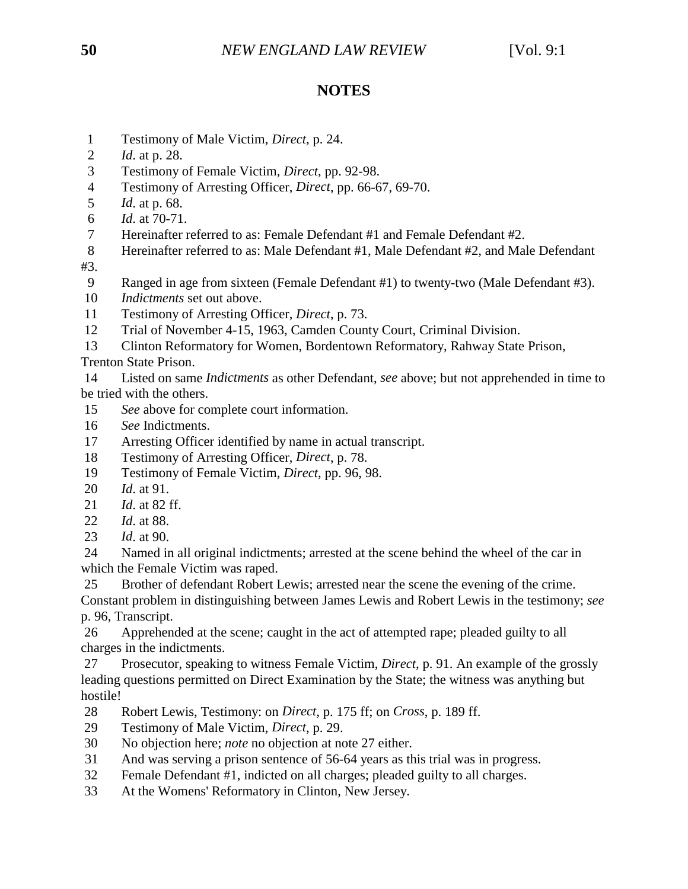## NOTES

1 Testimony of Male Victim, *Direct*, p. 24.
2 *Id.* at p. 28.
3 Testimony of Female Victim, *Direct*, pp. 92-98.
4 Testimony of Arresting Officer, *Direct*, pp. 66-67, 69-70.
5 *Id.* at p. 68.
6 *Id.* at 70-71.
7 Hereinafter referred to as: Female Defendant #1 and Female Defendant #2.
8 Hereinafter referred to as: Male Defendant #1, Male Defendant #2, and Male Defendant #3.
9 Ranged in age from sixteen (Female Defendant #1) to twenty-two (Male Defendant #3).
10 *Indictments* set out above.
11 Testimony of Arresting Officer, *Direct*, p. 73.
12 Trial of November 4-15, 1963, Camden County Court, Criminal Division.
13 Clinton Reformatory for Women, Bordentown Reformatory, Rahway State Prison, Trenton State Prison.
14 Listed on same *Indictments* as other Defendant, *see* above; but not apprehended in time to be tried with the others.
15 *See* above for complete court information.
16 *See* Indictments.
17 Arresting Officer identified by name in actual transcript.
18 Testimony of Arresting Officer, *Direct*, p. 78.
19 Testimony of Female Victim, *Direct*, pp. 96, 98.
20 *Id.* at 91.
21 *Id.* at 82 ff.
22 *Id.* at 88.
23 *Id.* at 90.
24 Named in all original indictments; arrested at the scene behind the wheel of the car in which the Female Victim was raped.
25 Brother of defendant Robert Lewis; arrested near the scene the evening of the crime. Constant problem in distinguishing between James Lewis and Robert Lewis in the testimony; *see* p. 96, Transcript.
26 Apprehended at the scene; caught in the act of attempted rape; pleaded guilty to all charges in the indictments.
27 Prosecutor, speaking to witness Female Victim, *Direct*, p. 91. An example of the grossly leading questions permitted on Direct Examination by the State; the witness was anything but hostile!
28 Robert Lewis, Testimony: on *Direct*, p. 175 ff; on *Cross*, p. 189 ff.
29 Testimony of Male Victim, *Direct*, p. 29.
30 No objection here; *note* no objection at note 27 either.
31 And was serving a prison sentence of 56-64 years as this trial was in progress.
32 Female Defendant #1, indicted on all charges; pleaded guilty to all charges.
33 At the Womens' Reformatory in Clinton, New Jersey.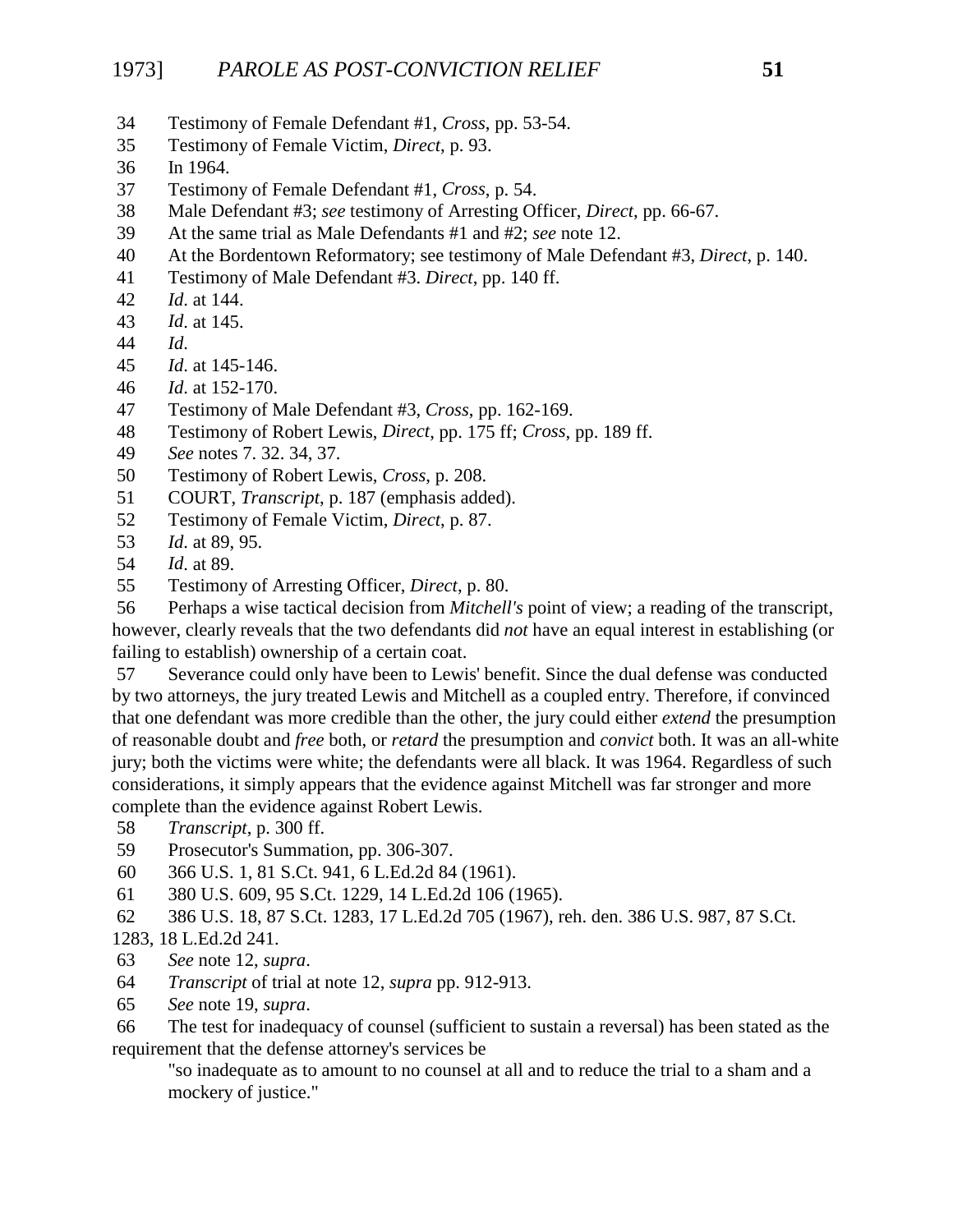34 Testimony of Female Defendant #1, *Cross*, pp. 53-54.

35 Testimony of Female Victim, *Direct*, p. 93.

36 In 1964.

37 Testimony of Female Defendant #1, *Cross*, p. 54.

38 Male Defendant #3; *see* testimony of Arresting Officer, *Direct*, pp. 66-67.

39 At the same trial as Male Defendants #1 and #2; *see* note 12.

40 At the Bordentown Reformatory; see testimony of Male Defendant #3, *Direct*, p. 140.

41 Testimony of Male Defendant #3. *Direct*, pp. 140 ff.

42 *Id*. at 144.

43 *Id*. at 145.

44 *Id*.

45 *Id*. at 145-146.

46 *Id*. at 152-170.

47 Testimony of Male Defendant #3, *Cross*, pp. 162-169.

48 Testimony of Robert Lewis, *Direct*, pp. 175 ff; *Cross*, pp. 189 ff.

49 *See* notes 7. 32. 34, 37.

50 Testimony of Robert Lewis, *Cross*, p. 208.

51 COURT, *Transcript*, p. 187 (emphasis added).

52 Testimony of Female Victim, *Direct*, p. 87.

53 *Id*. at 89, 95.

54 *Id*. at 89.

55 Testimony of Arresting Officer, *Direct*, p. 80.

56 Perhaps a wise tactical decision from *Mitchell's* point of view; a reading of the transcript, however, clearly reveals that the two defendants did *not* have an equal interest in establishing (or failing to establish) ownership of a certain coat.

57 Severance could only have been to Lewis' benefit. Since the dual defense was conducted by two attorneys, the jury treated Lewis and Mitchell as a coupled entry. Therefore, if convinced that one defendant was more credible than the other, the jury could either *extend* the presumption of reasonable doubt and *free* both, or *retard* the presumption and *convict* both. It was an all-white jury; both the victims were white; the defendants were all black. It was 1964. Regardless of such considerations, it simply appears that the evidence against Mitchell was far stronger and more complete than the evidence against Robert Lewis.

58 *Transcript*, p. 300 ff.

59 Prosecutor's Summation, pp. 306-307.

60 366 U.S. 1, 81 S.Ct. 941, 6 L.Ed.2d 84 (1961).

61 380 U.S. 609, 95 S.Ct. 1229, 14 L.Ed.2d 106 (1965).

62 386 U.S. 18, 87 S.Ct. 1283, 17 L.Ed.2d 705 (1967), reh. den. 386 U.S. 987, 87 S.Ct. 1283, 18 L.Ed.2d 241.

63 *See* note 12, *supra*.

64 *Transcript* of trial at note 12, *supra* pp. 912-913.

65 *See* note 19, *supra*.

66 The test for inadequacy of counsel (sufficient to sustain a reversal) has been stated as the requirement that the defense attorney's services be

> "so inadequate as to amount to no counsel at all and to reduce the trial to a sham and a mockery of justice."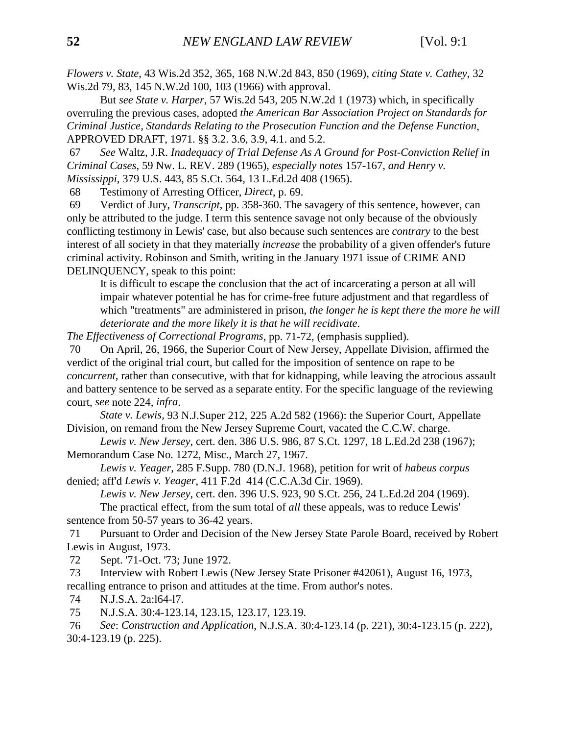*Flowers v. State*, 43 Wis.2d 352, 365, 168 N.W.2d 843, 850 (1969), *citing State v. Cathey*, 32 Wis.2d 79, 83, 145 N.W.2d 100, 103 (1966) with approval.

But *see State v. Harper*, 57 Wis.2d 543, 205 N.W.2d 1 (1973) which, in specifically overruling the previous cases, adopted *the American Bar Association Project on Standards for Criminal Justice, Standards Relating to the Prosecution Function and the Defense Function*, APPROVED DRAFT, 1971. §§ 3.2. 3.6, 3.9, 4.1. and 5.2.

67 *See* Waltz, J.R. *Inadequacy of Trial Defense As A Ground for Post-Conviction Relief in Criminal Cases*, 59 Nw. L. REV. 289 (1965), *especially notes* 157-167, *and Henry v. Mississippi*, 379 U.S. 443, 85 S.Ct. 564, 13 L.Ed.2d 408 (1965).

68 Testimony of Arresting Officer, *Direct*, p. 69.

69 Verdict of Jury, *Transcript*, pp. 358-360. The savagery of this sentence, however, can only be attributed to the judge. I term this sentence savage not only because of the obviously conflicting testimony in Lewis' case, but also because such sentences are *contrary* to the best interest of all society in that they materially *increase* the probability of a given offender's future criminal activity. Robinson and Smith, writing in the January 1971 issue of CRIME AND DELINQUENCY, speak to this point:

> It is difficult to escape the conclusion that the act of incarcerating a person at all will impair whatever potential he has for crime-free future adjustment and that regardless of which "treatments" are administered in prison, *the longer he is kept there the more he will deteriorate and the more likely it is that he will recidivate*.

*The Effectiveness of Correctional Programs*, pp. 71-72, (emphasis supplied).

70 On April, 26, 1966, the Superior Court of New Jersey, Appellate Division, affirmed the verdict of the original trial court, but called for the imposition of sentence on rape to be *concurrent*, rather than consecutive, with that for kidnapping, while leaving the atrocious assault and battery sentence to be served as a separate entity. For the specific language of the reviewing court, *see* note 224, *infra*.

*State v. Lewis*, 93 N.J.Super 212, 225 A.2d 582 (1966): the Superior Court, Appellate Division, on remand from the New Jersey Supreme Court, vacated the C.C.W. charge.

*Lewis v. New Jersey*, cert. den. 386 U.S. 986, 87 S.Ct. 1297, 18 L.Ed.2d 238 (1967); Memorandum Case No. 1272, Misc., March 27, 1967.

*Lewis v. Yeager*, 285 F.Supp. 780 (D.N.J. 1968), petition for writ of *habeus corpus* denied; aff'd *Lewis v. Yeager*, 411 F.2d 414 (C.C.A.3d Cir. 1969).

*Lewis v. New Jersey*, cert. den. 396 U.S. 923, 90 S.Ct. 256, 24 L.Ed.2d 204 (1969).

The practical effect, from the sum total of *all* these appeals, was to reduce Lewis' sentence from 50-57 years to 36-42 years.

71 Pursuant to Order and Decision of the New Jersey State Parole Board, received by Robert Lewis in August, 1973.

72 Sept. '71-Oct. '73; June 1972.

73 Interview with Robert Lewis (New Jersey State Prisoner #42061), August 16, 1973, recalling entrance to prison and attitudes at the time. From author's notes.

74 N.J.S.A. 2a:l64-l7.

75 N.J.S.A. 30:4-123.14, 123.15, 123.17, 123.19.

76 *See*: *Construction and Application*, N.J.S.A. 30:4-123.14 (p. 221), 30:4-123.15 (p. 222), 30:4-123.19 (p. 225).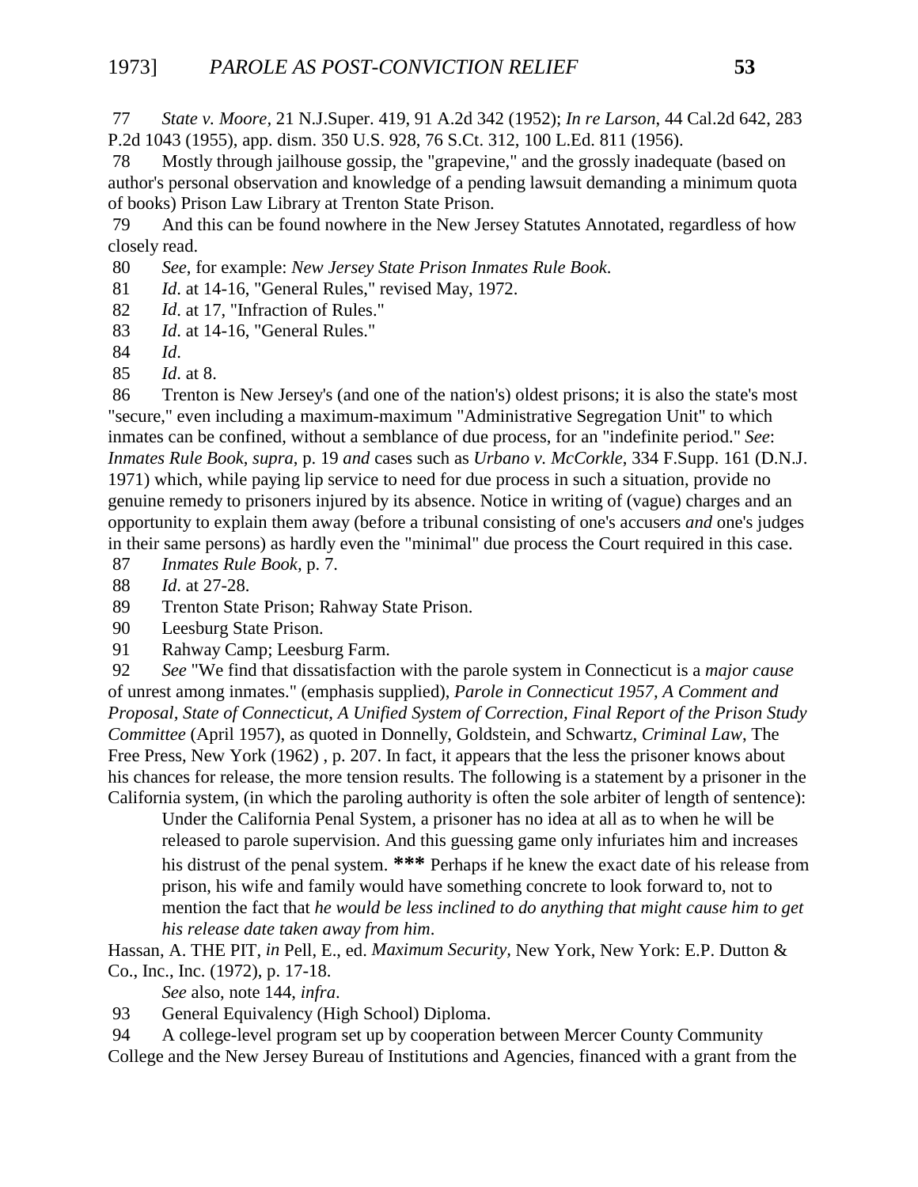77 *State v. Moore*, 21 N.J.Super. 419, 91 A.2d 342 (1952); *In re Larson*, 44 Cal.2d 642, 283 P.2d 1043 (1955), app. dism. 350 U.S. 928, 76 S.Ct. 312, 100 L.Ed. 811 (1956).

78 Mostly through jailhouse gossip, the "grapevine," and the grossly inadequate (based on author's personal observation and knowledge of a pending lawsuit demanding a minimum quota of books) Prison Law Library at Trenton State Prison.

79 And this can be found nowhere in the New Jersey Statutes Annotated, regardless of how closely read.

80 *See*, for example: *New Jersey State Prison Inmates Rule Book*.

81 *Id*. at 14-16, "General Rules," revised May, 1972.

82 *Id*. at 17, "Infraction of Rules."

83 *Id*. at 14-16, "General Rules."

84 *Id*.

85 *Id*. at 8.

86 Trenton is New Jersey's (and one of the nation's) oldest prisons; it is also the state's most "secure," even including a maximum-maximum "Administrative Segregation Unit" to which inmates can be confined, without a semblance of due process, for an "indefinite period." *See*: *Inmates Rule Book*, *supra*, p. 19 *and* cases such as *Urbano v. McCorkle*, 334 F.Supp. 161 (D.N.J. 1971) which, while paying lip service to need for due process in such a situation, provide no genuine remedy to prisoners injured by its absence. Notice in writing of (vague) charges and an opportunity to explain them away (before a tribunal consisting of one's accusers *and* one's judges in their same persons) as hardly even the "minimal" due process the Court required in this case.

87 *Inmates Rule Book*, p. 7.

88 *Id*. at 27-28.

89 Trenton State Prison; Rahway State Prison.

90 Leesburg State Prison.

91 Rahway Camp; Leesburg Farm.

92 *See* "We find that dissatisfaction with the parole system in Connecticut is a *major cause* of unrest among inmates." (emphasis supplied), *Parole in Connecticut 1957, A Comment and Proposal, State of Connecticut, A Unified System of Correction, Final Report of the Prison Study Committee* (April 1957), as quoted in Donnelly, Goldstein, and Schwartz, *Criminal Law*, The Free Press, New York (1962) , p. 207. In fact, it appears that the less the prisoner knows about his chances for release, the more tension results. The following is a statement by a prisoner in the California system, (in which the paroling authority is often the sole arbiter of length of sentence):

> Under the California Penal System, a prisoner has no idea at all as to when he will be released to parole supervision. And this guessing game only infuriates him and increases his distrust of the penal system. **\*\*\*** Perhaps if he knew the exact date of his release from prison, his wife and family would have something concrete to look forward to, not to mention the fact that *he would be less inclined to do anything that might cause him to get his release date taken away from him*.

Hassan, A. THE PIT, *in* Pell, E., ed. *Maximum Security*, New York, New York: E.P. Dutton & Co., Inc., Inc. (1972), p. 17-18.

*See* also, note 144, *infra*.

93 General Equivalency (High School) Diploma.

94 A college-level program set up by cooperation between Mercer County Community College and the New Jersey Bureau of Institutions and Agencies, financed with a grant from the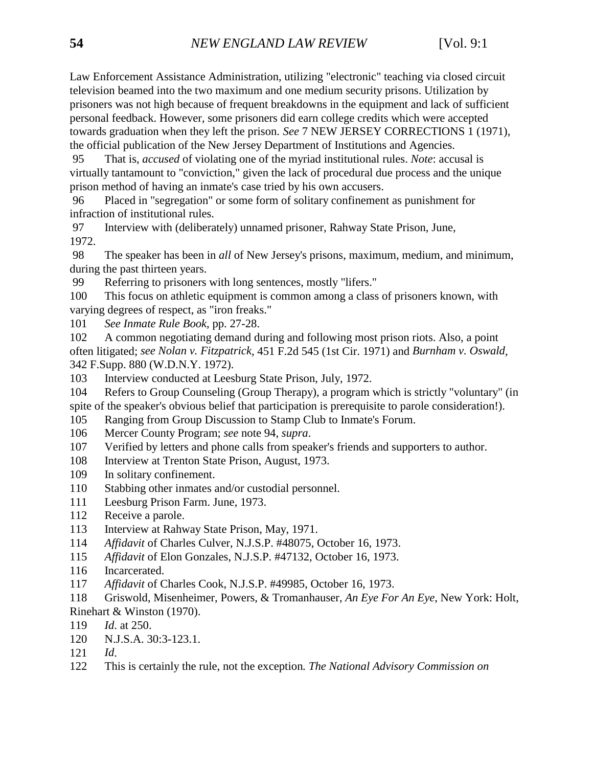Law Enforcement Assistance Administration, utilizing "electronic" teaching via closed circuit television beamed into the two maximum and one medium security prisons. Utilization by prisoners was not high because of frequent breakdowns in the equipment and lack of sufficient personal feedback. However, some prisoners did earn college credits which were accepted towards graduation when they left the prison. *See* 7 NEW JERSEY CORRECTIONS 1 (1971), the official publication of the New Jersey Department of Institutions and Agencies.

95 That is, *accused* of violating one of the myriad institutional rules. *Note*: accusal is virtually tantamount to "conviction," given the lack of procedural due process and the unique prison method of having an inmate's case tried by his own accusers.

96 Placed in "segregation" or some form of solitary confinement as punishment for infraction of institutional rules.

97 Interview with (deliberately) unnamed prisoner, Rahway State Prison, June, 1972.

98 The speaker has been in *all* of New Jersey's prisons, maximum, medium, and minimum, during the past thirteen years.

99 Referring to prisoners with long sentences, mostly "lifers."

100 This focus on athletic equipment is common among a class of prisoners known, with varying degrees of respect, as "iron freaks."

101 *See Inmate Rule Book*, pp. 27-28.

102 A common negotiating demand during and following most prison riots. Also, a point often litigated; *see Nolan v. Fitzpatrick*, 451 F.2d 545 (1st Cir. 1971) and *Burnham v. Oswald*, 342 F.Supp. 880 (W.D.N.Y. 1972).

103 Interview conducted at Leesburg State Prison, July, 1972.

104 Refers to Group Counseling (Group Therapy), a program which is strictly "voluntary" (in spite of the speaker's obvious belief that participation is prerequisite to parole consideration!).

105 Ranging from Group Discussion to Stamp Club to Inmate's Forum.

106 Mercer County Program; *see* note 94, *supra*.

107 Verified by letters and phone calls from speaker's friends and supporters to author.

108 Interview at Trenton State Prison, August, 1973.

109 In solitary confinement.

110 Stabbing other inmates and/or custodial personnel.

111 Leesburg Prison Farm. June, 1973.

112 Receive a parole.

113 Interview at Rahway State Prison, May, 1971.

114 *Affidavit* of Charles Culver, N.J.S.P. #48075, October 16, 1973.

115 *Affidavit* of Elon Gonzales, N.J.S.P. #47132, October 16, 1973.

116 Incarcerated.

117 *Affidavit* of Charles Cook, N.J.S.P. #49985, October 16, 1973.

118 Griswold, Misenheimer, Powers, & Tromanhauser, *An Eye For An Eye*, New York: Holt, Rinehart & Winston (1970).

119 *Id*. at 250.

120 N.J.S.A. 30:3-123.1.

121 *Id*.

122 This is certainly the rule, not the exception*. The National Advisory Commission on*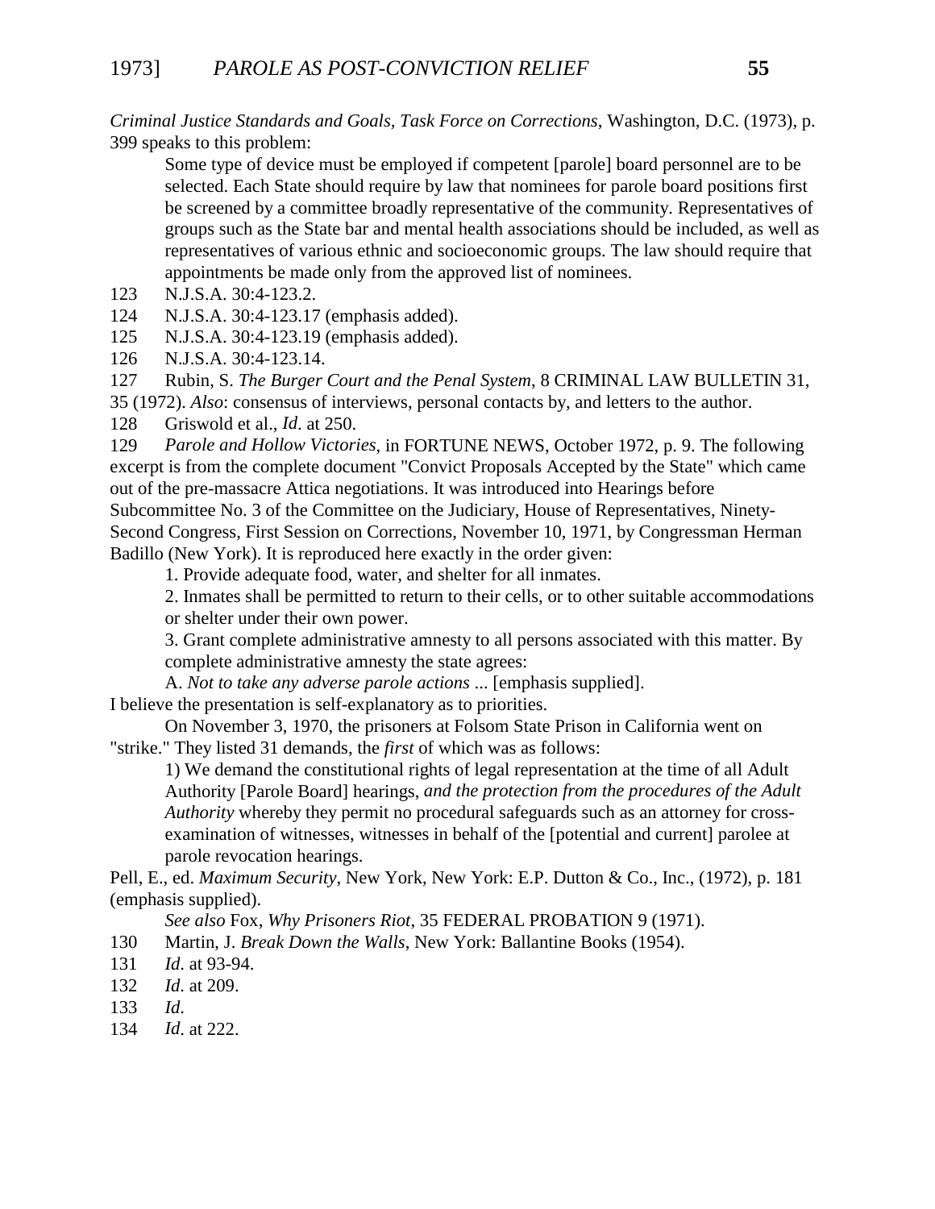*Criminal Justice Standards and Goals, Task Force on Corrections*, Washington, D.C. (1973), p. 399 speaks to this problem:

> Some type of device must be employed if competent [parole] board personnel are to be selected. Each State should require by law that nominees for parole board positions first be screened by a committee broadly representative of the community. Representatives of groups such as the State bar and mental health associations should be included, as well as representatives of various ethnic and socioeconomic groups. The law should require that appointments be made only from the approved list of nominees.

123 N.J.S.A. 30:4-123.2.

124 N.J.S.A. 30:4-123.17 (emphasis added).

125 N.J.S.A. 30:4-123.19 (emphasis added).

126 N.J.S.A. 30:4-123.14.

127 Rubin, S. *The Burger Court and the Penal System*, 8 CRIMINAL LAW BULLETIN 31, 35 (1972). *Also*: consensus of interviews, personal contacts by, and letters to the author.

128 Griswold et al., *Id*. at 250.

129 *Parole and Hollow Victories*, in FORTUNE NEWS, October 1972, p. 9. The following excerpt is from the complete document "Convict Proposals Accepted by the State" which came out of the pre-massacre Attica negotiations. It was introduced into Hearings before Subcommittee No. 3 of the Committee on the Judiciary, House of Representatives, Ninety-Second Congress, First Session on Corrections, November 10, 1971, by Congressman Herman Badillo (New York). It is reproduced here exactly in the order given:

> 1. Provide adequate food, water, and shelter for all inmates.
>
> 2. Inmates shall be permitted to return to their cells, or to other suitable accommodations or shelter under their own power.
>
> 3. Grant complete administrative amnesty to all persons associated with this matter. By complete administrative amnesty the state agrees:
>
> A. *Not to take any adverse parole actions* ... [emphasis supplied].

I believe the presentation is self-explanatory as to priorities.

On November 3, 1970, the prisoners at Folsom State Prison in California went on "strike." They listed 31 demands, the *first* of which was as follows:

> 1) We demand the constitutional rights of legal representation at the time of all Adult Authority [Parole Board] hearings, *and the protection from the procedures of the Adult Authority* whereby they permit no procedural safeguards such as an attorney for cross-examination of witnesses, witnesses in behalf of the [potential and current] parolee at parole revocation hearings.

Pell, E., ed. *Maximum Security*, New York, New York: E.P. Dutton & Co., Inc., (1972), p. 181 (emphasis supplied).

*See also* Fox, *Why Prisoners Riot*, 35 FEDERAL PROBATION 9 (1971).

130 Martin, J. *Break Down the Walls*, New York: Ballantine Books (1954).

131 *Id*. at 93-94.

132 *Id*. at 209.

133 *Id*.

134 *Id*. at 222.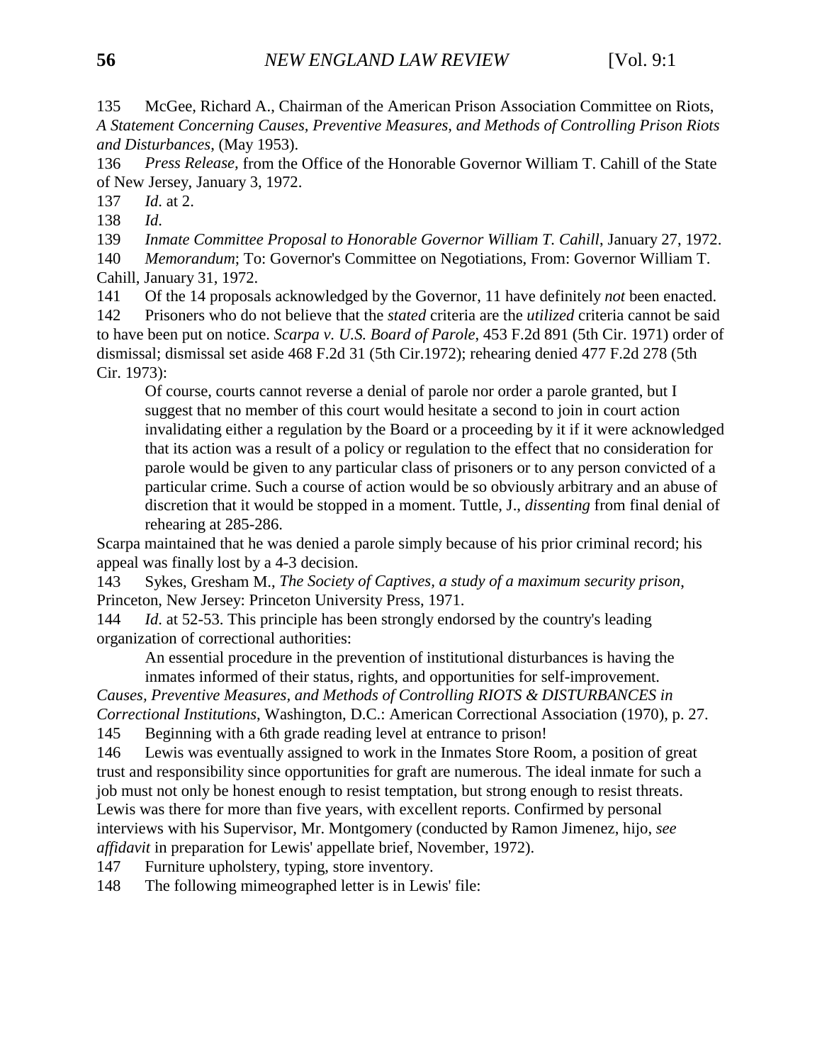135 McGee, Richard A., Chairman of the American Prison Association Committee on Riots, *A Statement Concerning Causes, Preventive Measures, and Methods of Controlling Prison Riots and Disturbances*, (May 1953).

136 *Press Release,* from the Office of the Honorable Governor William T. Cahill of the State of New Jersey, January 3, 1972.

137 *Id*. at 2.

138 *Id*.

139 *Inmate Committee Proposal to Honorable Governor William T. Cahill*, January 27, 1972.

140 *Memorandum*; To: Governor's Committee on Negotiations, From: Governor William T. Cahill, January 31, 1972.

141 Of the 14 proposals acknowledged by the Governor, 11 have definitely *not* been enacted.

142 Prisoners who do not believe that the *stated* criteria are the *utilized* criteria cannot be said to have been put on notice. *Scarpa v. U.S. Board of Parole*, 453 F.2d 891 (5th Cir. 1971) order of dismissal; dismissal set aside 468 F.2d 31 (5th Cir.1972); rehearing denied 477 F.2d 278 (5th Cir. 1973):

> Of course, courts cannot reverse a denial of parole nor order a parole granted, but I suggest that no member of this court would hesitate a second to join in court action invalidating either a regulation by the Board or a proceeding by it if it were acknowledged that its action was a result of a policy or regulation to the effect that no consideration for parole would be given to any particular class of prisoners or to any person convicted of a particular crime. Such a course of action would be so obviously arbitrary and an abuse of discretion that it would be stopped in a moment. Tuttle, J., *dissenting* from final denial of rehearing at 285-286.

Scarpa maintained that he was denied a parole simply because of his prior criminal record; his appeal was finally lost by a 4-3 decision.

143 Sykes, Gresham M., *The Society of Captives, a study of a maximum security prison*, Princeton, New Jersey: Princeton University Press, 1971.

144 *Id.* at 52-53. This principle has been strongly endorsed by the country's leading organization of correctional authorities:

> An essential procedure in the prevention of institutional disturbances is having the inmates informed of their status, rights, and opportunities for self-improvement.

*Causes, Preventive Measures, and Methods of Controlling RIOTS & DISTURBANCES in Correctional Institutions*, Washington, D.C.: American Correctional Association (1970), p. 27.

145 Beginning with a 6th grade reading level at entrance to prison!

146 Lewis was eventually assigned to work in the Inmates Store Room, a position of great trust and responsibility since opportunities for graft are numerous. The ideal inmate for such a job must not only be honest enough to resist temptation, but strong enough to resist threats. Lewis was there for more than five years, with excellent reports. Confirmed by personal interviews with his Supervisor, Mr. Montgomery (conducted by Ramon Jimenez, hijo, *see affidavit* in preparation for Lewis' appellate brief, November, 1972).

147 Furniture upholstery, typing, store inventory.

148 The following mimeographed letter is in Lewis' file: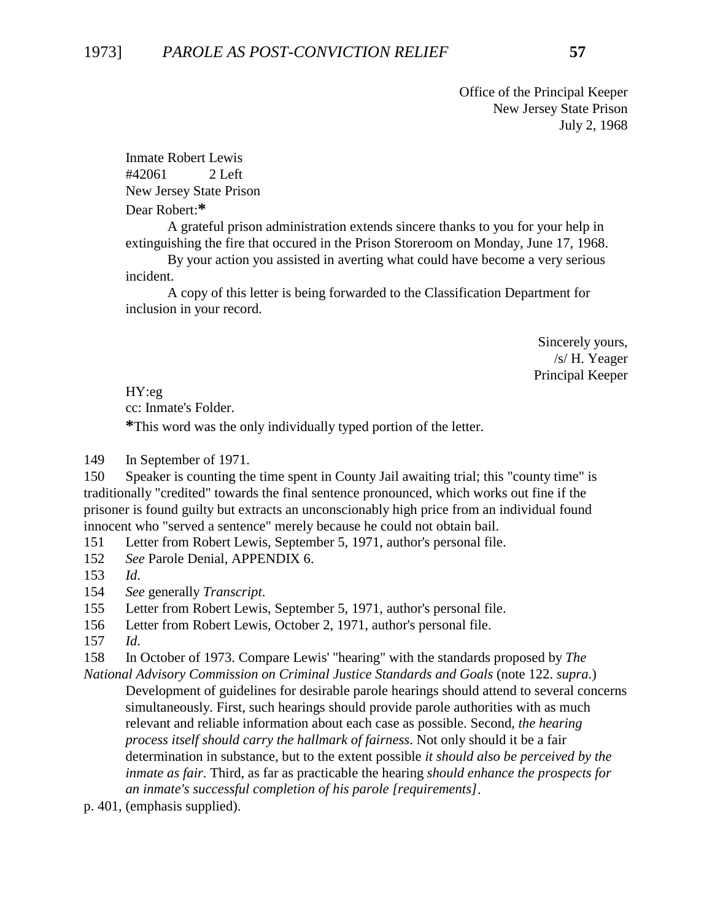Office of the Principal Keeper
New Jersey State Prison
July 2, 1968

Inmate Robert Lewis
#42061 2 Left
New Jersey State Prison

Dear Robert:*

A grateful prison administration extends sincere thanks to you for your help in extinguishing the fire that occured in the Prison Storeroom on Monday, June 17, 1968.

By your action you assisted in averting what could have become a very serious incident.

A copy of this letter is being forwarded to the Classification Department for inclusion in your record.

Sincerely yours,
/s/ H. Yeager
Principal Keeper

HY:eg
cc: Inmate's Folder.

*This word was the only individually typed portion of the letter.

149 In September of 1971.

150 Speaker is counting the time spent in County Jail awaiting trial; this "county time" is traditionally "credited" towards the final sentence pronounced, which works out fine if the prisoner is found guilty but extracts an unconscionably high price from an individual found innocent who "served a sentence" merely because he could not obtain bail.

151 Letter from Robert Lewis, September 5, 1971, author's personal file.

152 *See* Parole Denial, APPENDIX 6.

153 *Id*.

154 *See* generally *Transcript*.

155 Letter from Robert Lewis, September 5, 1971, author's personal file.

156 Letter from Robert Lewis, October 2, 1971, author's personal file.

157 *Id*.

158 In October of 1973. Compare Lewis' "hearing" with the standards proposed by *The National Advisory Commission on Criminal Justice Standards and Goals* (note 122. *supra*.)

> Development of guidelines for desirable parole hearings should attend to several concerns simultaneously. First, such hearings should provide parole authorities with as much relevant and reliable information about each case as possible. Second, *the hearing process itself should carry the hallmark of fairness*. Not only should it be a fair determination in substance, but to the extent possible *it should also be perceived by the inmate as fair*. Third, as far as practicable the hearing *should enhance the prospects for an inmate's successful completion of his parole [requirements]*.

p. 401, (emphasis supplied).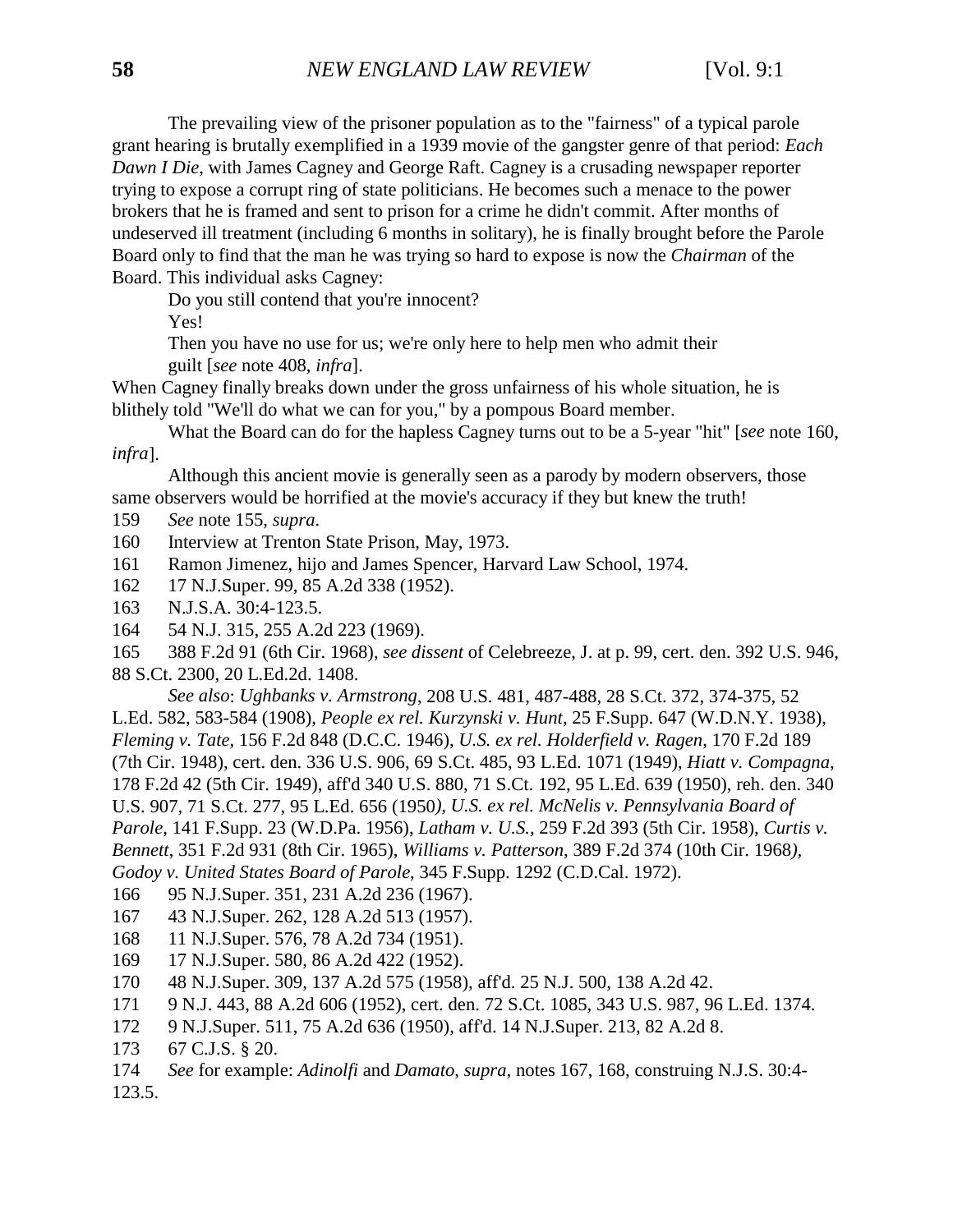The prevailing view of the prisoner population as to the "fairness" of a typical parole grant hearing is brutally exemplified in a 1939 movie of the gangster genre of that period: *Each Dawn I Die*, with James Cagney and George Raft. Cagney is a crusading newspaper reporter trying to expose a corrupt ring of state politicians. He becomes such a menace to the power brokers that he is framed and sent to prison for a crime he didn't commit. After months of undeserved ill treatment (including 6 months in solitary), he is finally brought before the Parole Board only to find that the man he was trying so hard to expose is now the *Chairman* of the Board. This individual asks Cagney:

> Do you still contend that you're innocent?
>
> Yes!
>
> Then you have no use for us; we're only here to help men who admit their guilt [*see* note 408, *infra*].

When Cagney finally breaks down under the gross unfairness of his whole situation, he is blithely told "We'll do what we can for you," by a pompous Board member.

What the Board can do for the hapless Cagney turns out to be a 5-year "hit" [*see* note 160, *infra*].

Although this ancient movie is generally seen as a parody by modern observers, those same observers would be horrified at the movie's accuracy if they but knew the truth!

159 *See* note 155, *supra*.

160 Interview at Trenton State Prison, May, 1973.

161 Ramon Jimenez, hijo and James Spencer, Harvard Law School, 1974.

162 17 N.J.Super. 99, 85 A.2d 338 (1952).

163 N.J.S.A. 30:4-123.5.

164 54 N.J. 315, 255 A.2d 223 (1969).

165 388 F.2d 91 (6th Cir. 1968), *see dissent* of Celebreeze, J. at p. 99, cert. den. 392 U.S. 946, 88 S.Ct. 2300, 20 L.Ed.2d. 1408.

*See also*: *Ughbanks v. Armstrong*, 208 U.S. 481, 487-488, 28 S.Ct. 372, 374-375, 52 L.Ed. 582, 583-584 (1908), *People ex rel. Kurzynski v. Hunt*, 25 F.Supp. 647 (W.D.N.Y. 1938), *Fleming v. Tate*, 156 F.2d 848 (D.C.C. 1946), *U.S. ex rel. Holderfield v. Ragen*, 170 F.2d 189 (7th Cir. 1948), cert. den. 336 U.S. 906, 69 S.Ct. 485, 93 L.Ed. 1071 (1949), *Hiatt v. Compagna*, 178 F.2d 42 (5th Cir. 1949), aff'd 340 U.S. 880, 71 S.Ct. 192, 95 L.Ed. 639 (1950), reh. den. 340 U.S. 907, 71 S.Ct. 277, 95 L.Ed. 656 (1950), *U.S. ex rel. McNelis v. Pennsylvania Board of Parole*, 141 F.Supp. 23 (W.D.Pa. 1956), *Latham v. U.S.*, 259 F.2d 393 (5th Cir. 1958), *Curtis v. Bennett*, 351 F.2d 931 (8th Cir. 1965), *Williams v. Patterson*, 389 F.2d 374 (10th Cir. 1968), *Godoy v. United States Board of Parole*, 345 F.Supp. 1292 (C.D.Cal. 1972).

166 95 N.J.Super. 351, 231 A.2d 236 (1967).

167 43 N.J.Super. 262, 128 A.2d 513 (1957).

168 11 N.J.Super. 576, 78 A.2d 734 (1951).

169 17 N.J.Super. 580, 86 A.2d 422 (1952).

170 48 N.J.Super. 309, 137 A.2d 575 (1958), aff'd. 25 N.J. 500, 138 A.2d 42.

171 9 N.J. 443, 88 A.2d 606 (1952), cert. den. 72 S.Ct. 1085, 343 U.S. 987, 96 L.Ed. 1374.

172 9 N.J.Super. 511, 75 A.2d 636 (1950), aff'd. 14 N.J.Super. 213, 82 A.2d 8.

173 67 C.J.S. § 20.

174 *See* for example: *Adinolfi* and *Damato*, *supra*, notes 167, 168, construing N.J.S. 30:4-123.5.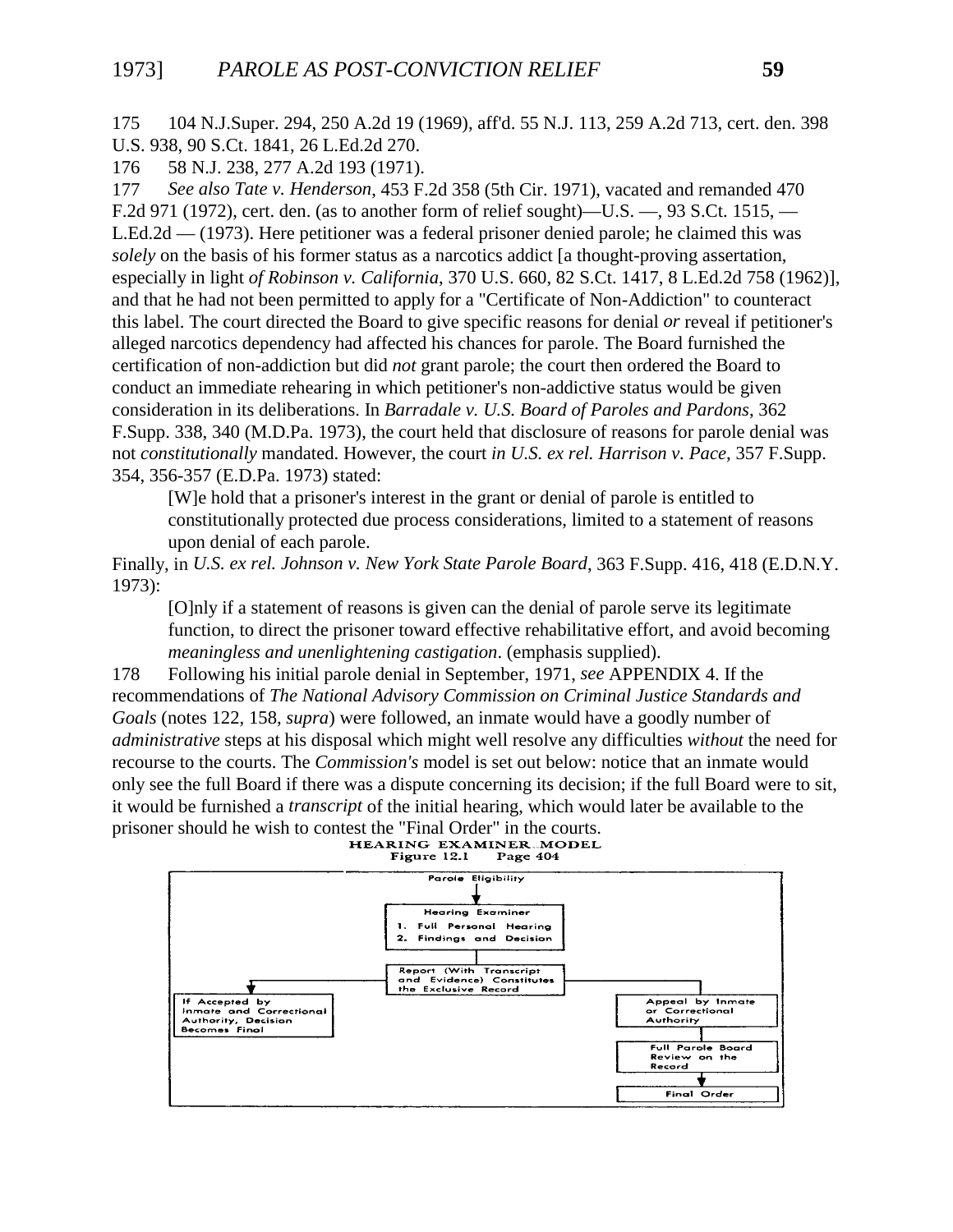175 104 N.J.Super. 294, 250 A.2d 19 (1969), aff'd. 55 N.J. 113, 259 A.2d 713, cert. den. 398 U.S. 938, 90 S.Ct. 1841, 26 L.Ed.2d 270.

176 58 N.J. 238, 277 A.2d 193 (1971).

177 *See also Tate v. Henderson*, 453 F.2d 358 (5th Cir. 1971), vacated and remanded 470 F.2d 971 (1972), cert. den. (as to another form of relief sought)—U.S. —, 93 S.Ct. 1515, — L.Ed.2d — (1973). Here petitioner was a federal prisoner denied parole; he claimed this was *solely* on the basis of his former status as a narcotics addict [a thought-proving assertion, especially in light *of Robinson v. California*, 370 U.S. 660, 82 S.Ct. 1417, 8 L.Ed.2d 758 (1962)], and that he had not been permitted to apply for a "Certificate of Non-Addiction" to counteract this label. The court directed the Board to give specific reasons for denial *or* reveal if petitioner's alleged narcotics dependency had affected his chances for parole. The Board furnished the certification of non-addiction but did *not* grant parole; the court then ordered the Board to conduct an immediate rehearing in which petitioner's non-addictive status would be given consideration in its deliberations. In *Barradale v. U.S. Board of Paroles and Pardons*, 362 F.Supp. 338, 340 (M.D.Pa. 1973), the court held that disclosure of reasons for parole denial was not *constitutionally* mandated. However, the court *in U.S. ex rel. Harrison v. Pace*, 357 F.Supp. 354, 356-357 (E.D.Pa. 1973) stated:

> [W]e hold that a prisoner's interest in the grant or denial of parole is entitled to constitutionally protected due process considerations, limited to a statement of reasons upon denial of each parole.

Finally, in *U.S. ex rel. Johnson v. New York State Parole Board*, 363 F.Supp. 416, 418 (E.D.N.Y. 1973):

> [O]nly if a statement of reasons is given can the denial of parole serve its legitimate function, to direct the prisoner toward effective rehabilitative effort, and avoid becoming *meaningless and unenlightening castigation*. (emphasis supplied).

178 Following his initial parole denial in September, 1971, *see* APPENDIX 4. If the recommendations of *The National Advisory Commission on Criminal Justice Standards and Goals* (notes 122, 158, *supra*) were followed, an inmate would have a goodly number of *administrative* steps at his disposal which might well resolve any difficulties *without* the need for recourse to the courts. The *Commission's* model is set out below: notice that an inmate would only see the full Board if there was a dispute concerning its decision; if the full Board were to sit, it would be furnished a *transcript* of the initial hearing, which would later be available to the prisoner should he wish to contest the "Final Order" in the courts.

HEARING EXAMINER MODEL
Figure 12.1 Page 404

Parole Eligibility

Hearing Examiner
1. Full Personal Hearing
2. Findings and Decision

Report (With Transcript and Evidence) Constitutes the Exclusive Record

If Accepted by Inmate and Correctional Authority, Decision Becomes Final

Appeal by Inmate or Correctional Authority

Full Parole Board Review on the Record

Final Order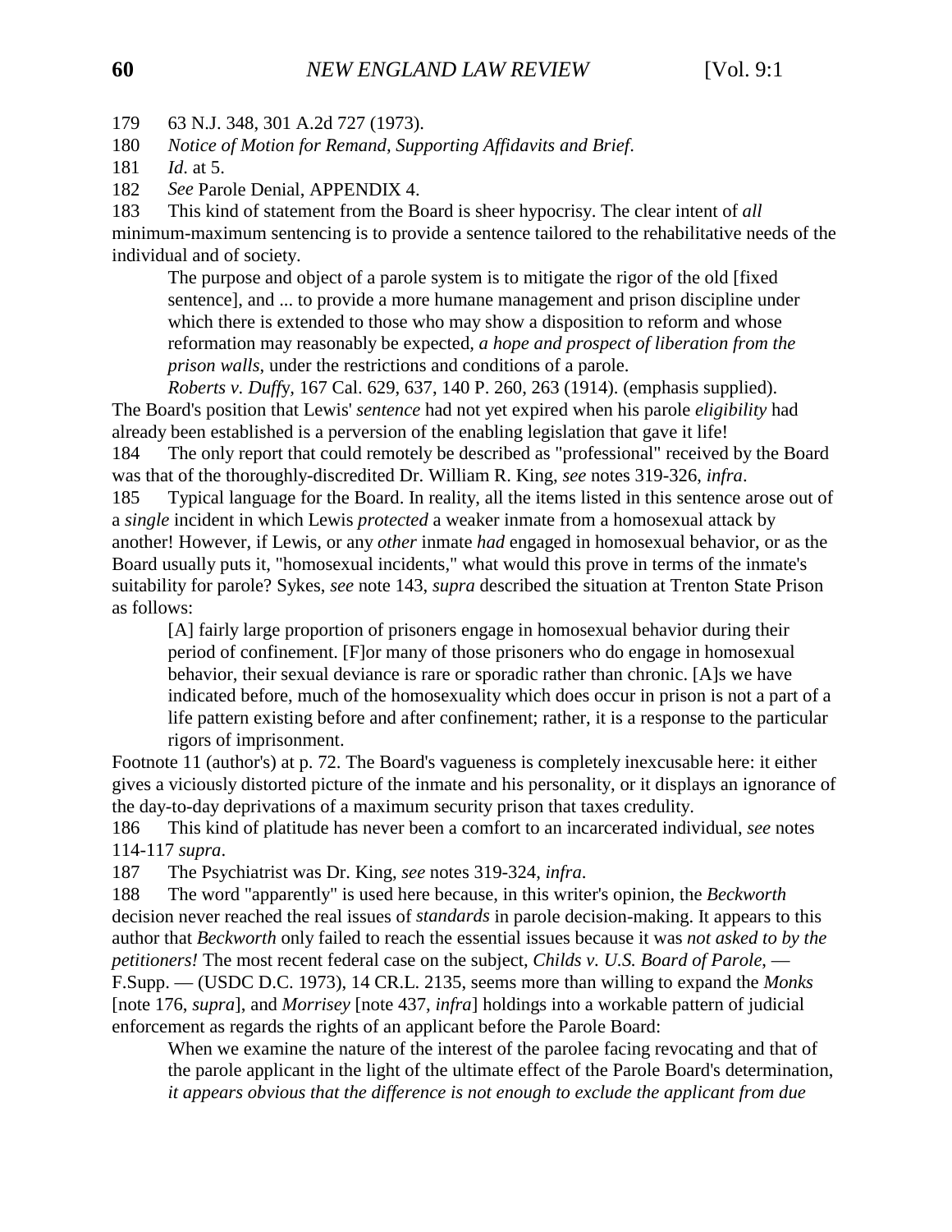179 63 N.J. 348, 301 A.2d 727 (1973).

180 *Notice of Motion for Remand, Supporting Affidavits and Brief*.

181 *Id.* at 5.

182 *See* Parole Denial, APPENDIX 4.

183 This kind of statement from the Board is sheer hypocrisy. The clear intent of *all* minimum-maximum sentencing is to provide a sentence tailored to the rehabilitative needs of the individual and of society.

> The purpose and object of a parole system is to mitigate the rigor of the old [fixed sentence], and ... to provide a more humane management and prison discipline under which there is extended to those who may show a disposition to reform and whose reformation may reasonably be expected, *a hope and prospect of liberation from the prison walls*, under the restrictions and conditions of a parole.
>
> *Roberts v. Duffy*, 167 Cal. 629, 637, 140 P. 260, 263 (1914). (emphasis supplied).

The Board's position that Lewis' *sentence* had not yet expired when his parole *eligibility* had already been established is a perversion of the enabling legislation that gave it life!

184 The only report that could remotely be described as "professional" received by the Board was that of the thoroughly-discredited Dr. William R. King, *see* notes 319-326, *infra*.

185 Typical language for the Board. In reality, all the items listed in this sentence arose out of a *single* incident in which Lewis *protected* a weaker inmate from a homosexual attack by another! However, if Lewis, or any *other* inmate *had* engaged in homosexual behavior, or as the Board usually puts it, "homosexual incidents," what would this prove in terms of the inmate's suitability for parole? Sykes, *see* note 143, *supra* described the situation at Trenton State Prison as follows:

> [A] fairly large proportion of prisoners engage in homosexual behavior during their period of confinement. [F]or many of those prisoners who do engage in homosexual behavior, their sexual deviance is rare or sporadic rather than chronic. [A]s we have indicated before, much of the homosexuality which does occur in prison is not a part of a life pattern existing before and after confinement; rather, it is a response to the particular rigors of imprisonment.

Footnote 11 (author's) at p. 72. The Board's vagueness is completely inexcusable here: it either gives a viciously distorted picture of the inmate and his personality, or it displays an ignorance of the day-to-day deprivations of a maximum security prison that taxes credulity.

186 This kind of platitude has never been a comfort to an incarcerated individual, *see* notes 114-117 *supra*.

187 The Psychiatrist was Dr. King, *see* notes 319-324, *infra*.

188 The word "apparently" is used here because, in this writer's opinion, the *Beckworth* decision never reached the real issues of *standards* in parole decision-making. It appears to this author that *Beckworth* only failed to reach the essential issues because it was *not asked to by the petitioners!* The most recent federal case on the subject, *Childs v. U.S. Board of Parole*, — F.Supp. — (USDC D.C. 1973), 14 CR.L. 2135, seems more than willing to expand the *Monks* [note 176, *supra*], and *Morrisey* [note 437, *infra*] holdings into a workable pattern of judicial enforcement as regards the rights of an applicant before the Parole Board:

> When we examine the nature of the interest of the parolee facing revocating and that of the parole applicant in the light of the ultimate effect of the Parole Board's determination, *it appears obvious that the difference is not enough to exclude the applicant from due*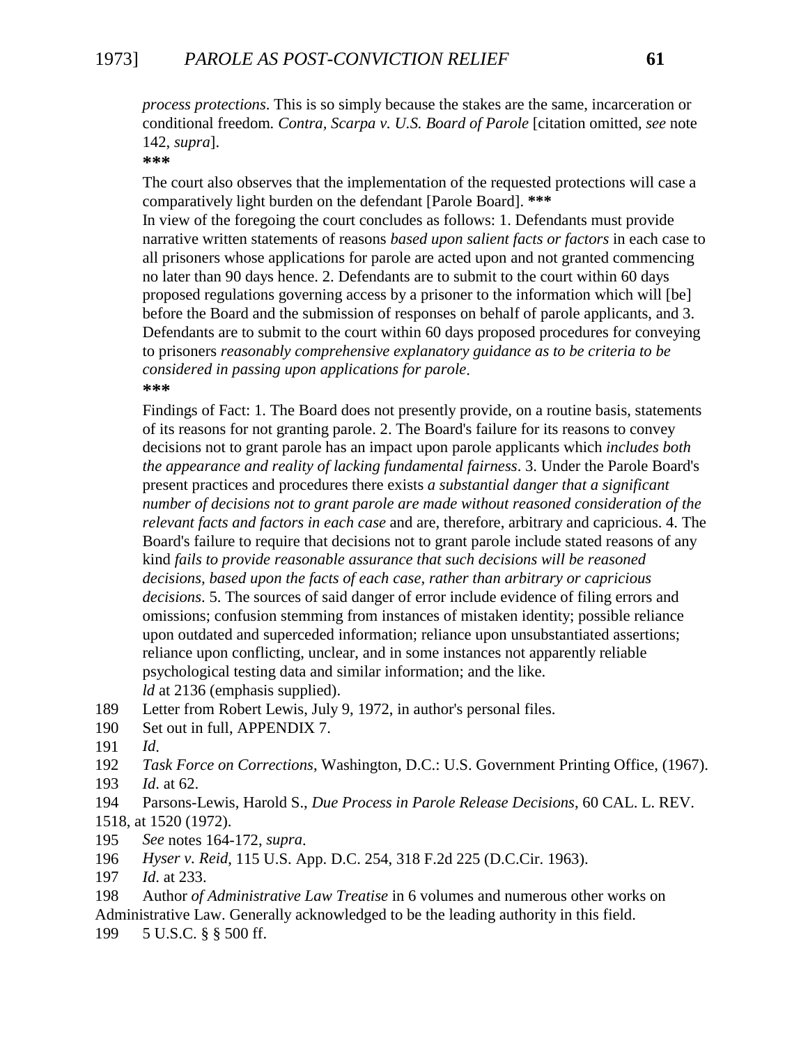*process protections*. This is so simply because the stakes are the same, incarceration or conditional freedom. *Contra, Scarpa v. U.S. Board of Parole* [citation omitted, *see* note 142, *supra*].

***

The court also observes that the implementation of the requested protections will case a comparatively light burden on the defendant [Parole Board]. ***

In view of the foregoing the court concludes as follows: 1. Defendants must provide narrative written statements of reasons *based upon salient facts or factors* in each case to all prisoners whose applications for parole are acted upon and not granted commencing no later than 90 days hence. 2. Defendants are to submit to the court within 60 days proposed regulations governing access by a prisoner to the information which will [be] before the Board and the submission of responses on behalf of parole applicants, and 3. Defendants are to submit to the court within 60 days proposed procedures for conveying to prisoners *reasonably comprehensive explanatory guidance as to be criteria to be considered in passing upon applications for parole*.

***

Findings of Fact: 1. The Board does not presently provide, on a routine basis, statements of its reasons for not granting parole. 2. The Board's failure for its reasons to convey decisions not to grant parole has an impact upon parole applicants which *includes both the appearance and reality of lacking fundamental fairness*. 3. Under the Parole Board's present practices and procedures there exists *a substantial danger that a significant number of decisions not to grant parole are made without reasoned consideration of the relevant facts and factors in each case* and are, therefore, arbitrary and capricious. 4. The Board's failure to require that decisions not to grant parole include stated reasons of any kind *fails to provide reasonable assurance that such decisions will be reasoned decisions, based upon the facts of each case, rather than arbitrary or capricious decisions*. 5. The sources of said danger of error include evidence of filing errors and omissions; confusion stemming from instances of mistaken identity; possible reliance upon outdated and superceded information; reliance upon unsubstantiated assertions; reliance upon conflicting, unclear, and in some instances not apparently reliable psychological testing data and similar information; and the like.

*ld* at 2136 (emphasis supplied).

189 Letter from Robert Lewis, July 9, 1972, in author's personal files.

190 Set out in full, APPENDIX 7.

191 *Id*.

192 *Task Force on Corrections*, Washington, D.C.: U.S. Government Printing Office, (1967).

193 *Id*. at 62.

194 Parsons-Lewis, Harold S., *Due Process in Parole Release Decisions*, 60 CAL. L. REV. 1518, at 1520 (1972).

195 *See* notes 164-172, *supra*.

196 *Hyser v. Reid*, 115 U.S. App. D.C. 254, 318 F.2d 225 (D.C.Cir. 1963).

197 *Id*. at 233.

198 Author *of Administrative Law Treatise* in 6 volumes and numerous other works on Administrative Law. Generally acknowledged to be the leading authority in this field.

199 5 U.S.C. § § 500 ff.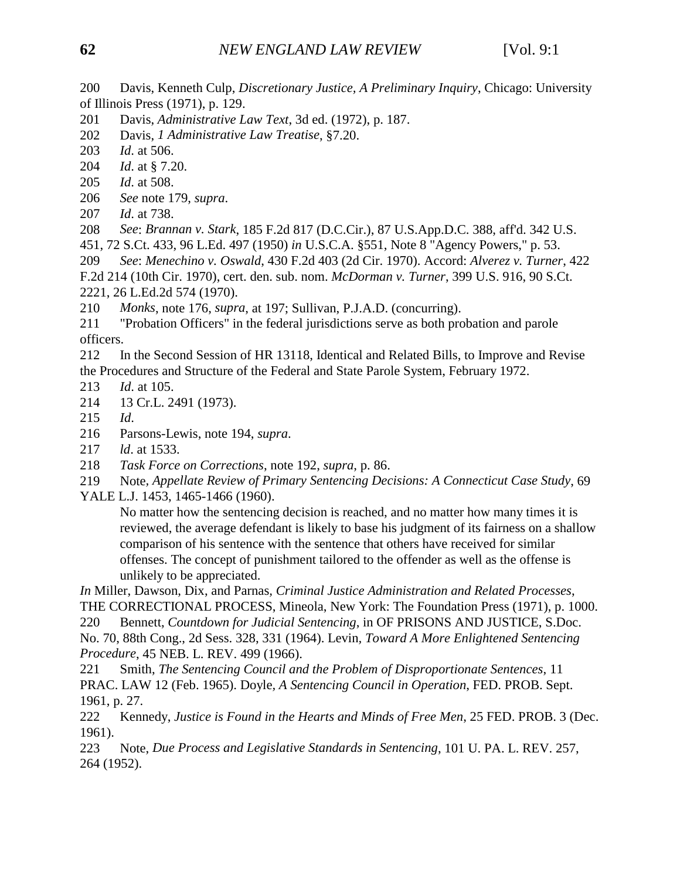200 Davis, Kenneth Culp, *Discretionary Justice, A Preliminary Inquiry*, Chicago: University of Illinois Press (1971), p. 129.

201 Davis, *Administrative Law Text*, 3d ed. (1972), p. 187.

202 Davis, *1 Administrative Law Treatise*, §7.20.

203 *Id*. at 506.

204 *Id*. at § 7.20.

205 *Id*. at 508.

206 *See* note 179, *supra*.

207 *Id*. at 738.

208 *See*: *Brannan v. Stark*, 185 F.2d 817 (D.C.Cir.), 87 U.S.App.D.C. 388, aff'd. 342 U.S. 451, 72 S.Ct. 433, 96 L.Ed. 497 (1950) *in* U.S.C.A. §551, Note 8 "Agency Powers," p. 53.

209 *See*: *Menechino v. Oswald*, 430 F.2d 403 (2d Cir. 1970). Accord: *Alverez v. Turner*, 422 F.2d 214 (10th Cir. 1970), cert. den. sub. nom. *McDorman v. Turner*, 399 U.S. 916, 90 S.Ct. 2221, 26 L.Ed.2d 574 (1970).

210 *Monks*, note 176, *supra*, at 197; Sullivan, P.J.A.D. (concurring).

211 "Probation Officers" in the federal jurisdictions serve as both probation and parole officers.

212 In the Second Session of HR 13118, Identical and Related Bills, to Improve and Revise the Procedures and Structure of the Federal and State Parole System, February 1972.

213 *Id*. at 105.

214 13 Cr.L. 2491 (1973).

215 *Id*.

216 Parsons-Lewis, note 194, *supra*.

217 *ld*. at 1533.

218 *Task Force on Corrections*, note 192, *supra*, p. 86.

219 Note, *Appellate Review of Primary Sentencing Decisions: A Connecticut Case Study*, 69 YALE L.J. 1453, 1465-1466 (1960).

> No matter how the sentencing decision is reached, and no matter how many times it is reviewed, the average defendant is likely to base his judgment of its fairness on a shallow comparison of his sentence with the sentence that others have received for similar offenses. The concept of punishment tailored to the offender as well as the offense is unlikely to be appreciated.

*In* Miller, Dawson, Dix, and Parnas, *Criminal Justice Administration and Related Processes*, THE CORRECTIONAL PROCESS, Mineola, New York: The Foundation Press (1971), p. 1000.

220 Bennett, *Countdown for Judicial Sentencing*, in OF PRISONS AND JUSTICE, S.Doc. No. 70, 88th Cong., 2d Sess. 328, 331 (1964). Levin, *Toward A More Enlightened Sentencing Procedure*, 45 NEB. L. REV. 499 (1966).

221 Smith, *The Sentencing Council and the Problem of Disproportionate Sentences*, 11 PRAC. LAW 12 (Feb. 1965). Doyle, *A Sentencing Council in Operation*, FED. PROB. Sept. 1961, p. 27.

222 Kennedy, *Justice is Found in the Hearts and Minds of Free Men*, 25 FED. PROB. 3 (Dec. 1961).

223 Note, *Due Process and Legislative Standards in Sentencing*, 101 U. PA. L. REV. 257, 264 (1952).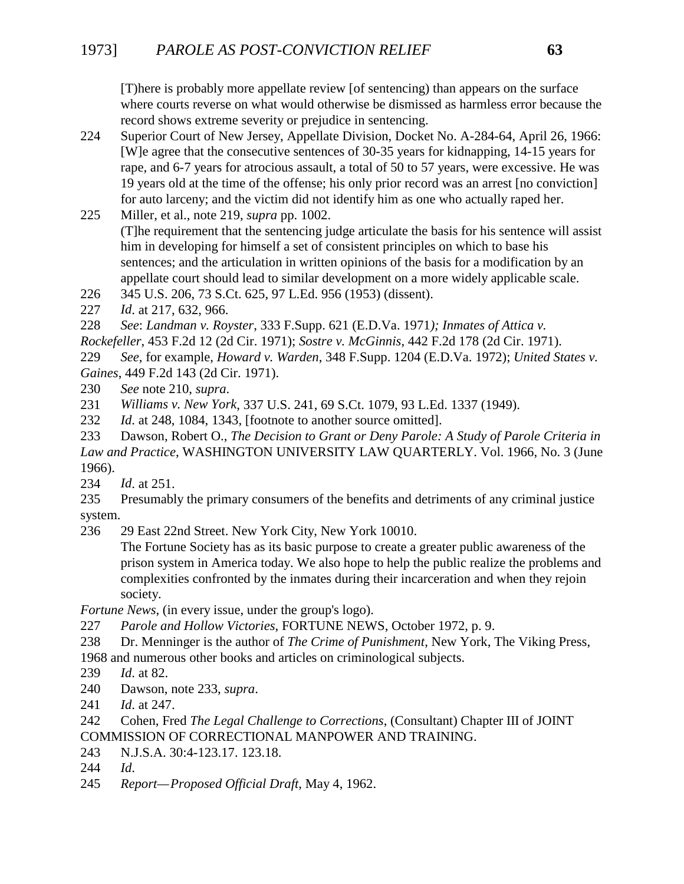[T)here is probably more appellate review [of sentencing) than appears on the surface where courts reverse on what would otherwise be dismissed as harmless error because the record shows extreme severity or prejudice in sentencing.

224 Superior Court of New Jersey, Appellate Division, Docket No. A-284-64, April 26, 1966: [W]e agree that the consecutive sentences of 30-35 years for kidnapping, 14-15 years for rape, and 6-7 years for atrocious assault, a total of 50 to 57 years, were excessive. He was 19 years old at the time of the offense; his only prior record was an arrest [no conviction] for auto larceny; and the victim did not identify him as one who actually raped her.

225 Miller, et al., note 219, *supra* pp. 1002.
(T]he requirement that the sentencing judge articulate the basis for his sentence will assist him in developing for himself a set of consistent principles on which to base his sentences; and the articulation in written opinions of the basis for a modification by an appellate court should lead to similar development on a more widely applicable scale.

226 345 U.S. 206, 73 S.Ct. 625, 97 L.Ed. 956 (1953) (dissent).

227 *Id.* at 217, 632, 966.

228 *See*: *Landman v. Royster*, 333 F.Supp. 621 (E.D.Va. 1971*); Inmates of Attica v. Rockefeller*, 453 F.2d 12 (2d Cir. 1971); *Sostre v. McGinnis*, 442 F.2d 178 (2d Cir. 1971).

229 *See*, for example, *Howard v. Warden*, 348 F.Supp. 1204 (E.D.Va. 1972); *United States v. Gaines*, 449 F.2d 143 (2d Cir. 1971).

230 *See* note 210, *supra*.

231 *Williams v. New York*, 337 U.S. 241, 69 S.Ct. 1079, 93 L.Ed. 1337 (1949).

232 *Id.* at 248, 1084, 1343, [footnote to another source omitted].

233 Dawson, Robert O., *The Decision to Grant or Deny Parole: A Study of Parole Criteria in Law and Practice*, WASHINGTON UNIVERSITY LAW QUARTERLY. Vol. 1966, No. 3 (June 1966).

234 *Id.* at 251.

235 Presumably the primary consumers of the benefits and detriments of any criminal justice system.

236 29 East 22nd Street. New York City, New York 10010.
The Fortune Society has as its basic purpose to create a greater public awareness of the prison system in America today. We also hope to help the public realize the problems and complexities confronted by the inmates during their incarceration and when they rejoin society.

*Fortune News*, (in every issue, under the group's logo).

227 *Parole and Hollow Victories*, FORTUNE NEWS, October 1972, p. 9.

238 Dr. Menninger is the author of *The Crime of Punishment*, New York, The Viking Press, 1968 and numerous other books and articles on criminological subjects.

239 *Id.* at 82.

240 Dawson, note 233, *supra*.

241 *Id*. at 247.

242 Cohen, Fred *The Legal Challenge to Corrections*, (Consultant) Chapter III of JOINT COMMISSION OF CORRECTIONAL MANPOWER AND TRAINING.

243 N.J.S.A. 30:4-123.17. 123.18.

244 *Id*.

245 *Report—Proposed Official Draft*, May 4, 1962.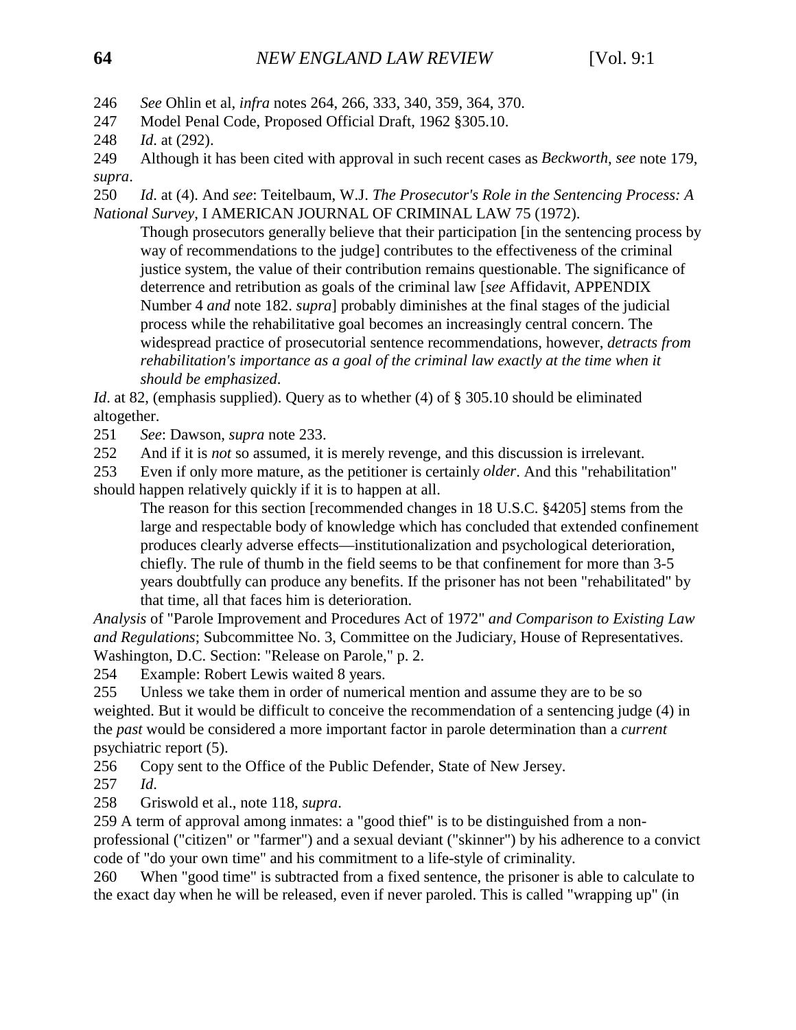246 *See* Ohlin et al, *infra* notes 264, 266, 333, 340, 359, 364, 370.

247 Model Penal Code, Proposed Official Draft, 1962 §305.10.

248 *Id*. at (292).

249 Although it has been cited with approval in such recent cases as *Beckworth*, *see* note 179, *supra*.

250 *Id*. at (4). And *see*: Teitelbaum, W.J. *The Prosecutor's Role in the Sentencing Process: A National Survey*, I AMERICAN JOURNAL OF CRIMINAL LAW 75 (1972).

> Though prosecutors generally believe that their participation [in the sentencing process by way of recommendations to the judge] contributes to the effectiveness of the criminal justice system, the value of their contribution remains questionable. The significance of deterrence and retribution as goals of the criminal law [*see* Affidavit, APPENDIX Number 4 *and* note 182. *supra*] probably diminishes at the final stages of the judicial process while the rehabilitative goal becomes an increasingly central concern. The widespread practice of prosecutorial sentence recommendations, however, *detracts from rehabilitation's importance as a goal of the criminal law exactly at the time when it should be emphasized*.

*Id*. at 82, (emphasis supplied). Query as to whether (4) of § 305.10 should be eliminated altogether.

251 *See*: Dawson, *supra* note 233.

252 And if it is *not* so assumed, it is merely revenge, and this discussion is irrelevant.

253 Even if only more mature, as the petitioner is certainly *older*. And this "rehabilitation" should happen relatively quickly if it is to happen at all.

> The reason for this section [recommended changes in 18 U.S.C. §4205] stems from the large and respectable body of knowledge which has concluded that extended confinement produces clearly adverse effects—institutionalization and psychological deterioration, chiefly. The rule of thumb in the field seems to be that confinement for more than 3-5 years doubtfully can produce any benefits. If the prisoner has not been "rehabilitated" by that time, all that faces him is deterioration.

*Analysis* of "Parole Improvement and Procedures Act of 1972" *and Comparison to Existing Law and Regulations*; Subcommittee No. 3, Committee on the Judiciary, House of Representatives. Washington, D.C. Section: "Release on Parole," p. 2.

254 Example: Robert Lewis waited 8 years.

255 Unless we take them in order of numerical mention and assume they are to be so weighted. But it would be difficult to conceive the recommendation of a sentencing judge (4) in the *past* would be considered a more important factor in parole determination than a *current* psychiatric report (5).

256 Copy sent to the Office of the Public Defender, State of New Jersey.

257 *Id*.

258 Griswold et al., note 118, *supra*.

259 A term of approval among inmates: a "good thief" is to be distinguished from a non-professional ("citizen" or "farmer") and a sexual deviant ("skinner") by his adherence to a convict code of "do your own time" and his commitment to a life-style of criminality.

260 When "good time" is subtracted from a fixed sentence, the prisoner is able to calculate to the exact day when he will be released, even if never paroled. This is called "wrapping up" (in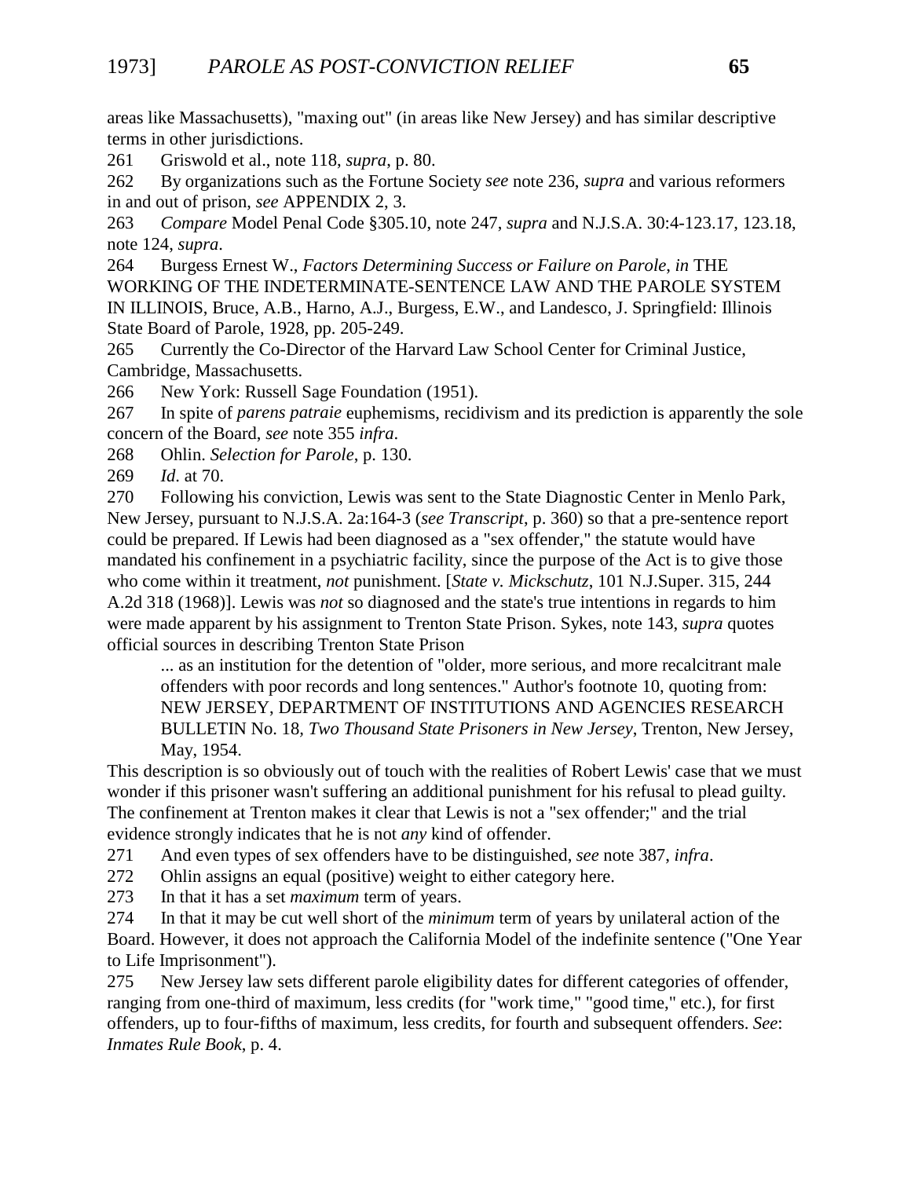areas like Massachusetts), "maxing out" (in areas like New Jersey) and has similar descriptive terms in other jurisdictions.

261 Griswold et al., note 118, *supra*, p. 80.

262 By organizations such as the Fortune Society *see* note 236, *supra* and various reformers in and out of prison, *see* APPENDIX 2, 3.

263 *Compare* Model Penal Code §305.10, note 247, *supra* and N.J.S.A. 30:4-123.17, 123.18, note 124, *supra*.

264 Burgess Ernest W., *Factors Determining Success or Failure on Parole*, *in* THE WORKING OF THE INDETERMINATE-SENTENCE LAW AND THE PAROLE SYSTEM IN ILLINOIS, Bruce, A.B., Harno, A.J., Burgess, E.W., and Landesco, J. Springfield: Illinois State Board of Parole, 1928, pp. 205-249.

265 Currently the Co-Director of the Harvard Law School Center for Criminal Justice, Cambridge, Massachusetts.

266 New York: Russell Sage Foundation (1951).

267 In spite of *parens patraie* euphemisms, recidivism and its prediction is apparently the sole concern of the Board, *see* note 355 *infra*.

268 Ohlin. *Selection for Parole*, p. 130.

269 *Id*. at 70.

270 Following his conviction, Lewis was sent to the State Diagnostic Center in Menlo Park, New Jersey, pursuant to N.J.S.A. 2a:164-3 (*see Transcript*, p. 360) so that a pre-sentence report could be prepared. If Lewis had been diagnosed as a "sex offender," the statute would have mandated his confinement in a psychiatric facility, since the purpose of the Act is to give those who come within it treatment, *not* punishment. [*State v. Mickschutz*, 101 N.J.Super. 315, 244 A.2d 318 (1968)]. Lewis was *not* so diagnosed and the state's true intentions in regards to him were made apparent by his assignment to Trenton State Prison. Sykes, note 143, *supra* quotes official sources in describing Trenton State Prison

> ... as an institution for the detention of "older, more serious, and more recalcitrant male offenders with poor records and long sentences." Author's footnote 10, quoting from: NEW JERSEY, DEPARTMENT OF INSTITUTIONS AND AGENCIES RESEARCH BULLETIN No. 18, *Two Thousand State Prisoners in New Jersey*, Trenton, New Jersey, May, 1954.

This description is so obviously out of touch with the realities of Robert Lewis' case that we must wonder if this prisoner wasn't suffering an additional punishment for his refusal to plead guilty. The confinement at Trenton makes it clear that Lewis is not a "sex offender;" and the trial evidence strongly indicates that he is not *any* kind of offender.

271 And even types of sex offenders have to be distinguished, *see* note 387, *infra*.

272 Ohlin assigns an equal (positive) weight to either category here.

273 In that it has a set *maximum* term of years.

274 In that it may be cut well short of the *minimum* term of years by unilateral action of the Board. However, it does not approach the California Model of the indefinite sentence ("One Year to Life Imprisonment").

275 New Jersey law sets different parole eligibility dates for different categories of offender, ranging from one-third of maximum, less credits (for "work time," "good time," etc.), for first offenders, up to four-fifths of maximum, less credits, for fourth and subsequent offenders. *See*: *Inmates Rule Book*, p. 4.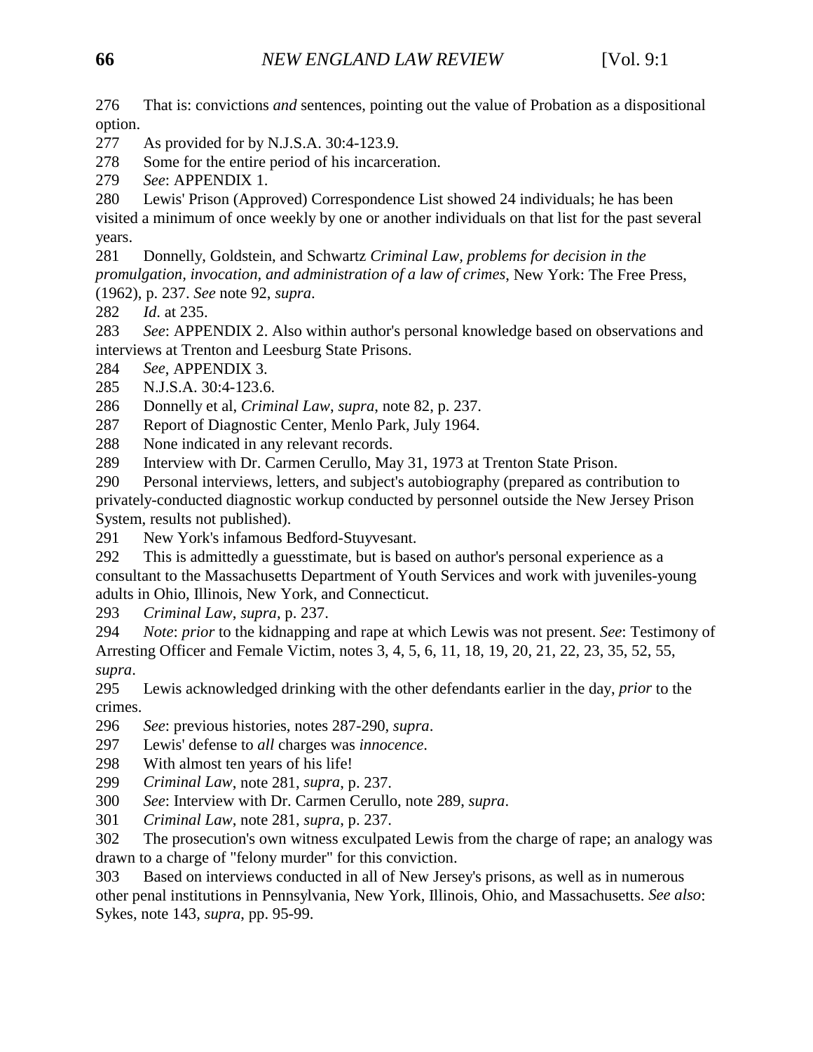276 That is: convictions *and* sentences, pointing out the value of Probation as a dispositional option.

277 As provided for by N.J.S.A. 30:4-123.9.

278 Some for the entire period of his incarceration.

279 *See*: APPENDIX 1.

280 Lewis' Prison (Approved) Correspondence List showed 24 individuals; he has been visited a minimum of once weekly by one or another individuals on that list for the past several years.

281 Donnelly, Goldstein, and Schwartz *Criminal Law, problems for decision in the promulgation, invocation, and administration of a law of crimes*, New York: The Free Press, (1962), p. 237. *See* note 92, *supra*.

282 *Id*. at 235.

283 *See*: APPENDIX 2. Also within author's personal knowledge based on observations and interviews at Trenton and Leesburg State Prisons.

284 *See*, APPENDIX 3.

285 N.J.S.A. 30:4-123.6.

286 Donnelly et al, *Criminal Law*, *supra*, note 82, p. 237.

287 Report of Diagnostic Center, Menlo Park, July 1964.

288 None indicated in any relevant records.

289 Interview with Dr. Carmen Cerullo, May 31, 1973 at Trenton State Prison.

290 Personal interviews, letters, and subject's autobiography (prepared as contribution to privately-conducted diagnostic workup conducted by personnel outside the New Jersey Prison System, results not published).

291 New York's infamous Bedford-Stuyvesant.

292 This is admittedly a guesstimate, but is based on author's personal experience as a consultant to the Massachusetts Department of Youth Services and work with juveniles-young adults in Ohio, Illinois, New York, and Connecticut.

293 *Criminal Law*, *supra*, p. 237.

294 *Note*: *prior* to the kidnapping and rape at which Lewis was not present. *See*: Testimony of Arresting Officer and Female Victim, notes 3, 4, 5, 6, 11, 18, 19, 20, 21, 22, 23, 35, 52, 55, *supra*.

295 Lewis acknowledged drinking with the other defendants earlier in the day, *prior* to the crimes.

296 *See*: previous histories, notes 287-290, *supra*.

297 Lewis' defense to *all* charges was *innocence*.

298 With almost ten years of his life!

299 *Criminal Law*, note 281, *supra*, p. 237.

300 *See*: Interview with Dr. Carmen Cerullo, note 289, *supra*.

301 *Criminal Law*, note 281, *supra*, p. 237.

302 The prosecution's own witness exculpated Lewis from the charge of rape; an analogy was drawn to a charge of "felony murder" for this conviction.

303 Based on interviews conducted in all of New Jersey's prisons, as well as in numerous other penal institutions in Pennsylvania, New York, Illinois, Ohio, and Massachusetts. *See also*: Sykes, note 143, *supra*, pp. 95-99.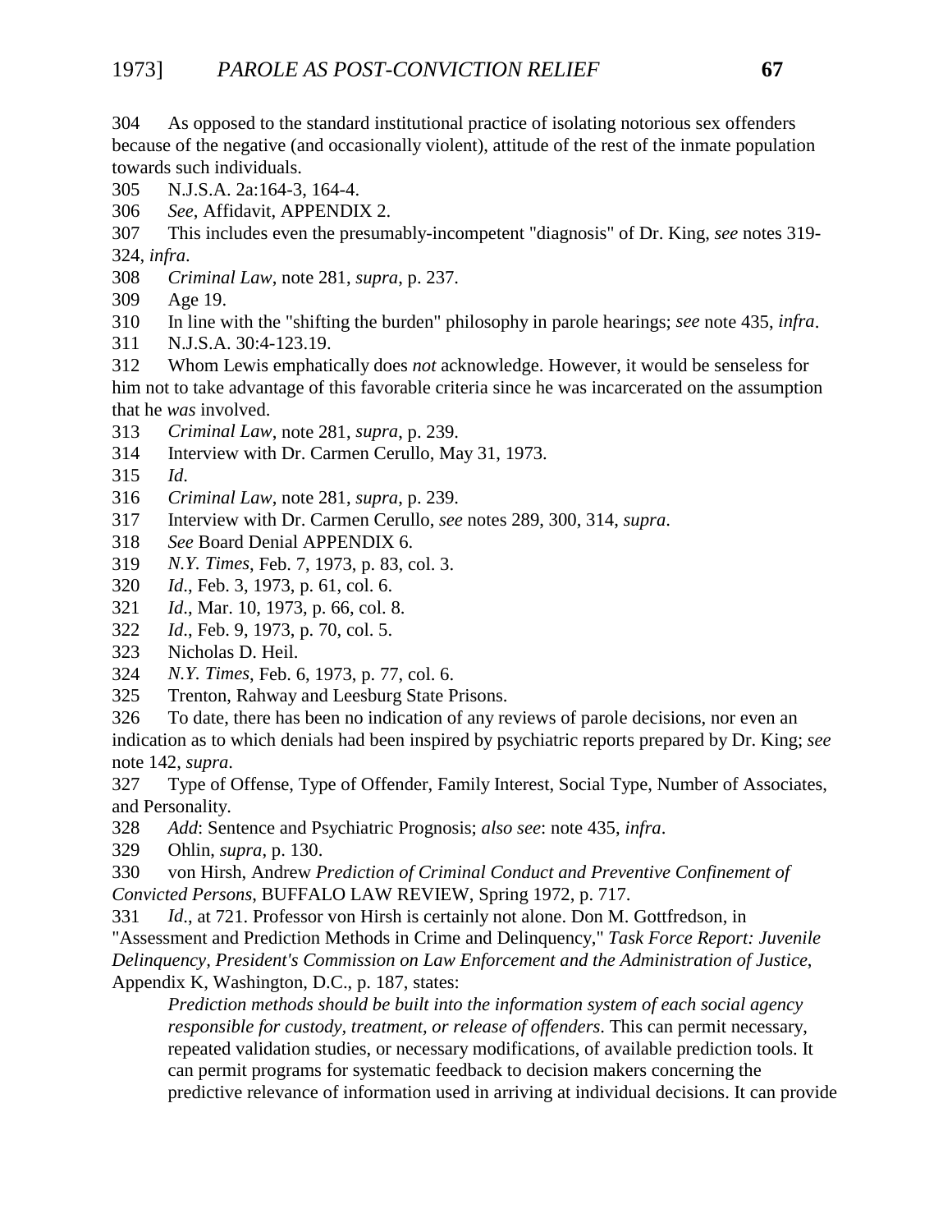304 As opposed to the standard institutional practice of isolating notorious sex offenders because of the negative (and occasionally violent), attitude of the rest of the inmate population towards such individuals.

305 N.J.S.A. 2a:164-3, 164-4.

306 *See*, Affidavit, APPENDIX 2.

307 This includes even the presumably-incompetent "diagnosis" of Dr. King, *see* notes 319-324, *infra*.

308 *Criminal Law*, note 281, *supra*, p. 237.

309 Age 19.

310 In line with the "shifting the burden" philosophy in parole hearings; *see* note 435, *infra*.

311 N.J.S.A. 30:4-123.19.

312 Whom Lewis emphatically does *not* acknowledge. However, it would be senseless for him not to take advantage of this favorable criteria since he was incarcerated on the assumption that he *was* involved.

313 *Criminal Law*, note 281, *supra*, p. 239.

314 Interview with Dr. Carmen Cerullo, May 31, 1973.

315 *Id*.

316 *Criminal Law*, note 281, *supra*, p. 239.

317 Interview with Dr. Carmen Cerullo, *see* notes 289, 300, 314, *supra*.

318 *See* Board Denial APPENDIX 6.

319 *N.Y. Times*, Feb. 7, 1973, p. 83, col. 3.

320 *Id*., Feb. 3, 1973, p. 61, col. 6.

321 *Id*., Mar. 10, 1973, p. 66, col. 8.

322 *Id*., Feb. 9, 1973, p. 70, col. 5.

323 Nicholas D. Heil.

324 *N.Y. Times*, Feb. 6, 1973, p. 77, col. 6.

325 Trenton, Rahway and Leesburg State Prisons.

326 To date, there has been no indication of any reviews of parole decisions, nor even an indication as to which denials had been inspired by psychiatric reports prepared by Dr. King; *see* note 142, *supra*.

327 Type of Offense, Type of Offender, Family Interest, Social Type, Number of Associates, and Personality.

328 *Add*: Sentence and Psychiatric Prognosis; *also see*: note 435, *infra*.

329 Ohlin, *supra*, p. 130.

330 von Hirsh, Andrew *Prediction of Criminal Conduct and Preventive Confinement of Convicted Persons*, BUFFALO LAW REVIEW, Spring 1972, p. 717.

331 *Id*., at 721. Professor von Hirsh is certainly not alone. Don M. Gottfredson, in "Assessment and Prediction Methods in Crime and Delinquency," *Task Force Report: Juvenile Delinquency, President's Commission on Law Enforcement and the Administration of Justice*, Appendix K, Washington, D.C., p. 187, states:

> *Prediction methods should be built into the information system of each social agency responsible for custody, treatment, or release of offenders*. This can permit necessary, repeated validation studies, or necessary modifications, of available prediction tools. It can permit programs for systematic feedback to decision makers concerning the predictive relevance of information used in arriving at individual decisions. It can provide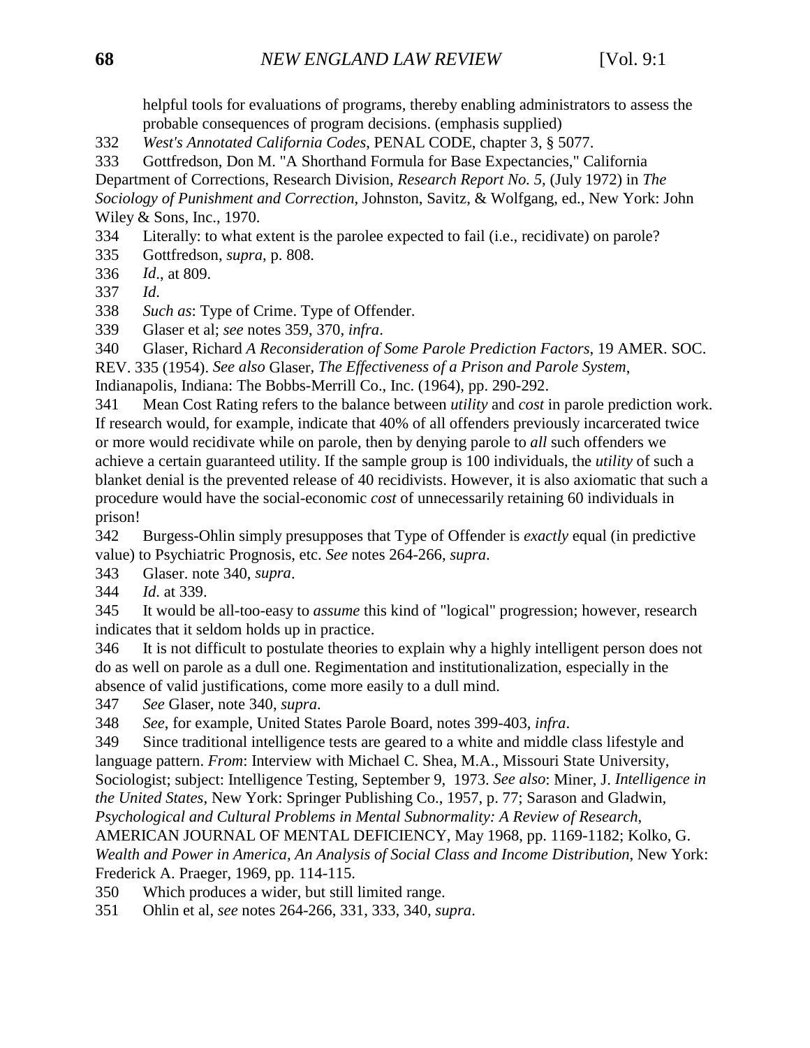helpful tools for evaluations of programs, thereby enabling administrators to assess the probable consequences of program decisions. (emphasis supplied)

332 *West's Annotated California Codes*, PENAL CODE, chapter 3, § 5077.

333 Gottfredson, Don M. "A Shorthand Formula for Base Expectancies," California Department of Corrections, Research Division, *Research Report No. 5*, (July 1972) in *The Sociology of Punishment and Correction*, Johnston, Savitz, & Wolfgang, ed., New York: John Wiley & Sons, Inc., 1970.

334 Literally: to what extent is the parolee expected to fail (i.e., recidivate) on parole?

335 Gottfredson, *supra*, p. 808.

336 *Id*., at 809.

337 *Id*.

338 *Such as*: Type of Crime. Type of Offender.

339 Glaser et al; *see* notes 359, 370, *infra*.

340 Glaser, Richard *A Reconsideration of Some Parole Prediction Factors*, 19 AMER. SOC. REV. 335 (1954). *See also* Glaser, *The Effectiveness of a Prison and Parole System*, Indianapolis, Indiana: The Bobbs-Merrill Co., Inc. (1964), pp. 290-292.

341 Mean Cost Rating refers to the balance between *utility* and *cost* in parole prediction work. If research would, for example, indicate that 40% of all offenders previously incarcerated twice or more would recidivate while on parole, then by denying parole to *all* such offenders we achieve a certain guaranteed utility. If the sample group is 100 individuals, the *utility* of such a blanket denial is the prevented release of 40 recidivists. However, it is also axiomatic that such a procedure would have the social-economic *cost* of unnecessarily retaining 60 individuals in prison!

342 Burgess-Ohlin simply presupposes that Type of Offender is *exactly* equal (in predictive value) to Psychiatric Prognosis, etc. *See* notes 264-266, *supra*.

343 Glaser. note 340, *supra*.

344 *Id*. at 339.

345 It would be all-too-easy to *assume* this kind of "logical" progression; however, research indicates that it seldom holds up in practice.

346 It is not difficult to postulate theories to explain why a highly intelligent person does not do as well on parole as a dull one. Regimentation and institutionalization, especially in the absence of valid justifications, come more easily to a dull mind.

347 *See* Glaser, note 340, *supra*.

348 *See*, for example, United States Parole Board, notes 399-403, *infra*.

349 Since traditional intelligence tests are geared to a white and middle class lifestyle and language pattern. *From*: Interview with Michael C. Shea, M.A., Missouri State University, Sociologist; subject: Intelligence Testing, September 9, 1973. *See also*: Miner, J. *Intelligence in the United States*, New York: Springer Publishing Co., 1957, p. 77; Sarason and Gladwin, *Psychological and Cultural Problems in Mental Subnormality: A Review of Research*, AMERICAN JOURNAL OF MENTAL DEFICIENCY, May 1968, pp. 1169-1182; Kolko, G. *Wealth and Power in America, An Analysis of Social Class and Income Distribution*, New York: Frederick A. Praeger, 1969, pp. 114-115.

350 Which produces a wider, but still limited range.

351 Ohlin et al, *see* notes 264-266, 331, 333, 340, *supra*.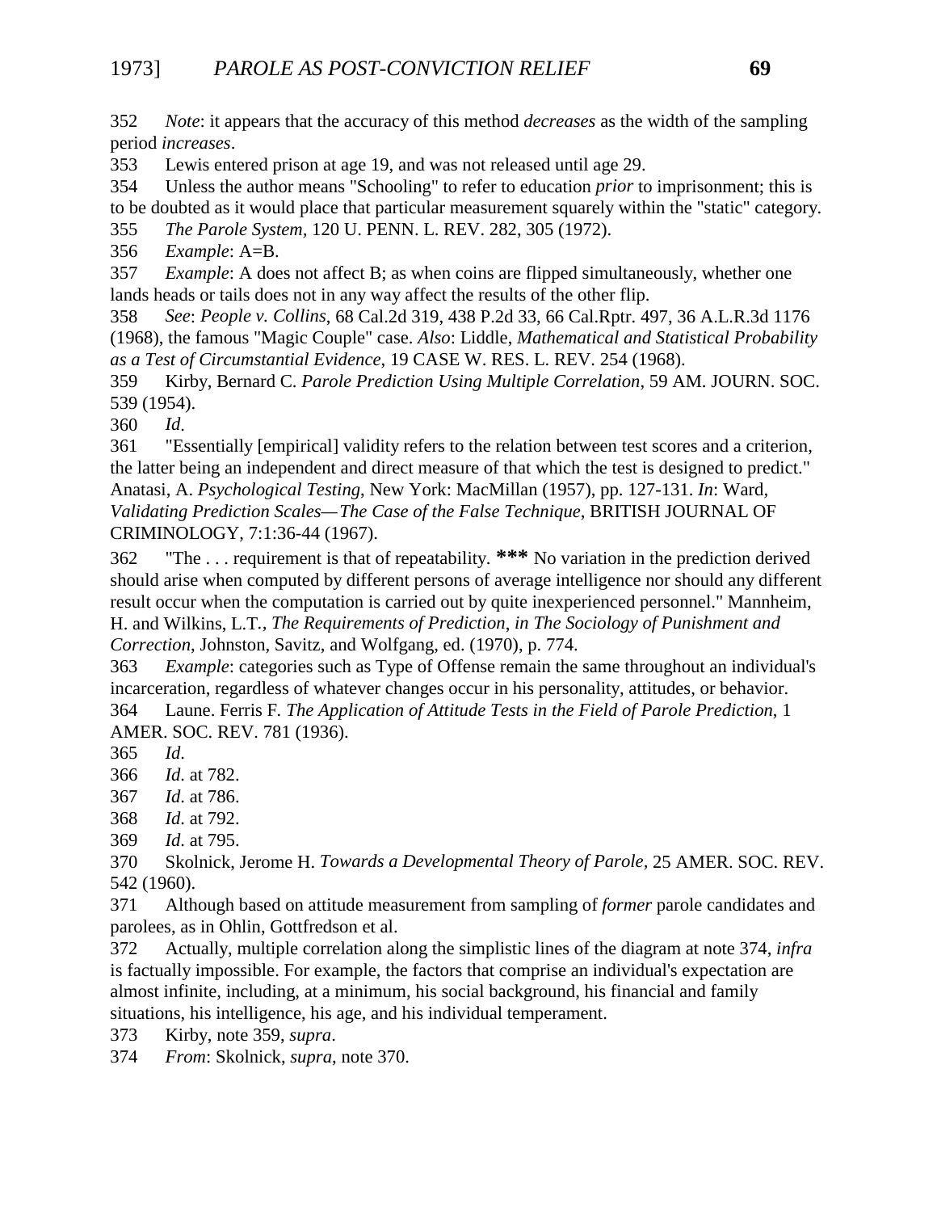352 *Note*: it appears that the accuracy of this method *decreases* as the width of the sampling period *increases*.

353 Lewis entered prison at age 19, and was not released until age 29.

354 Unless the author means "Schooling" to refer to education *prior* to imprisonment; this is to be doubted as it would place that particular measurement squarely within the "static" category.

355 *The Parole System*, 120 U. PENN. L. REV. 282, 305 (1972).

356 *Example*: A=B.

357 *Example*: A does not affect B; as when coins are flipped simultaneously, whether one lands heads or tails does not in any way affect the results of the other flip.

358 *See*: *People v. Collins*, 68 Cal.2d 319, 438 P.2d 33, 66 Cal.Rptr. 497, 36 A.L.R.3d 1176 (1968), the famous "Magic Couple" case. *Also*: Liddle, *Mathematical and Statistical Probability as a Test of Circumstantial Evidence*, 19 CASE W. RES. L. REV. 254 (1968).

359 Kirby, Bernard C. *Parole Prediction Using Multiple Correlation*, 59 AM. JOURN. SOC. 539 (1954).

360 *Id*.

361 "Essentially [empirical] validity refers to the relation between test scores and a criterion, the latter being an independent and direct measure of that which the test is designed to predict." Anatasi, A. *Psychological Testing*, New York: MacMillan (1957), pp. 127-131. *In*: Ward, *Validating Prediction Scales—The Case of the False Technique*, BRITISH JOURNAL OF CRIMINOLOGY, 7:1:36-44 (1967).

362 "The . . . requirement is that of repeatability. **\*\*\*** No variation in the prediction derived should arise when computed by different persons of average intelligence nor should any different result occur when the computation is carried out by quite inexperienced personnel." Mannheim, H. and Wilkins, L.T., *The Requirements of Prediction*, *in The Sociology of Punishment and Correction*, Johnston, Savitz, and Wolfgang, ed. (1970), p. 774.

363 *Example*: categories such as Type of Offense remain the same throughout an individual's incarceration, regardless of whatever changes occur in his personality, attitudes, or behavior.

364 Laune. Ferris F. *The Application of Attitude Tests in the Field of Parole Prediction*, 1 AMER. SOC. REV. 781 (1936).

365 *Id*.

366 *Id*. at 782.

367 *Id*. at 786.

368 *Id*. at 792.

369 *Id*. at 795.

370 Skolnick, Jerome H. *Towards a Developmental Theory of Parole*, 25 AMER. SOC. REV. 542 (1960).

371 Although based on attitude measurement from sampling of *former* parole candidates and parolees, as in Ohlin, Gottfredson et al.

372 Actually, multiple correlation along the simplistic lines of the diagram at note 374, *infra* is factually impossible. For example, the factors that comprise an individual's expectation are almost infinite, including, at a minimum, his social background, his financial and family situations, his intelligence, his age, and his individual temperament.

373 Kirby, note 359, *supra*.

374 *From*: Skolnick, *supra*, note 370.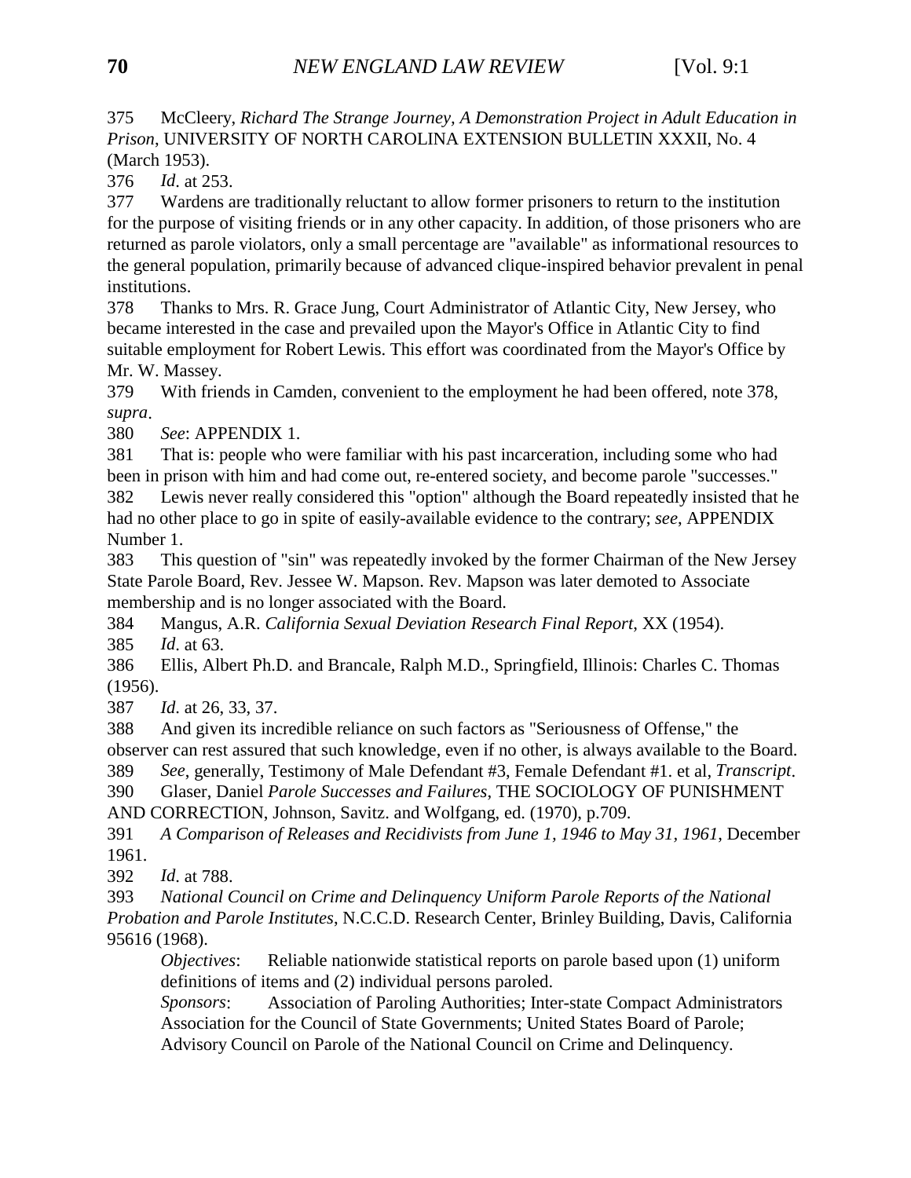375 McCleery, *Richard The Strange Journey, A Demonstration Project in Adult Education in Prison*, UNIVERSITY OF NORTH CAROLINA EXTENSION BULLETIN XXXII, No. 4 (March 1953).

376 *Id.* at 253.

377 Wardens are traditionally reluctant to allow former prisoners to return to the institution for the purpose of visiting friends or in any other capacity. In addition, of those prisoners who are returned as parole violators, only a small percentage are "available" as informational resources to the general population, primarily because of advanced clique-inspired behavior prevalent in penal institutions.

378 Thanks to Mrs. R. Grace Jung, Court Administrator of Atlantic City, New Jersey, who became interested in the case and prevailed upon the Mayor's Office in Atlantic City to find suitable employment for Robert Lewis. This effort was coordinated from the Mayor's Office by Mr. W. Massey.

379 With friends in Camden, convenient to the employment he had been offered, note 378, *supra*.

380 *See*: APPENDIX 1.

381 That is: people who were familiar with his past incarceration, including some who had been in prison with him and had come out, re-entered society, and become parole "successes."

382 Lewis never really considered this "option" although the Board repeatedly insisted that he had no other place to go in spite of easily-available evidence to the contrary; *see*, APPENDIX Number 1.

383 This question of "sin" was repeatedly invoked by the former Chairman of the New Jersey State Parole Board, Rev. Jessee W. Mapson. Rev. Mapson was later demoted to Associate membership and is no longer associated with the Board.

384 Mangus, A.R. *California Sexual Deviation Research Final Report*, XX (1954).

385 *Id.* at 63.

386 Ellis, Albert Ph.D. and Brancale, Ralph M.D., Springfield, Illinois: Charles C. Thomas (1956).

387 *Id.* at 26, 33, 37.

388 And given its incredible reliance on such factors as "Seriousness of Offense," the observer can rest assured that such knowledge, even if no other, is always available to the Board.

389 *See*, generally, Testimony of Male Defendant #3, Female Defendant #1. et al, *Transcript*.

390 Glaser, Daniel *Parole Successes and Failures*, THE SOCIOLOGY OF PUNISHMENT AND CORRECTION, Johnson, Savitz. and Wolfgang, ed. (1970), p.709.

391 *A Comparison of Releases and Recidivists from June 1, 1946 to May 31, 1961*, December 1961.

392 *Id.* at 788.

393 *National Council on Crime and Delinquency Uniform Parole Reports of the National Probation and Parole Institutes*, N.C.C.D. Research Center, Brinley Building, Davis, California 95616 (1968).

*Objectives*: Reliable nationwide statistical reports on parole based upon (1) uniform definitions of items and (2) individual persons paroled.

*Sponsors*: Association of Paroling Authorities; Inter-state Compact Administrators Association for the Council of State Governments; United States Board of Parole; Advisory Council on Parole of the National Council on Crime and Delinquency.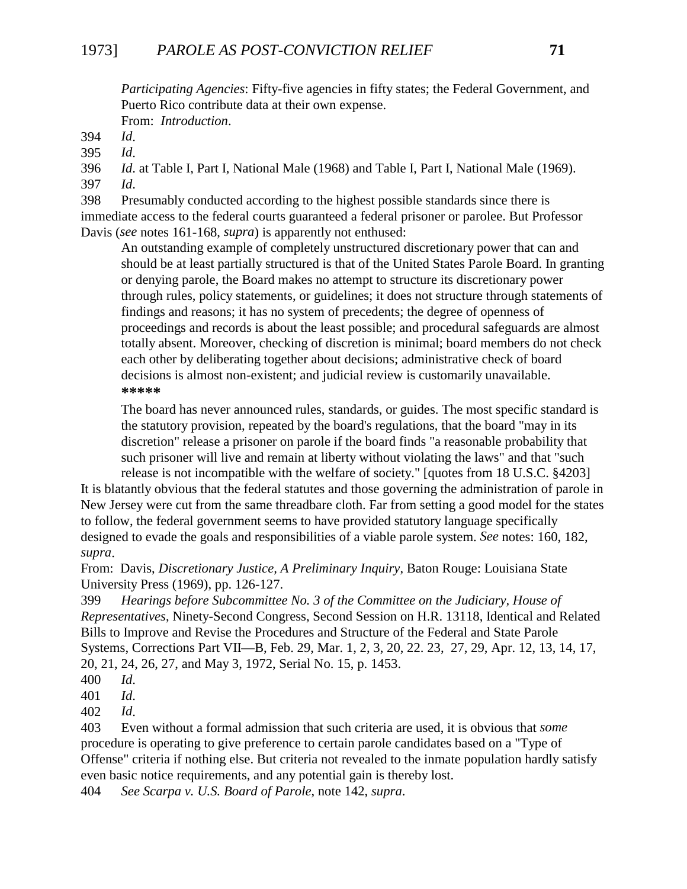*Participating Agencies*: Fifty-five agencies in fifty states; the Federal Government, and Puerto Rico contribute data at their own expense.
From: *Introduction*.

394 *Id*.

395 *Id*.

396 *Id*. at Table I, Part I, National Male (1968) and Table I, Part I, National Male (1969).

397 *Id*.

398 Presumably conducted according to the highest possible standards since there is immediate access to the federal courts guaranteed a federal prisoner or parolee. But Professor Davis (*see* notes 161-168, *supra*) is apparently not enthused:

> An outstanding example of completely unstructured discretionary power that can and should be at least partially structured is that of the United States Parole Board. In granting or denying parole, the Board makes no attempt to structure its discretionary power through rules, policy statements, or guidelines; it does not structure through statements of findings and reasons; it has no system of precedents; the degree of openness of proceedings and records is about the least possible; and procedural safeguards are almost totally absent. Moreover, checking of discretion is minimal; board members do not check each other by deliberating together about decisions; administrative check of board decisions is almost non-existent; and judicial review is customarily unavailable.
> **\*\*\*\*\***
> The board has never announced rules, standards, or guides. The most specific standard is the statutory provision, repeated by the board's regulations, that the board "may in its discretion" release a prisoner on parole if the board finds "a reasonable probability that such prisoner will live and remain at liberty without violating the laws" and that "such release is not incompatible with the welfare of society." [quotes from 18 U.S.C. §4203]

It is blatantly obvious that the federal statutes and those governing the administration of parole in New Jersey were cut from the same threadbare cloth. Far from setting a good model for the states to follow, the federal government seems to have provided statutory language specifically designed to evade the goals and responsibilities of a viable parole system. *See* notes: 160, 182, *supra*.

From: Davis, *Discretionary Justice, A Preliminary Inquiry*, Baton Rouge: Louisiana State University Press (1969), pp. 126-127.

399 *Hearings before Subcommittee No. 3 of the Committee on the Judiciary, House of Representatives*, Ninety-Second Congress, Second Session on H.R. 13118, Identical and Related Bills to Improve and Revise the Procedures and Structure of the Federal and State Parole Systems, Corrections Part VII—B, Feb. 29, Mar. 1, 2, 3, 20, 22. 23, 27, 29, Apr. 12, 13, 14, 17, 20, 21, 24, 26, 27, and May 3, 1972, Serial No. 15, p. 1453.

400 *Id*.

401 *Id*.

402 *Id*.

403 Even without a formal admission that such criteria are used, it is obvious that *some* procedure is operating to give preference to certain parole candidates based on a "Type of Offense" criteria if nothing else. But criteria not revealed to the inmate population hardly satisfy even basic notice requirements, and any potential gain is thereby lost.

404 *See Scarpa v. U.S. Board of Parole*, note 142, *supra*.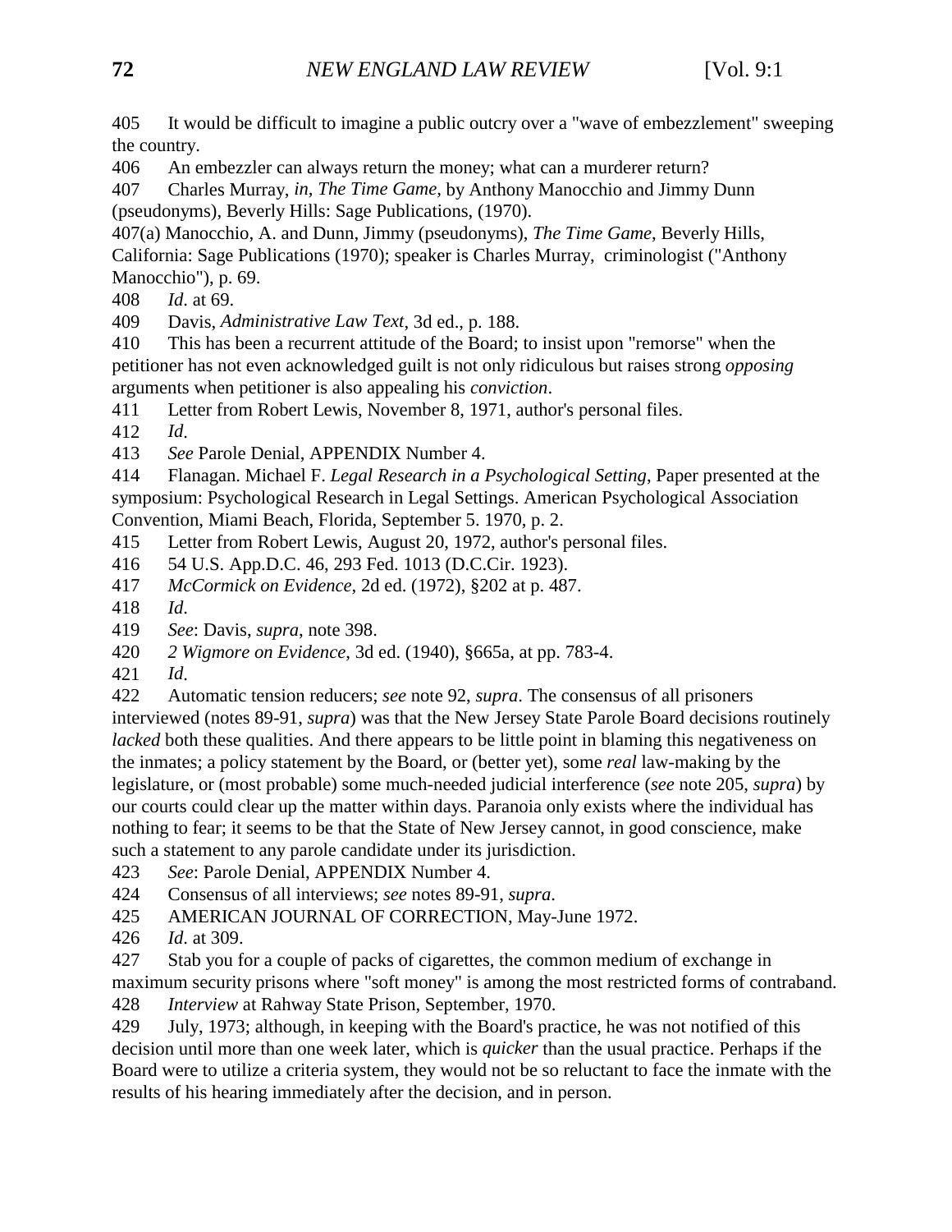405 It would be difficult to imagine a public outcry over a "wave of embezzlement" sweeping the country.

406 An embezzler can always return the money; what can a murderer return?

407 Charles Murray, *in, The Time Game*, by Anthony Manocchio and Jimmy Dunn (pseudonyms), Beverly Hills: Sage Publications, (1970).

407(a) Manocchio, A. and Dunn, Jimmy (pseudonyms), *The Time Game*, Beverly Hills, California: Sage Publications (1970); speaker is Charles Murray, criminologist ("Anthony Manocchio"), p. 69.

408 *Id*. at 69.

409 Davis, *Administrative Law Text*, 3d ed., p. 188.

410 This has been a recurrent attitude of the Board; to insist upon "remorse" when the petitioner has not even acknowledged guilt is not only ridiculous but raises strong *opposing* arguments when petitioner is also appealing his *conviction*.

411 Letter from Robert Lewis, November 8, 1971, author's personal files.

412 *Id*.

413 *See* Parole Denial, APPENDIX Number 4.

414 Flanagan. Michael F. *Legal Research in a Psychological Setting*, Paper presented at the symposium: Psychological Research in Legal Settings. American Psychological Association Convention, Miami Beach, Florida, September 5. 1970, p. 2.

415 Letter from Robert Lewis, August 20, 1972, author's personal files.

416 54 U.S. App.D.C. 46, 293 Fed. 1013 (D.C.Cir. 1923).

417 *McCormick on Evidence*, 2d ed. (1972), §202 at p. 487.

418 *Id*.

419 *See*: Davis, *supra*, note 398.

420 *2 Wigmore on Evidence*, 3d ed. (1940), §665a, at pp. 783-4.

421 *Id*.

422 Automatic tension reducers; *see* note 92, *supra*. The consensus of all prisoners interviewed (notes 89-91, *supra*) was that the New Jersey State Parole Board decisions routinely *lacked* both these qualities. And there appears to be little point in blaming this negativeness on the inmates; a policy statement by the Board, or (better yet), some *real* law-making by the legislature, or (most probable) some much-needed judicial interference (*see* note 205, *supra*) by our courts could clear up the matter within days. Paranoia only exists where the individual has nothing to fear; it seems to be that the State of New Jersey cannot, in good conscience, make such a statement to any parole candidate under its jurisdiction.

423 *See*: Parole Denial, APPENDIX Number 4.

424 Consensus of all interviews; *see* notes 89-91, *supra*.

425 AMERICAN JOURNAL OF CORRECTION, May-June 1972.

426 *Id*. at 309.

427 Stab you for a couple of packs of cigarettes, the common medium of exchange in maximum security prisons where "soft money" is among the most restricted forms of contraband.

428 *Interview* at Rahway State Prison, September, 1970.

429 July, 1973; although, in keeping with the Board's practice, he was not notified of this decision until more than one week later, which is *quicker* than the usual practice. Perhaps if the Board were to utilize a criteria system, they would not be so reluctant to face the inmate with the results of his hearing immediately after the decision, and in person.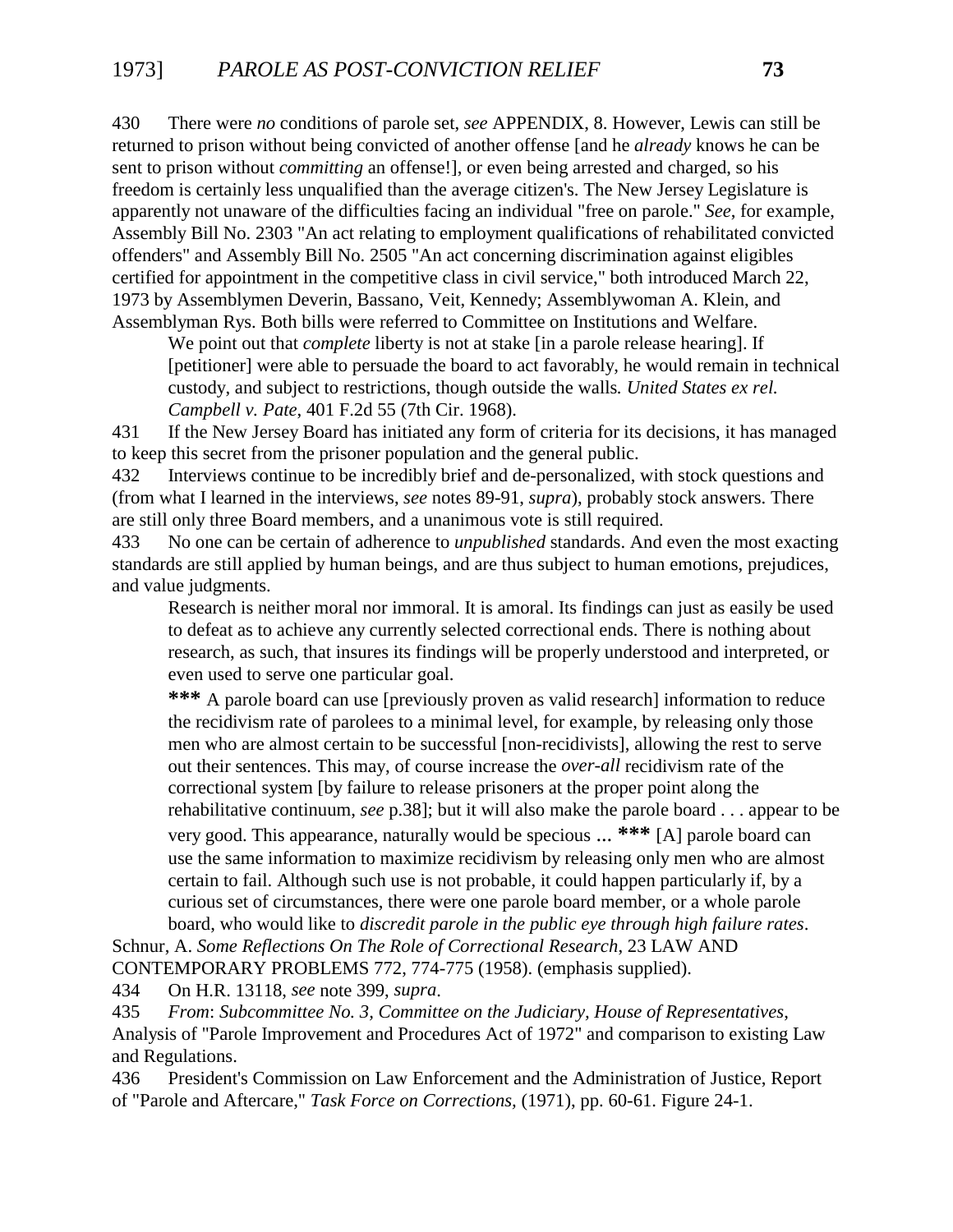430 There were *no* conditions of parole set, *see* APPENDIX, 8. However, Lewis can still be returned to prison without being convicted of another offense [and he *already* knows he can be sent to prison without *committing* an offense!], or even being arrested and charged, so his freedom is certainly less unqualified than the average citizen's. The New Jersey Legislature is apparently not unaware of the difficulties facing an individual "free on parole." *See*, for example, Assembly Bill No. 2303 "An act relating to employment qualifications of rehabilitated convicted offenders" and Assembly Bill No. 2505 "An act concerning discrimination against eligibles certified for appointment in the competitive class in civil service," both introduced March 22, 1973 by Assemblymen Deverin, Bassano, Veit, Kennedy; Assemblywoman A. Klein, and Assemblyman Rys. Both bills were referred to Committee on Institutions and Welfare.

> We point out that *complete* liberty is not at stake [in a parole release hearing]. If [petitioner] were able to persuade the board to act favorably, he would remain in technical custody, and subject to restrictions, though outside the walls. *United States ex rel. Campbell v. Pate*, 401 F.2d 55 (7th Cir. 1968).

431 If the New Jersey Board has initiated any form of criteria for its decisions, it has managed to keep this secret from the prisoner population and the general public.

432 Interviews continue to be incredibly brief and de-personalized, with stock questions and (from what I learned in the interviews, *see* notes 89-91, *supra*), probably stock answers. There are still only three Board members, and a unanimous vote is still required.

433 No one can be certain of adherence to *unpublished* standards. And even the most exacting standards are still applied by human beings, and are thus subject to human emotions, prejudices, and value judgments.

> Research is neither moral nor immoral. It is amoral. Its findings can just as easily be used to defeat as to achieve any currently selected correctional ends. There is nothing about research, as such, that insures its findings will be properly understood and interpreted, or even used to serve one particular goal.
>
> **\*\*\*** A parole board can use [previously proven as valid research] information to reduce the recidivism rate of parolees to a minimal level, for example, by releasing only those men who are almost certain to be successful [non-recidivists], allowing the rest to serve out their sentences. This may, of course increase the *over-all* recidivism rate of the correctional system [by failure to release prisoners at the proper point along the rehabilitative continuum, *see* p.38]; but it will also make the parole board . . . appear to be very good. This appearance, naturally would be specious ... **\*\*\*** [A] parole board can use the same information to maximize recidivism by releasing only men who are almost certain to fail. Although such use is not probable, it could happen particularly if, by a curious set of circumstances, there were one parole board member, or a whole parole board, who would like to *discredit parole in the public eye through high failure rates*.

Schnur, A. *Some Reflections On The Role of Correctional Research*, 23 LAW AND CONTEMPORARY PROBLEMS 772, 774-775 (1958). (emphasis supplied).

434 On H.R. 13118, *see* note 399, *supra*.

435 *From*: *Subcommittee No. 3, Committee on the Judiciary, House of Representatives*, Analysis of "Parole Improvement and Procedures Act of 1972" and comparison to existing Law and Regulations.

436 President's Commission on Law Enforcement and the Administration of Justice, Report of "Parole and Aftercare," *Task Force on Corrections,* (1971), pp. 60-61. Figure 24-1.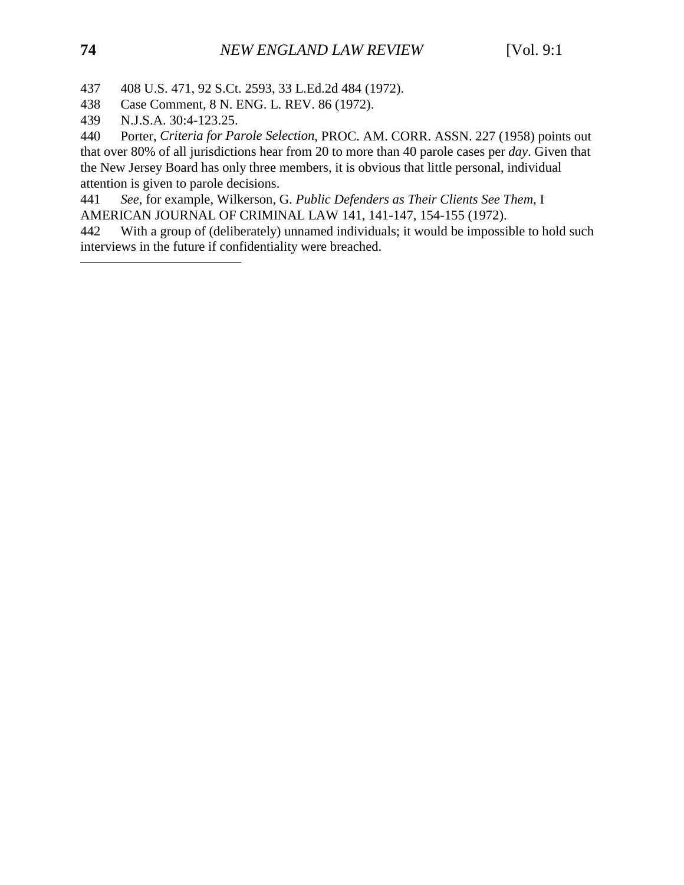437 408 U.S. 471, 92 S.Ct. 2593, 33 L.Ed.2d 484 (1972).

438 Case Comment, 8 N. ENG. L. REV. 86 (1972).

439 N.J.S.A. 30:4-123.25.

440 Porter, *Criteria for Parole Selection*, PROC. AM. CORR. ASSN. 227 (1958) points out that over 80% of all jurisdictions hear from 20 to more than 40 parole cases per *day*. Given that the New Jersey Board has only three members, it is obvious that little personal, individual attention is given to parole decisions.

441 *See*, for example, Wilkerson, G. *Public Defenders as Their Clients See Them*, I AMERICAN JOURNAL OF CRIMINAL LAW 141, 141-147, 154-155 (1972).

442 With a group of (deliberately) unnamed individuals; it would be impossible to hold such interviews in the future if confidentiality were breached.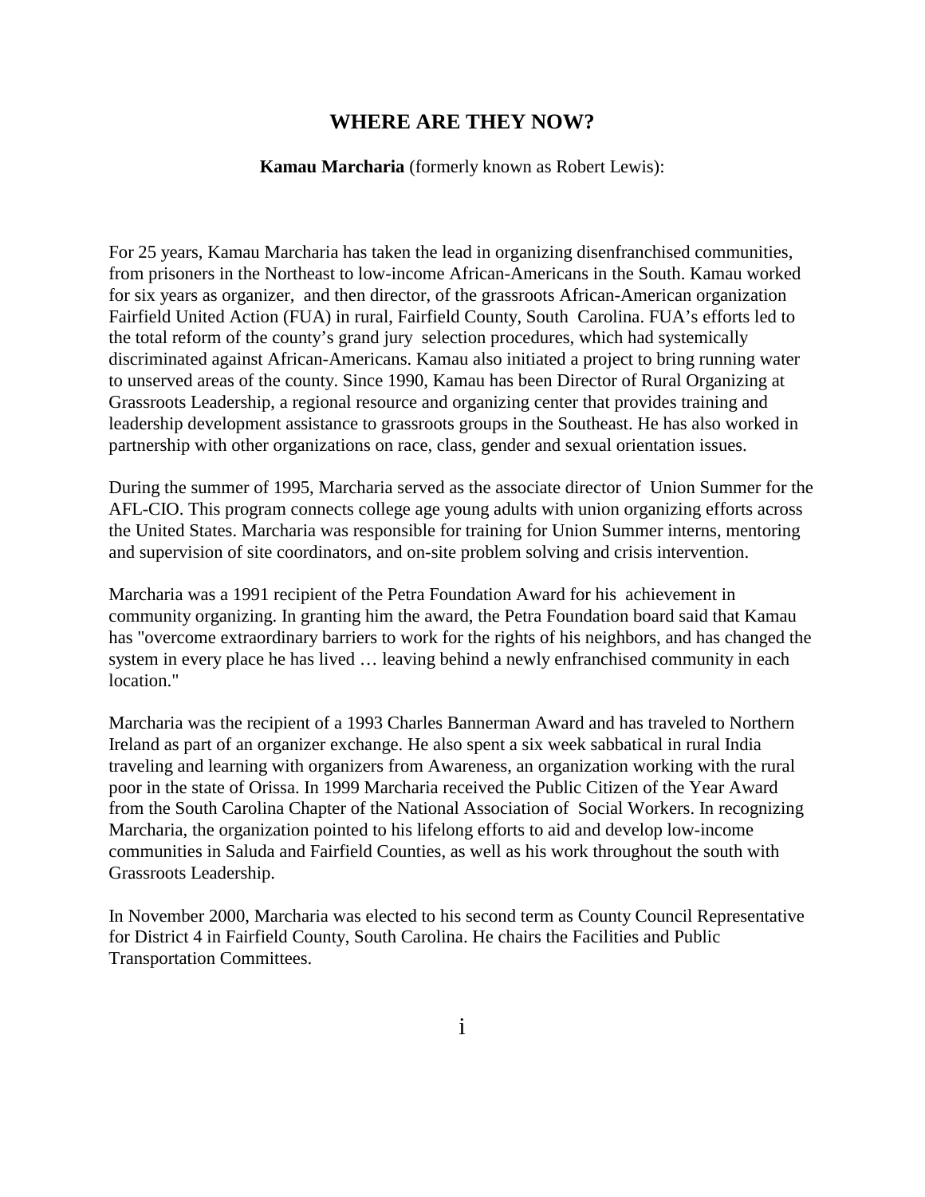## WHERE ARE THY NOW?

**Kamau Marcharia** (formerly known as Robert Lewis):

For 25 years, Kamau Marcharia has taken the lead in organizing disenfranchised communities, from prisoners in the Northeast to low-income African-Americans in the South. Kamau worked for six years as organizer, and then director, of the grassroots African-American organization Fairfield United Action (FUA) in rural, Fairfield County, South Carolina. FUA's efforts led to the total reform of the county's grand jury selection procedures, which had systemically discriminated against African-Americans. Kamau also initiated a project to bring running water to unserved areas of the county. Since 1990, Kamau has been Director of Rural Organizing at Grassroots Leadership, a regional resource and organizing center that provides training and leadership development assistance to grassroots groups in the Southeast. He has also worked in partnership with other organizations on race, class, gender and sexual orientation issues.

During the summer of 1995, Marcharia served as the associate director of Union Summer for the AFL-CIO. This program connects college age young adults with union organizing efforts across the United States. Marcharia was responsible for training for Union Summer interns, mentoring and supervision of site coordinators, and on-site problem solving and crisis intervention.

Marcharia was a 1991 recipient of the Petra Foundation Award for his achievement in community organizing. In granting him the award, the Petra Foundation board said that Kamau has "overcome extraordinary barriers to work for the rights of his neighbors, and has changed the system in every place he has lived … leaving behind a newly enfranchised community in each location."

Marcharia was the recipient of a 1993 Charles Bannerman Award and has traveled to Northern Ireland as part of an organizer exchange. He also spent a six week sabbatical in rural India traveling and learning with organizers from Awareness, an organization working with the rural poor in the state of Orissa. In 1999 Marcharia received the Public Citizen of the Year Award from the South Carolina Chapter of the National Association of Social Workers. In recognizing Marcharia, the organization pointed to his lifelong efforts to aid and develop low-income communities in Saluda and Fairfield Counties, as well as his work throughout the south with Grassroots Leadership.

In November 2000, Marcharia was elected to his second term as County Council Representative for District 4 in Fairfield County, South Carolina. He chairs the Facilities and Public Transportation Committees.

## WHERE ARE THEY NOW?

**Kamau Marcharia** (formerly known as Robert Lewis):

For 25 years, Kamau Marcharia has taken the lead in organizing disenfranchised communities, from prisoners in the Northeast to low-income African-Americans in the South. Kamau worked for six years as organizer, and then director, of the grassroots African-American organization Fairfield United Action (FUA) in rural, Fairfield County, South Carolina. FUA's efforts led to the total reform of the county's grand jury selection procedures, which had systemically discriminated against African-Americans. Kamau also initiated a project to bring running water to unserved areas of the county. Since 1990, Kamau has been Director of Rural Organizing at Grassroots Leadership, a regional resource and organizing center that provides training and leadership development assistance to grassroots groups in the Southeast. He has also worked in partnership with other organizations on race, class, gender and sexual orientation issues.

During the summer of 1995, Marcharia served as the associate director of Union Summer for the AFL-CIO. This program connects college age young adults with union organizing efforts across the United States. Marcharia was responsible for training for Union Summer interns, mentoring and supervision of site coordinators, and on-site problem solving and crisis intervention.

Marcharia was a 1991 recipient of the Petra Foundation Award for his achievement in community organizing. In granting him the award, the Petra Foundation board said that Kamau has "overcome extraordinary barriers to work for the rights of his neighbors, and has changed the system in every place he has lived … leaving behind a newly enfranchised community in each location."

Marcharia was the recipient of a 1993 Charles Bannerman Award and has traveled to Northern Ireland as part of an organizer exchange. He also spent a six week sabbatical in rural India traveling and learning with organizers from Awareness, an organization working with the rural poor in the state of Orissa. In 1999 Marcharia received the Public Citizen of the Year Award from the South Carolina Chapter of the National Association of Social Workers. In recognizing Marcharia, the organization pointed to his lifelong efforts to aid and develop low-income communities in Saluda and Fairfield Counties, as well as his work throughout the south with Grassroots Leadership.

In November 2000, Marcharia was elected to his second term as County Council Representative for District 4 in Fairfield County, South Carolina. He chairs the Facilities and Public Transportation Committees.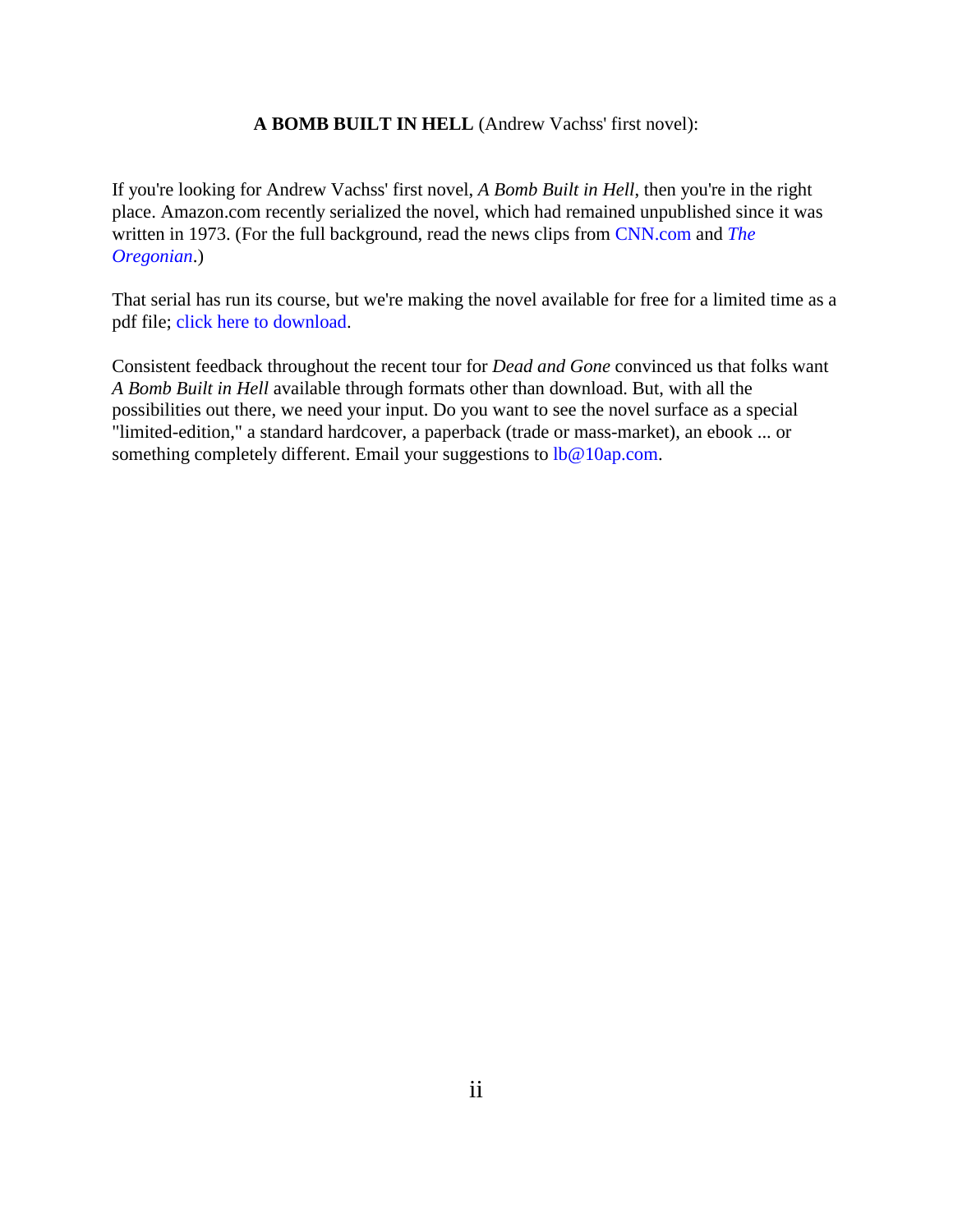**A BOMB BUILT IN HELL** (Andrew Vachss' first novel):

If you're looking for Andrew Vachss' first novel, *A Bomb Built in Hell*, then you're in the right place. Amazon.com recently serialized the novel, which had remained unpublished since it was written in 1973. (For the full background, read the news clips from CNN.com and *The Oregonian*.)

That serial has run its course, but we're making the novel available for free for a limited time as a pdf file; click here to download.

Consistent feedback throughout the recent tour for *Dead and Gone* convinced us that folks want *A Bomb Built in Hell* available through formats other than download. But, with all the possibilities out there, we need your input. Do you want to see the novel surface as a special "limited-edition," a standard hardcover, a paperback (trade or mass-market), an ebook ... or something completely different. Email your suggestions to lb@10ap.com.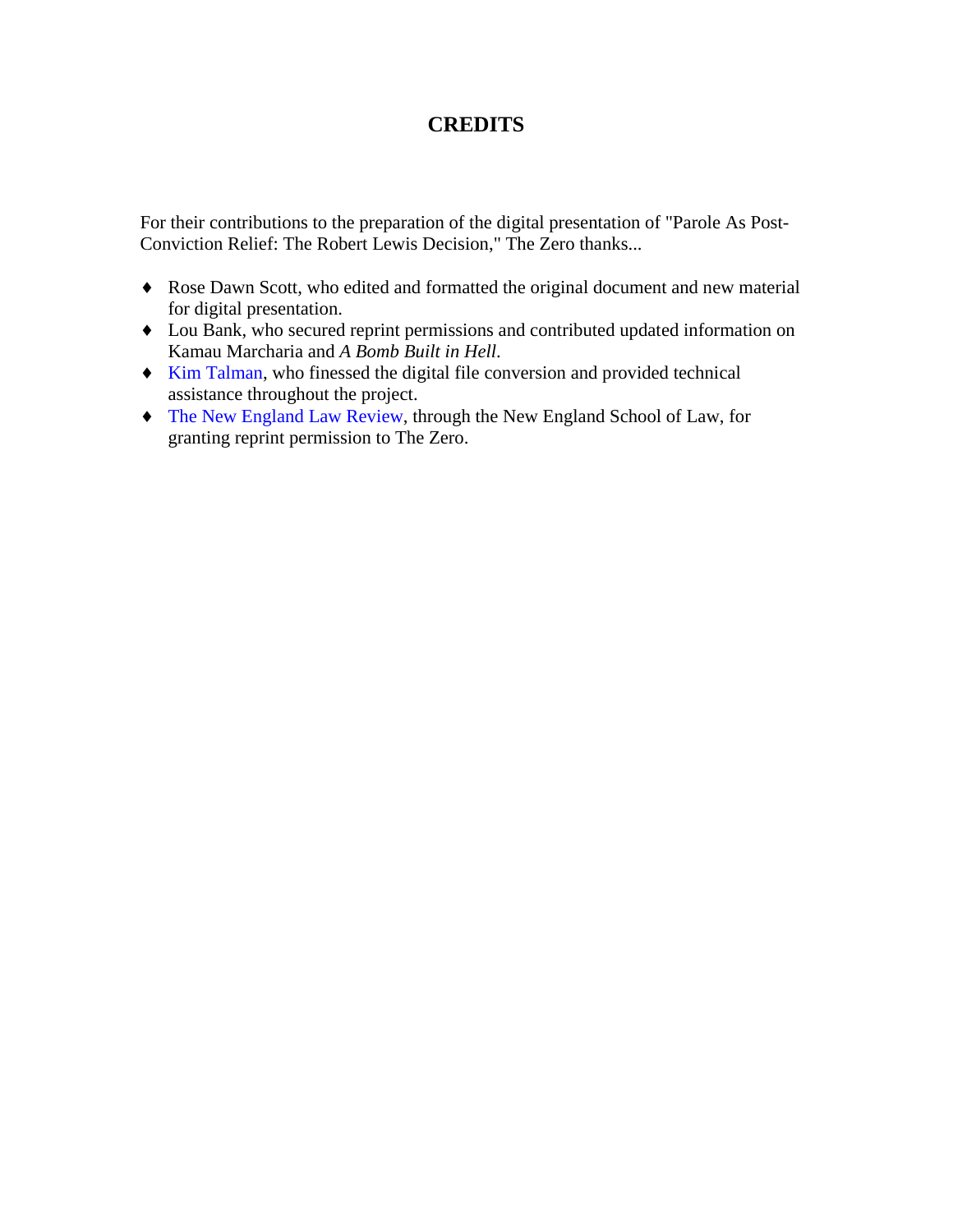# CREDITS

For their contributions to the preparation of the digital presentation of "Parole As Post-Conviction Relief: The Robert Lewis Decision," The Zero thanks...

- Rose Dawn Scott, who edited and formatted the original document and new material for digital presentation.
- Lou Bank, who secured reprint permissions and contributed updated information on Kamau Marcharia and *A Bomb Built in Hell*.
- Kim Talman, who finessed the digital file conversion and provided technical assistance throughout the project.
- The New England Law Review, through the New England School of Law, for granting reprint permission to The Zero.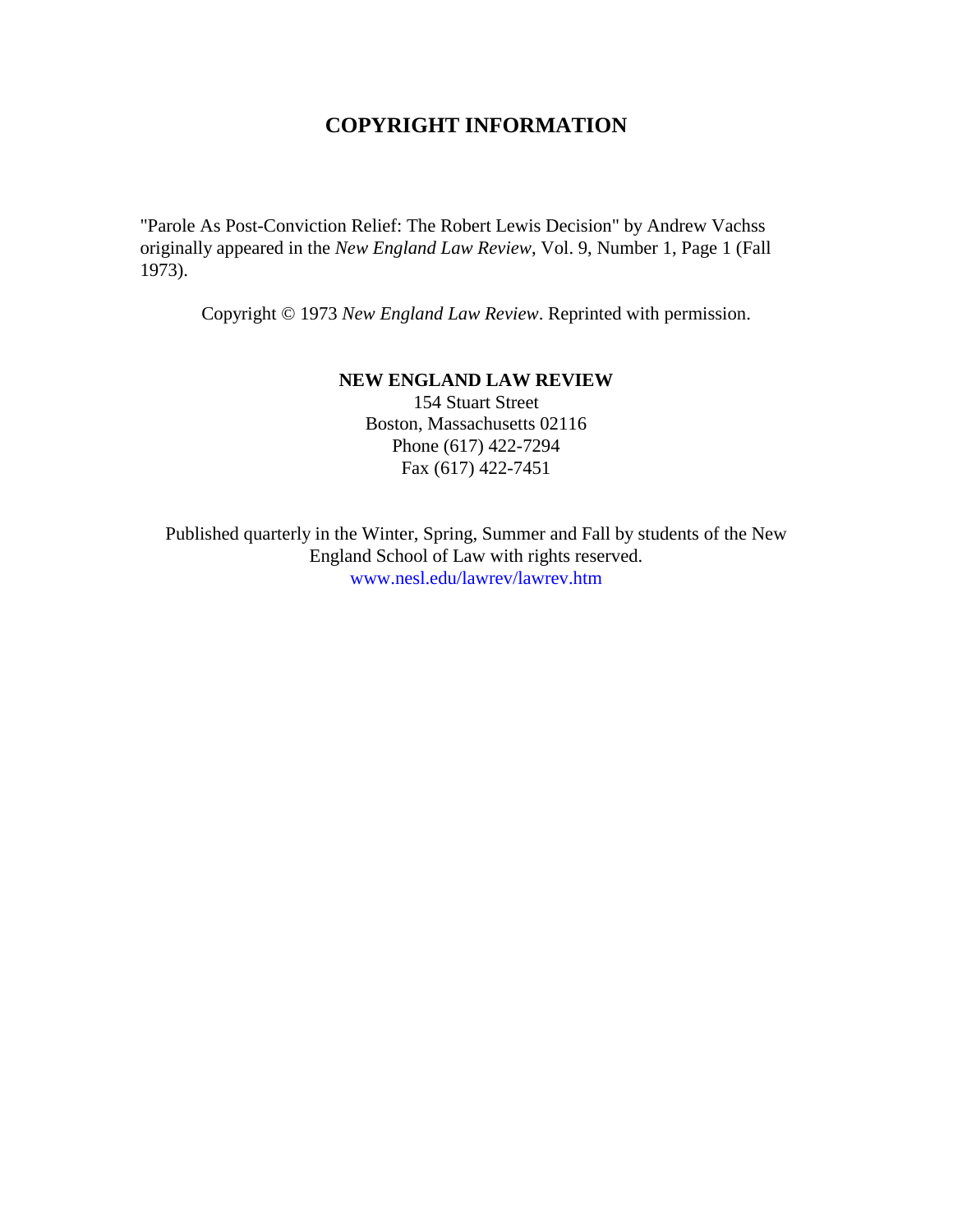# COPYRIGHT INFORMATION

"Parole As Post-Conviction Relief: The Robert Lewis Decision" by Andrew Vachss originally appeared in the *New England Law Review*, Vol. 9, Number 1, Page 1 (Fall 1973).

Copyright © 1973 *New England Law Review*. Reprinted with permission.

**NEW ENGLAND LAW REVIEW**
154 Stuart Street
Boston, Massachusetts 02116
Phone (617) 422-7294
Fax (617) 422-7451

Published quarterly in the Winter, Spring, Summer and Fall by students of the New England School of Law with rights reserved.
www.nesl.edu/lawrev/lawrev.htm